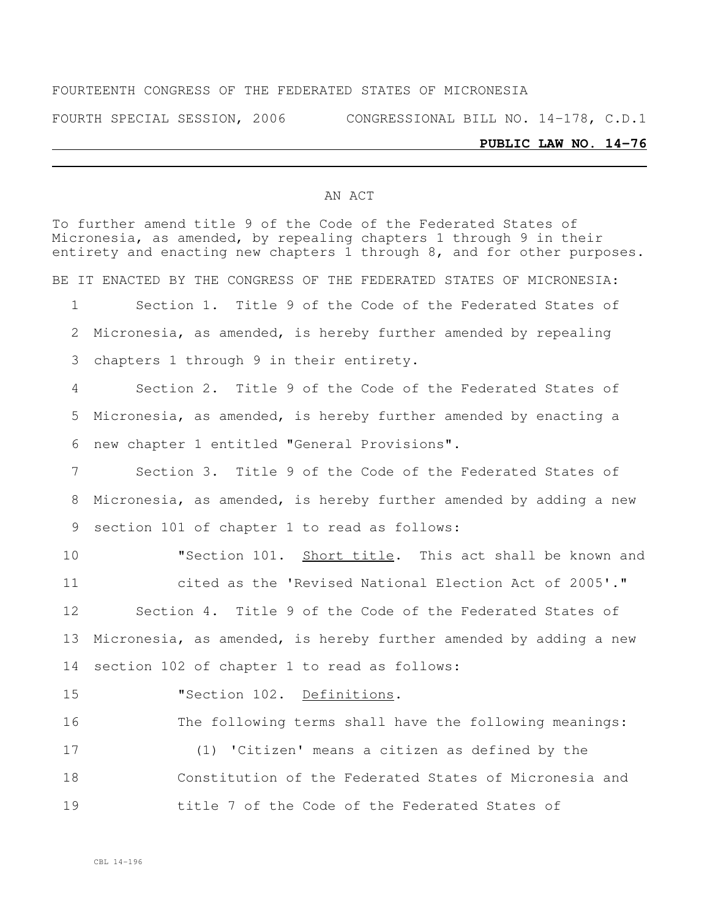FOURTEENTH CONGRESS OF THE FEDERATED STATES OF MICRONESIA

FOURTH SPECIAL SESSION, 2006 CONGRESSIONAL BILL NO. 14-178, C.D.1

**PUBLIC LAW NO. 14-76**

AN ACT

To further amend title 9 of the Code of the Federated States of Micronesia, as amended, by repealing chapters 1 through 9 in their entirety and enacting new chapters 1 through 8, and for other purposes.

BE IT ENACTED BY THE CONGRESS OF THE FEDERATED STATES OF MICRONESIA:

1 Section 1. Title 9 of the Code of the Federated States of
2 Micronesia, as amended, is hereby further amended by repealing
3 chapters 1 through 9 in their entirety.

4 Section 2. Title 9 of the Code of the Federated States of
5 Micronesia, as amended, is hereby further amended by enacting a
6 new chapter 1 entitled "General Provisions".

7 Section 3. Title 9 of the Code of the Federated States of
8 Micronesia, as amended, is hereby further amended by adding a new
9 section 101 of chapter 1 to read as follows:

10 "Section 101. Short title. This act shall be known and
11 cited as the 'Revised National Election Act of 2005'."

12 Section 4. Title 9 of the Code of the Federated States of
13 Micronesia, as amended, is hereby further amended by adding a new
14 section 102 of chapter 1 to read as follows:

15 "Section 102. Definitions.

16 The following terms shall have the following meanings:

17 (1) 'Citizen' means a citizen as defined by the
18 Constitution of the Federated States of Micronesia and
19 title 7 of the Code of the Federated States of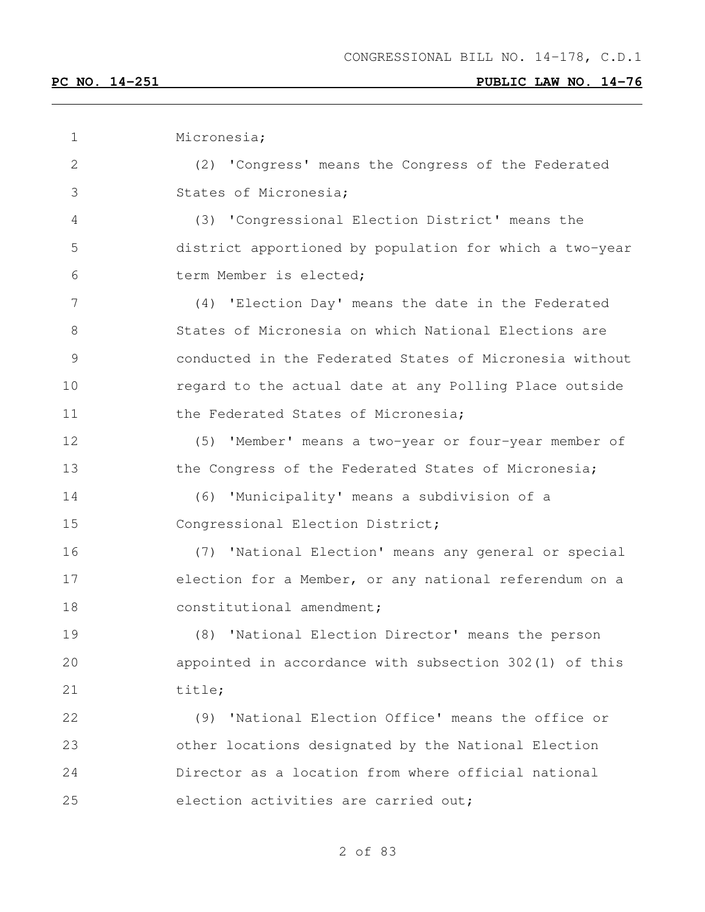Micronesia;

(2) 'Congress' means the Congress of the Federated States of Micronesia;

(3) 'Congressional Election District' means the district apportioned by population for which a two-year term Member is elected;

(4) 'Election Day' means the date in the Federated States of Micronesia on which National Elections are conducted in the Federated States of Micronesia without regard to the actual date at any Polling Place outside the Federated States of Micronesia;

(5) 'Member' means a two-year or four-year member of the Congress of the Federated States of Micronesia;

(6) 'Municipality' means a subdivision of a Congressional Election District;

(7) 'National Election' means any general or special election for a Member, or any national referendum on a constitutional amendment;

(8) 'National Election Director' means the person appointed in accordance with subsection 302(1) of this title;

(9) 'National Election Office' means the office or other locations designated by the National Election Director as a location from where official national election activities are carried out;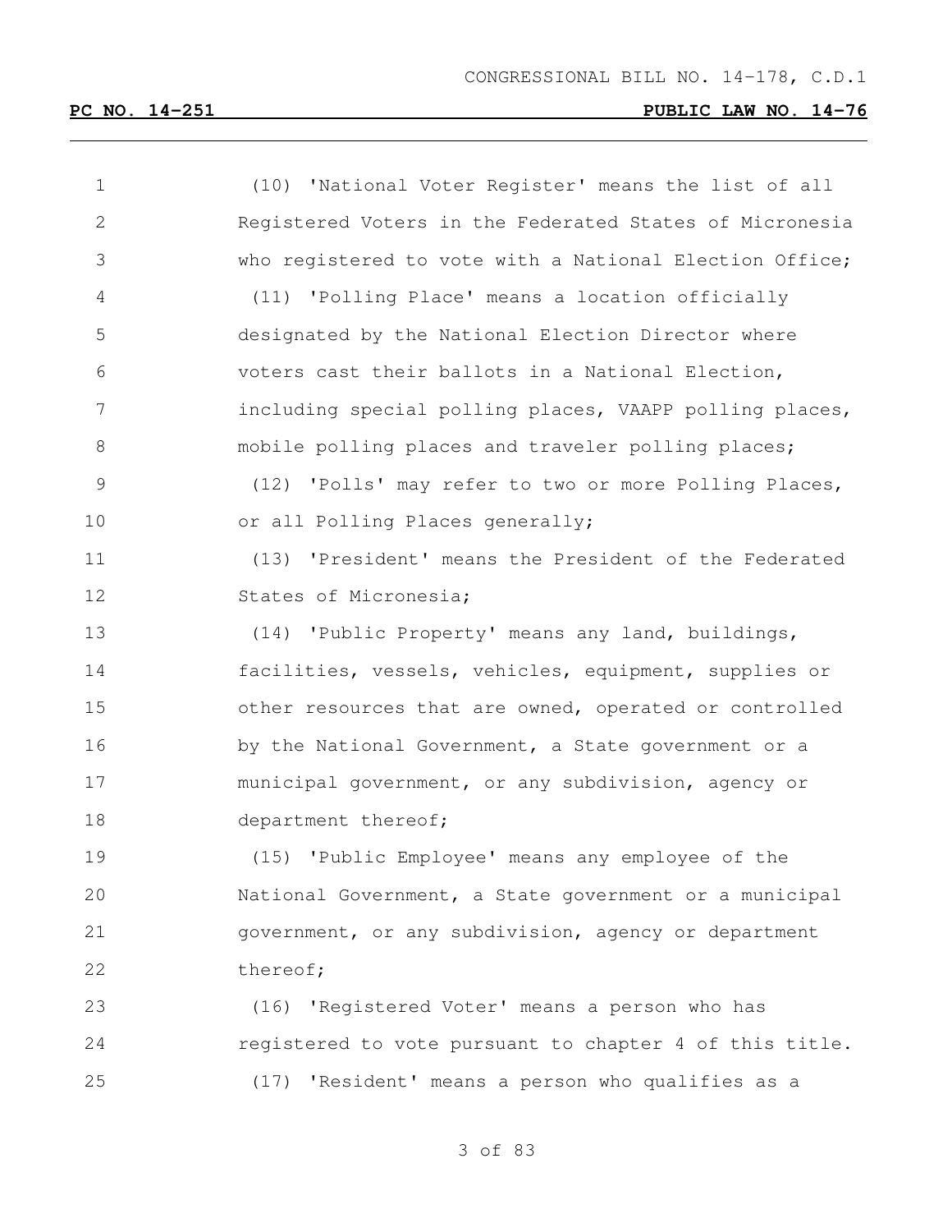(10) 'National Voter Register' means the list of all Registered Voters in the Federated States of Micronesia who registered to vote with a National Election Office;

(11) 'Polling Place' means a location officially designated by the National Election Director where voters cast their ballots in a National Election, including special polling places, VAAPP polling places, mobile polling places and traveler polling places;

(12) 'Polls' may refer to two or more Polling Places, or all Polling Places generally;

(13) 'President' means the President of the Federated States of Micronesia;

(14) 'Public Property' means any land, buildings, facilities, vessels, vehicles, equipment, supplies or other resources that are owned, operated or controlled by the National Government, a State government or a municipal government, or any subdivision, agency or department thereof;

(15) 'Public Employee' means any employee of the National Government, a State government or a municipal government, or any subdivision, agency or department thereof;

(16) 'Registered Voter' means a person who has registered to vote pursuant to chapter 4 of this title.

(17) 'Resident' means a person who qualifies as a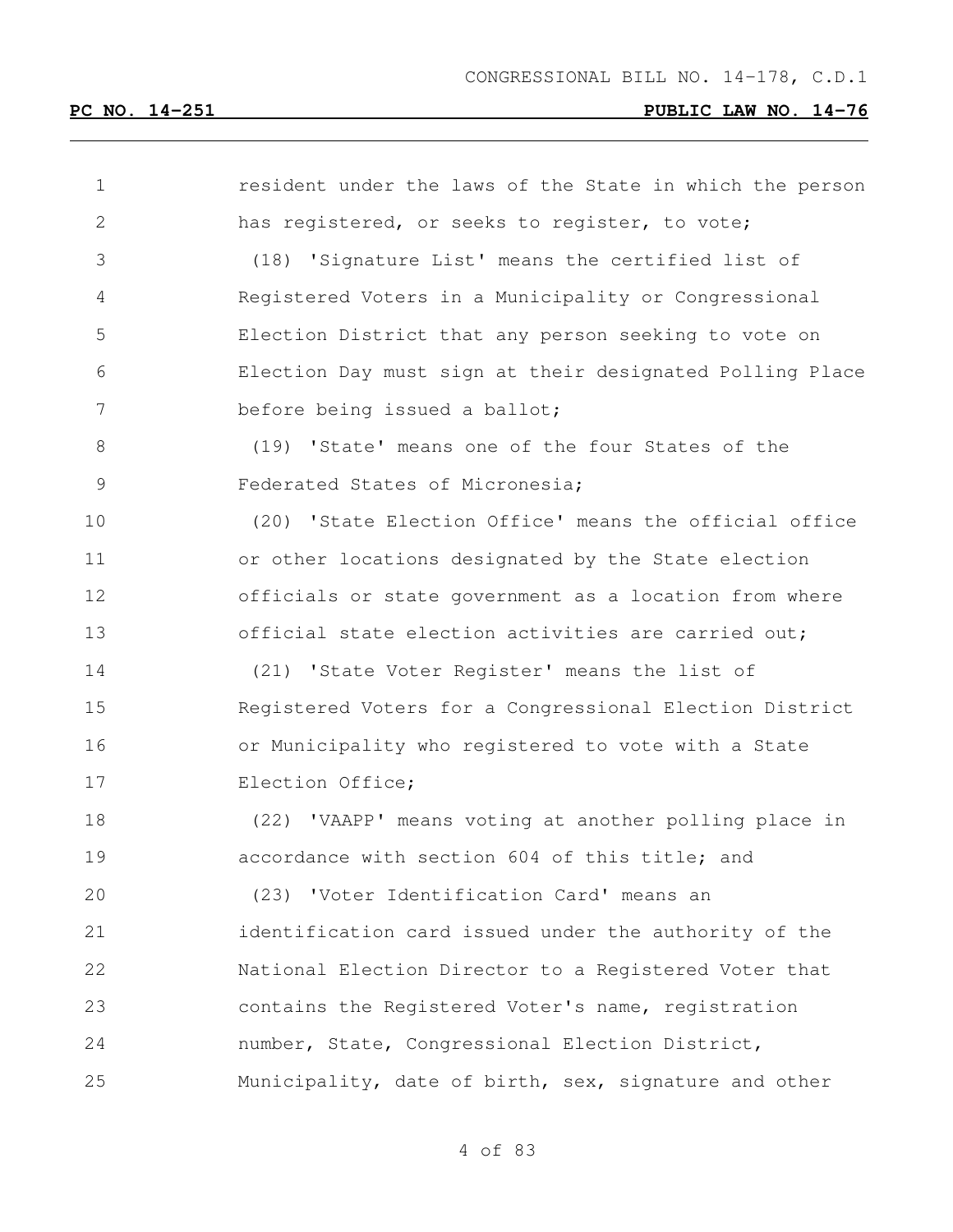resident under the laws of the State in which the person has registered, or seeks to register, to vote;

(18) 'Signature List' means the certified list of Registered Voters in a Municipality or Congressional Election District that any person seeking to vote on Election Day must sign at their designated Polling Place before being issued a ballot;

(19) 'State' means one of the four States of the Federated States of Micronesia;

(20) 'State Election Office' means the official office or other locations designated by the State election officials or state government as a location from where official state election activities are carried out;

(21) 'State Voter Register' means the list of Registered Voters for a Congressional Election District or Municipality who registered to vote with a State Election Office;

(22) 'VAAPP' means voting at another polling place in accordance with section 604 of this title; and

(23) 'Voter Identification Card' means an identification card issued under the authority of the National Election Director to a Registered Voter that contains the Registered Voter's name, registration number, State, Congressional Election District, Municipality, date of birth, sex, signature and other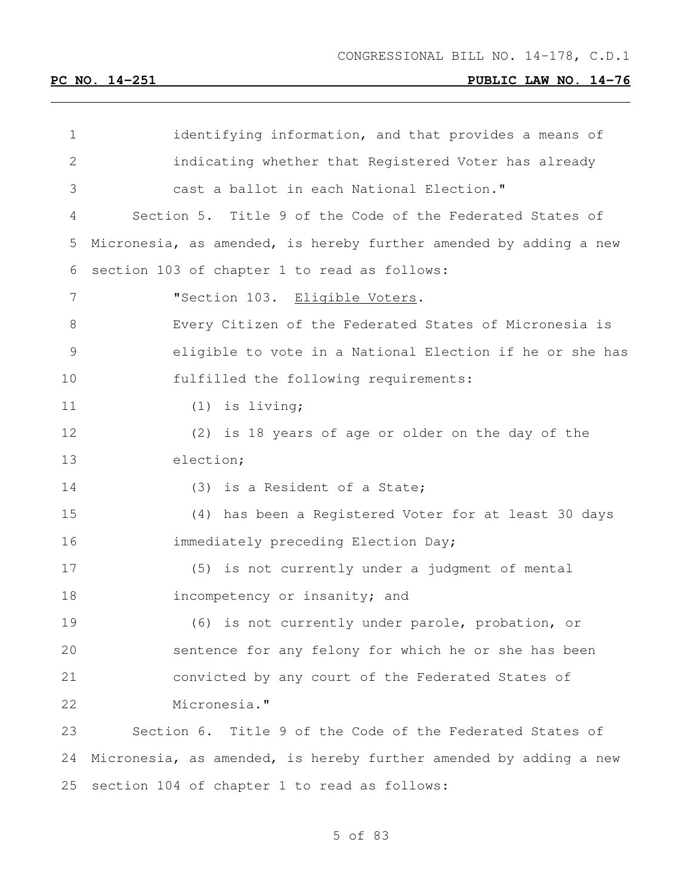identifying information, and that provides a means of indicating whether that Registered Voter has already cast a ballot in each National Election."

Section 5. Title 9 of the Code of the Federated States of Micronesia, as amended, is hereby further amended by adding a new section 103 of chapter 1 to read as follows:

"Section 103. Eligible Voters.

Every Citizen of the Federated States of Micronesia is eligible to vote in a National Election if he or she has fulfilled the following requirements:

(1) is living;

(2) is 18 years of age or older on the day of the election;

(3) is a Resident of a State;

(4) has been a Registered Voter for at least 30 days immediately preceding Election Day;

(5) is not currently under a judgment of mental incompetency or insanity; and

(6) is not currently under parole, probation, or sentence for any felony for which he or she has been convicted by any court of the Federated States of Micronesia."

Section 6. Title 9 of the Code of the Federated States of Micronesia, as amended, is hereby further amended by adding a new section 104 of chapter 1 to read as follows: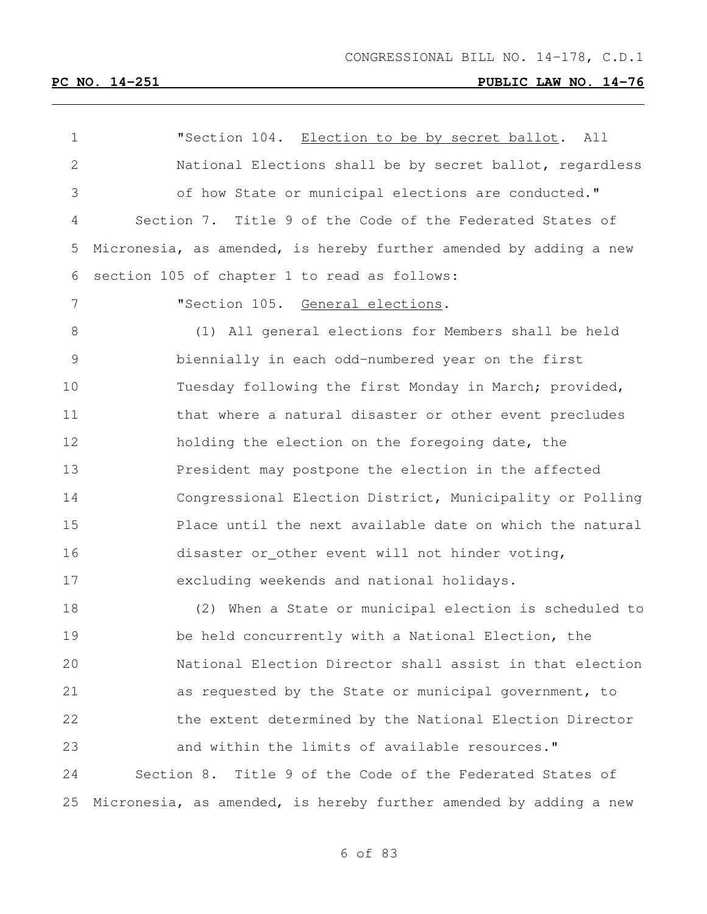"Section 104. <u>Election to be by secret ballot</u>. All National Elections shall be by secret ballot, regardless of how State or municipal elections are conducted."

Section 7. Title 9 of the Code of the Federated States of Micronesia, as amended, is hereby further amended by adding a new section 105 of chapter 1 to read as follows:

"Section 105. <u>General elections</u>.

(1) All general elections for Members shall be held biennially in each odd-numbered year on the first Tuesday following the first Monday in March; provided, that where a natural disaster or other event precludes holding the election on the foregoing date, the President may postpone the election in the affected Congressional Election District, Municipality or Polling Place until the next available date on which the natural disaster or_other event will not hinder voting, excluding weekends and national holidays.

(2) When a State or municipal election is scheduled to be held concurrently with a National Election, the National Election Director shall assist in that election as requested by the State or municipal government, to the extent determined by the National Election Director and within the limits of available resources."

Section 8. Title 9 of the Code of the Federated States of Micronesia, as amended, is hereby further amended by adding a new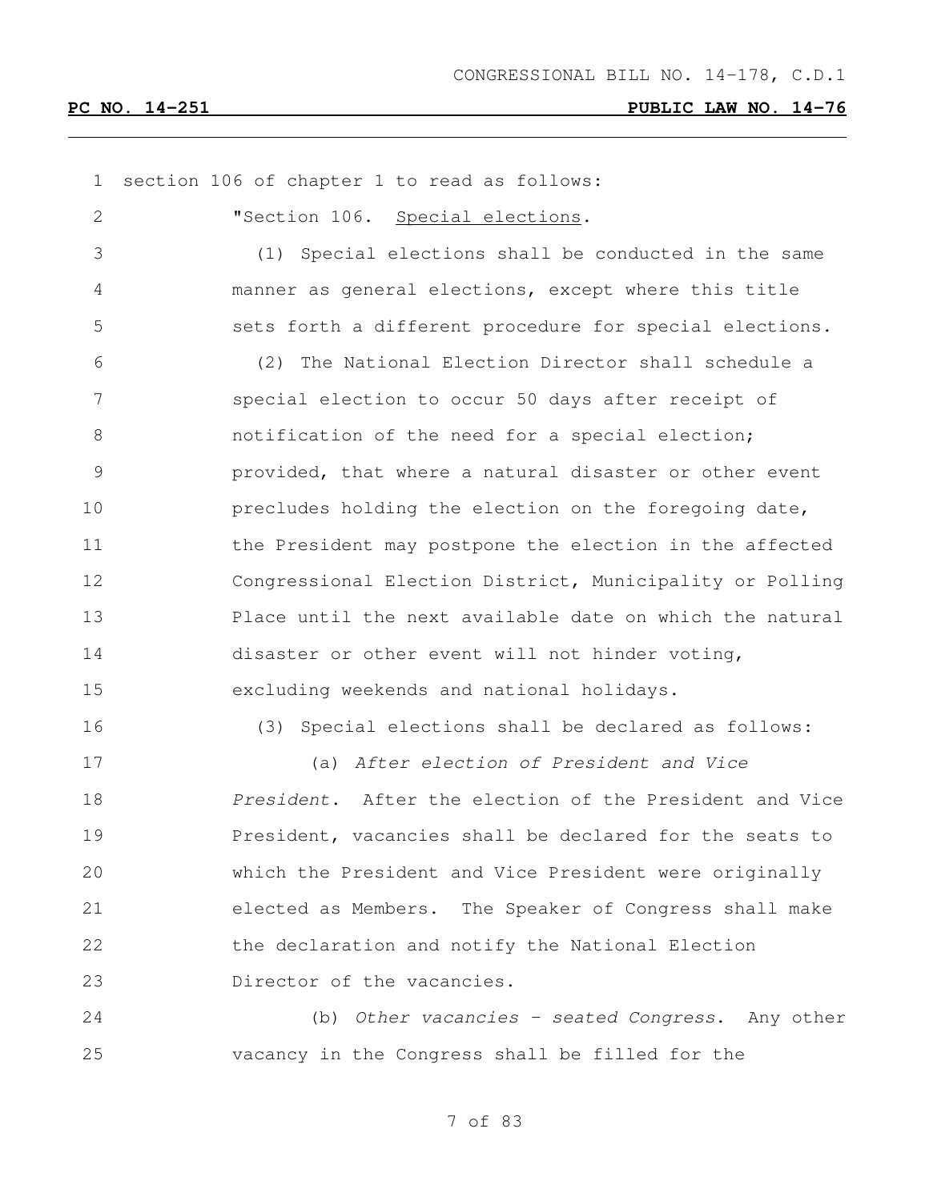section 106 of chapter 1 to read as follows:

"Section 106. Special elections.

(1) Special elections shall be conducted in the same manner as general elections, except where this title sets forth a different procedure for special elections.

(2) The National Election Director shall schedule a special election to occur 50 days after receipt of notification of the need for a special election; provided, that where a natural disaster or other event precludes holding the election on the foregoing date, the President may postpone the election in the affected Congressional Election District, Municipality or Polling Place until the next available date on which the natural disaster or other event will not hinder voting, excluding weekends and national holidays.

(3) Special elections shall be declared as follows:

(a) *After election of President and Vice President*. After the election of the President and Vice President, vacancies shall be declared for the seats to which the President and Vice President were originally elected as Members. The Speaker of Congress shall make the declaration and notify the National Election Director of the vacancies.

(b) *Other vacancies – seated Congress*. Any other vacancy in the Congress shall be filled for the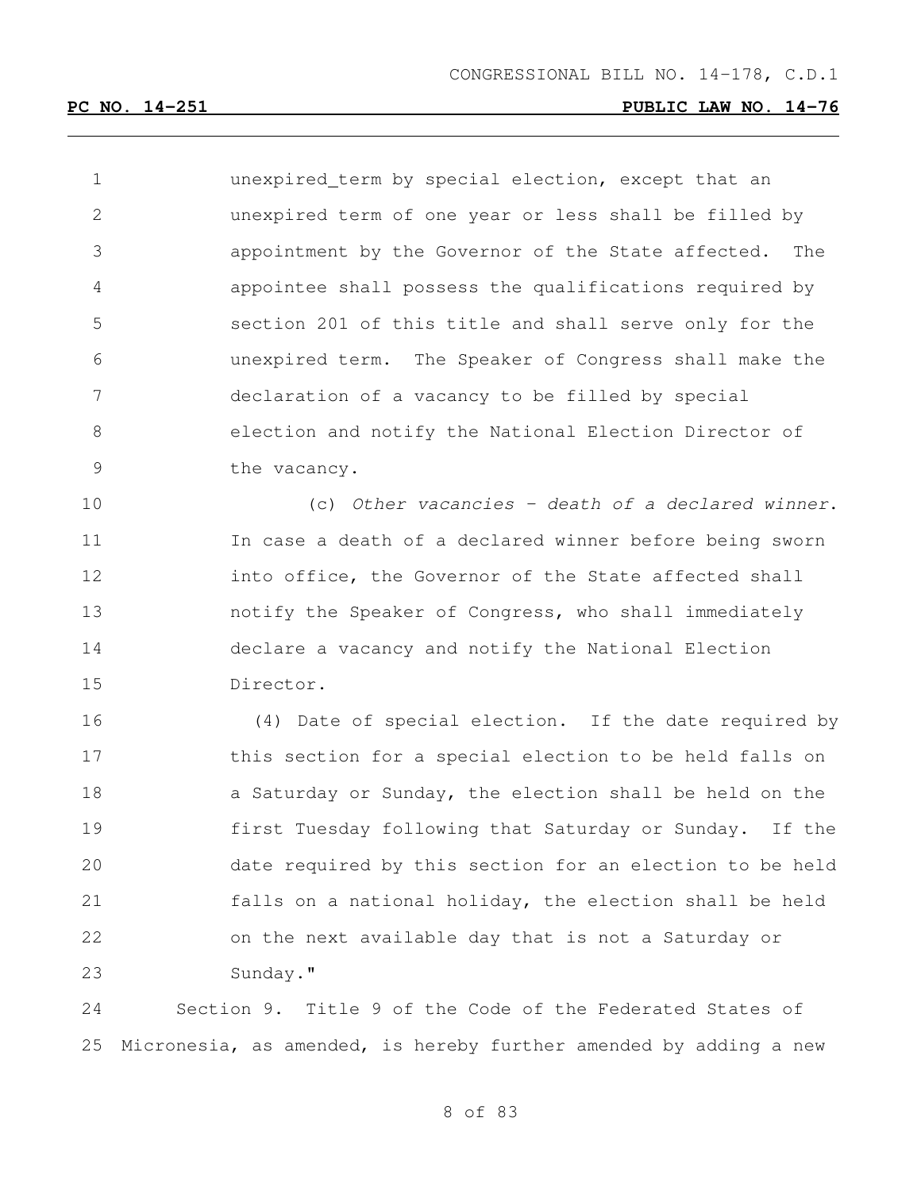unexpired_term by special election, except that an unexpired term of one year or less shall be filled by appointment by the Governor of the State affected. The appointee shall possess the qualifications required by section 201 of this title and shall serve only for the unexpired term. The Speaker of Congress shall make the declaration of a vacancy to be filled by special election and notify the National Election Director of the vacancy.

(c) *Other vacancies – death of a declared winner*. In case a death of a declared winner before being sworn into office, the Governor of the State affected shall notify the Speaker of Congress, who shall immediately declare a vacancy and notify the National Election Director.

(4) Date of special election. If the date required by this section for a special election to be held falls on a Saturday or Sunday, the election shall be held on the first Tuesday following that Saturday or Sunday. If the date required by this section for an election to be held falls on a national holiday, the election shall be held on the next available day that is not a Saturday or Sunday."

Section 9. Title 9 of the Code of the Federated States of Micronesia, as amended, is hereby further amended by adding a new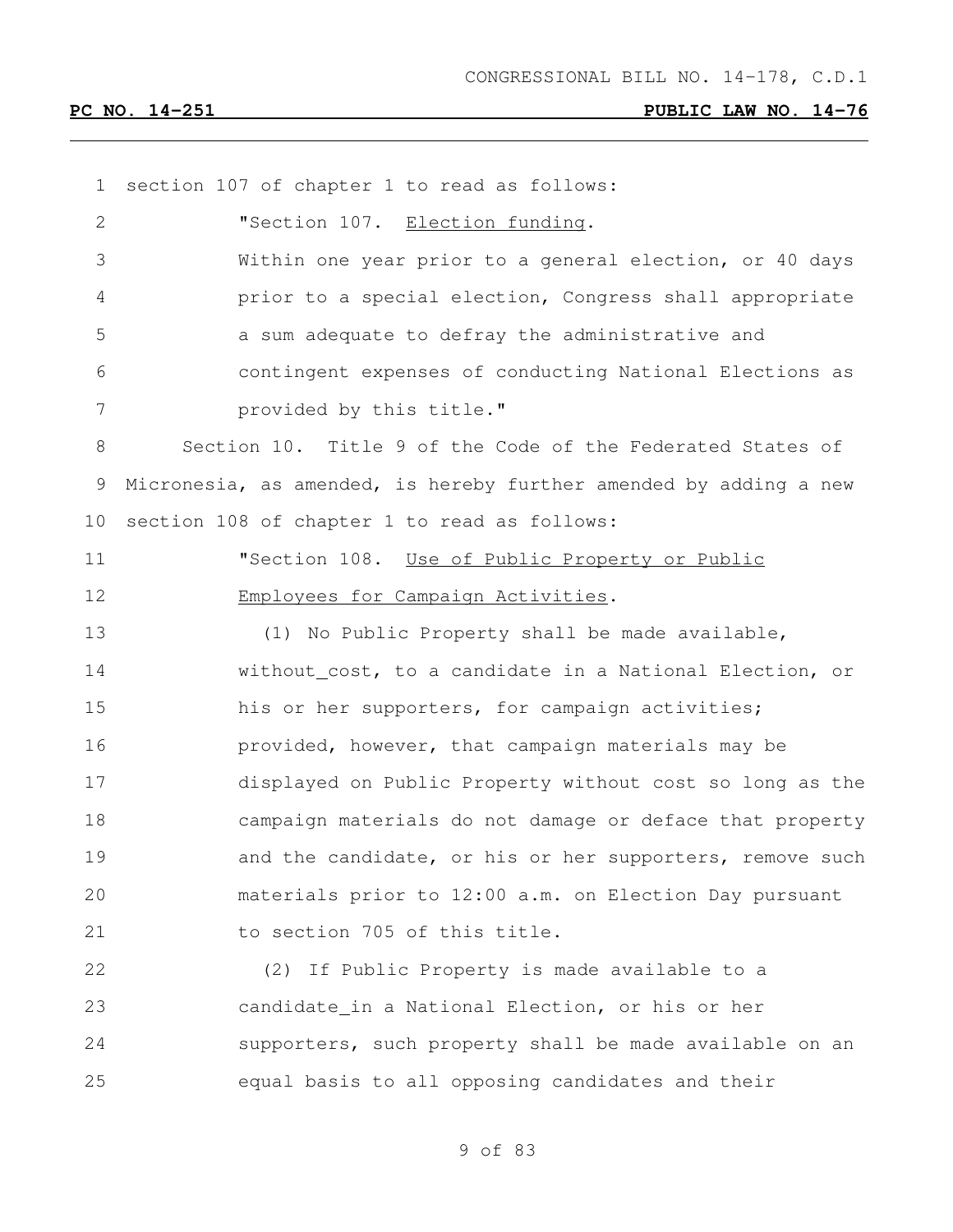section 107 of chapter 1 to read as follows:

"Section 107. Election funding.

Within one year prior to a general election, or 40 days prior to a special election, Congress shall appropriate a sum adequate to defray the administrative and contingent expenses of conducting National Elections as provided by this title."

Section 10. Title 9 of the Code of the Federated States of Micronesia, as amended, is hereby further amended by adding a new section 108 of chapter 1 to read as follows:

"Section 108. Use of Public Property or Public Employees for Campaign Activities.

(1) No Public Property shall be made available, without_cost, to a candidate in a National Election, or his or her supporters, for campaign activities; provided, however, that campaign materials may be displayed on Public Property without cost so long as the campaign materials do not damage or deface that property and the candidate, or his or her supporters, remove such materials prior to 12:00 a.m. on Election Day pursuant to section 705 of this title.

(2) If Public Property is made available to a candidate_in a National Election, or his or her supporters, such property shall be made available on an equal basis to all opposing candidates and their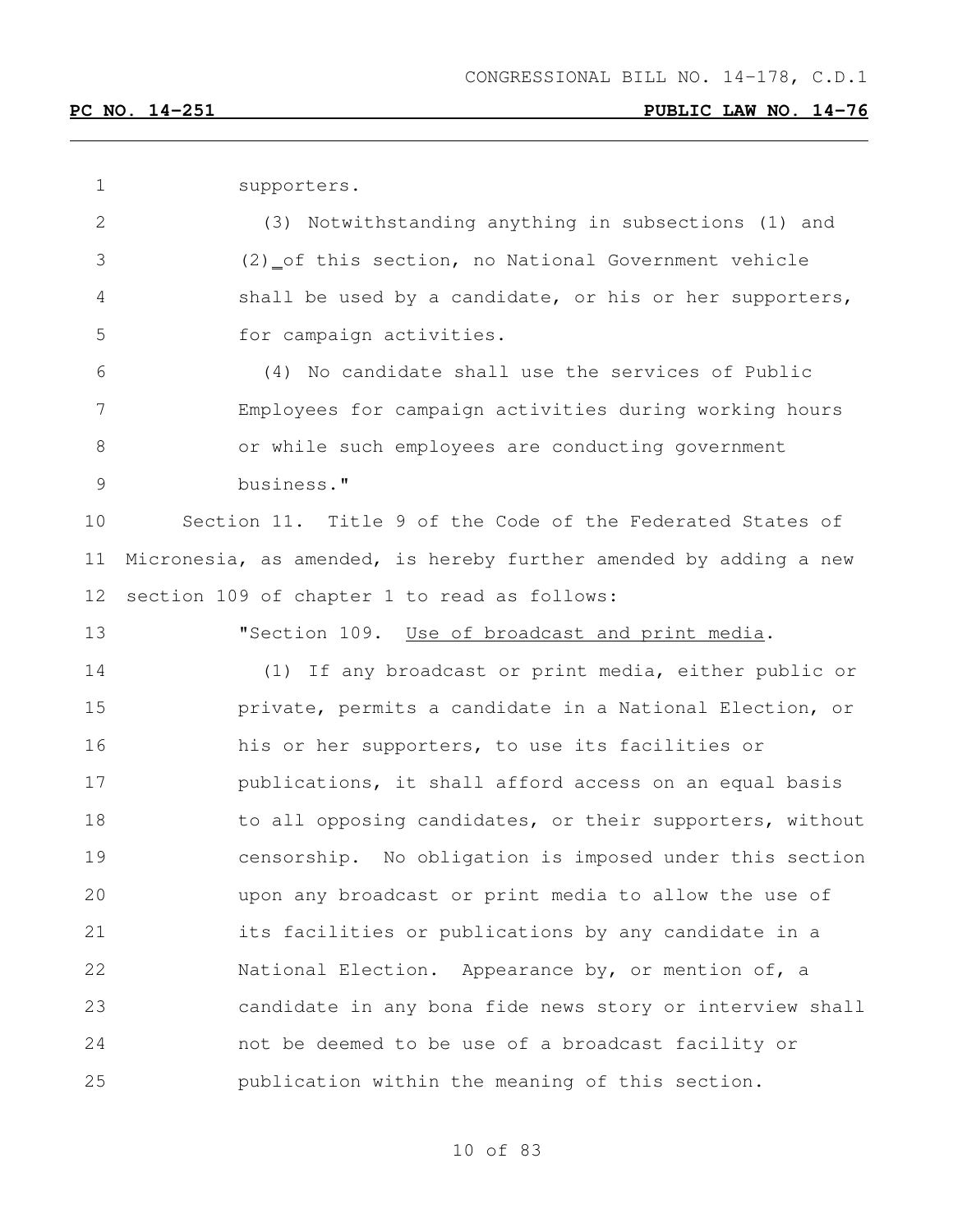supporters.

(3) Notwithstanding anything in subsections (1) and (2) of this section, no National Government vehicle shall be used by a candidate, or his or her supporters, for campaign activities.

(4) No candidate shall use the services of Public Employees for campaign activities during working hours or while such employees are conducting government business."

Section 11. Title 9 of the Code of the Federated States of Micronesia, as amended, is hereby further amended by adding a new section 109 of chapter 1 to read as follows:

"Section 109. Use of broadcast and print media.

(1) If any broadcast or print media, either public or private, permits a candidate in a National Election, or his or her supporters, to use its facilities or publications, it shall afford access on an equal basis to all opposing candidates, or their supporters, without censorship. No obligation is imposed under this section upon any broadcast or print media to allow the use of its facilities or publications by any candidate in a National Election. Appearance by, or mention of, a candidate in any bona fide news story or interview shall not be deemed to be use of a broadcast facility or publication within the meaning of this section.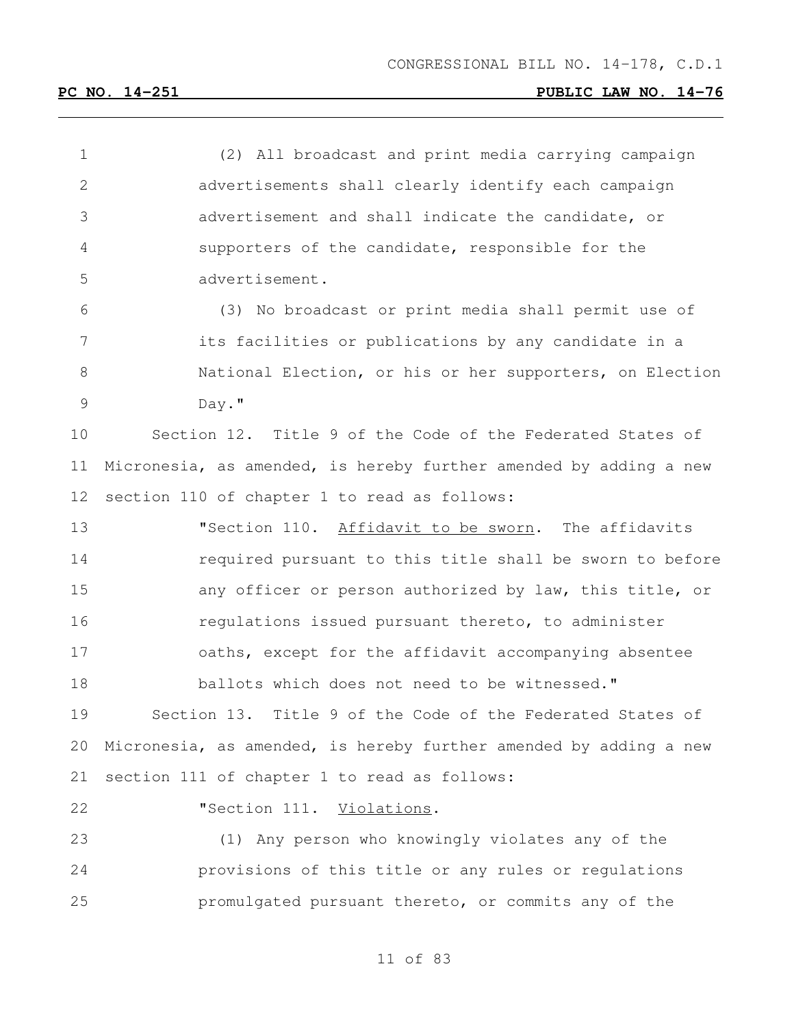(2) All broadcast and print media carrying campaign advertisements shall clearly identify each campaign advertisement and shall indicate the candidate, or supporters of the candidate, responsible for the advertisement.

(3) No broadcast or print media shall permit use of its facilities or publications by any candidate in a National Election, or his or her supporters, on Election Day."

Section 12. Title 9 of the Code of the Federated States of Micronesia, as amended, is hereby further amended by adding a new section 110 of chapter 1 to read as follows:

"Section 110. Affidavit to be sworn. The affidavits required pursuant to this title shall be sworn to before any officer or person authorized by law, this title, or regulations issued pursuant thereto, to administer oaths, except for the affidavit accompanying absentee ballots which does not need to be witnessed."

Section 13. Title 9 of the Code of the Federated States of Micronesia, as amended, is hereby further amended by adding a new section 111 of chapter 1 to read as follows:

"Section 111. Violations.

(1) Any person who knowingly violates any of the provisions of this title or any rules or regulations promulgated pursuant thereto, or commits any of the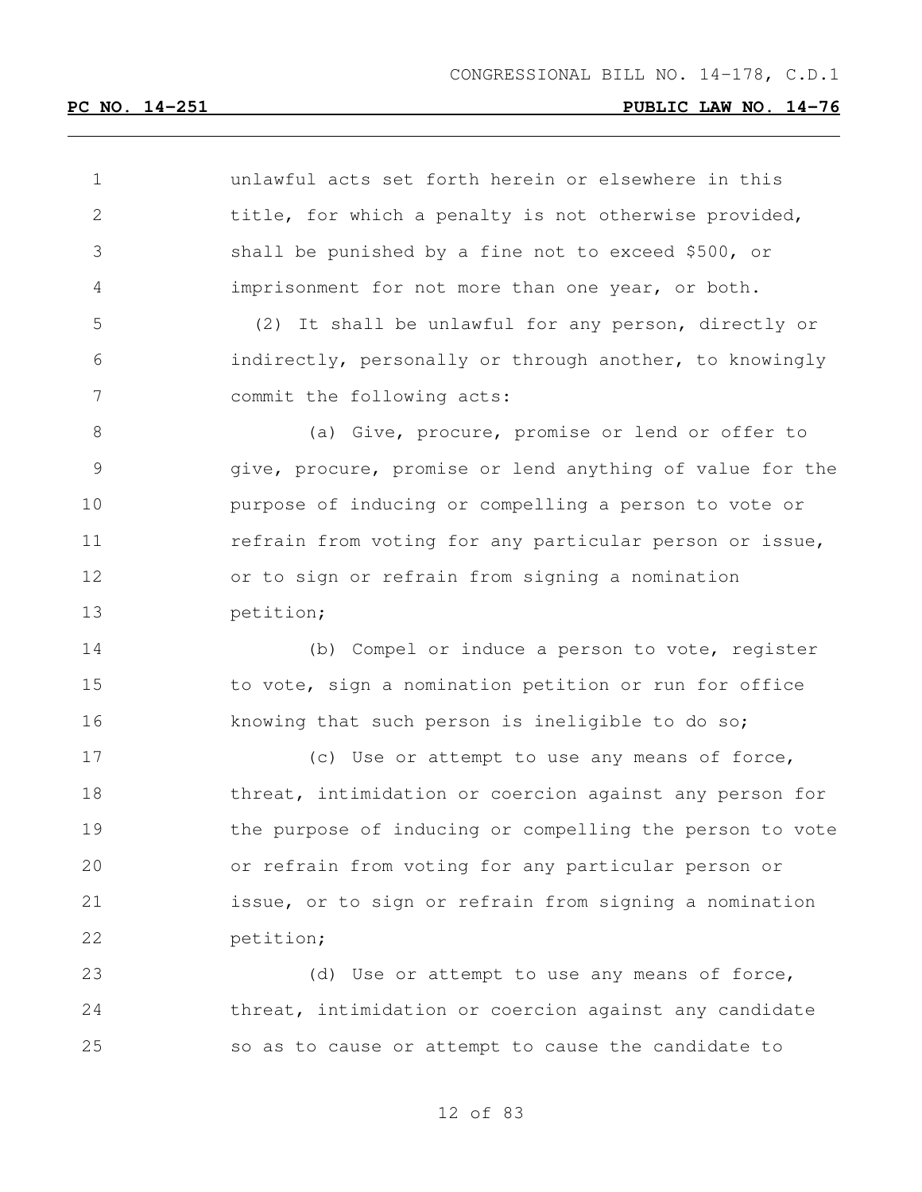unlawful acts set forth herein or elsewhere in this title, for which a penalty is not otherwise provided, shall be punished by a fine not to exceed $500, or imprisonment for not more than one year, or both.

(2) It shall be unlawful for any person, directly or indirectly, personally or through another, to knowingly commit the following acts:

(a) Give, procure, promise or lend or offer to give, procure, promise or lend anything of value for the purpose of inducing or compelling a person to vote or refrain from voting for any particular person or issue, or to sign or refrain from signing a nomination petition;

(b) Compel or induce a person to vote, register to vote, sign a nomination petition or run for office knowing that such person is ineligible to do so;

(c) Use or attempt to use any means of force, threat, intimidation or coercion against any person for the purpose of inducing or compelling the person to vote or refrain from voting for any particular person or issue, or to sign or refrain from signing a nomination petition;

(d) Use or attempt to use any means of force, threat, intimidation or coercion against any candidate so as to cause or attempt to cause the candidate to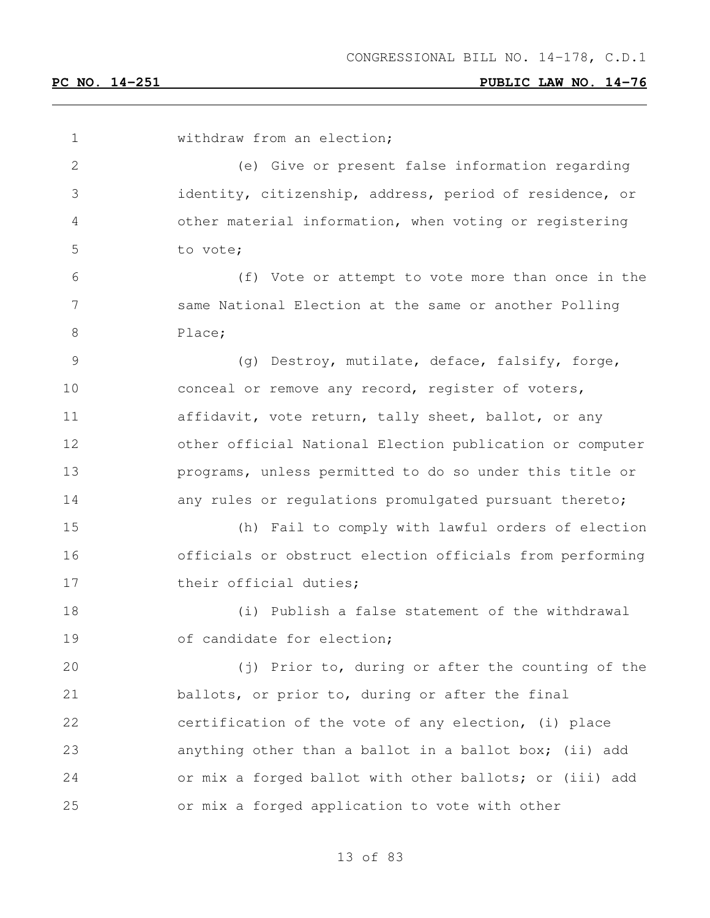withdraw from an election;

(e) Give or present false information regarding identity, citizenship, address, period of residence, or other material information, when voting or registering to vote;

(f) Vote or attempt to vote more than once in the same National Election at the same or another Polling Place;

(g) Destroy, mutilate, deface, falsify, forge, conceal or remove any record, register of voters, affidavit, vote return, tally sheet, ballot, or any other official National Election publication or computer programs, unless permitted to do so under this title or any rules or regulations promulgated pursuant thereto;

(h) Fail to comply with lawful orders of election officials or obstruct election officials from performing their official duties;

(i) Publish a false statement of the withdrawal of candidate for election;

(j) Prior to, during or after the counting of the ballots, or prior to, during or after the final certification of the vote of any election, (i) place anything other than a ballot in a ballot box; (ii) add or mix a forged ballot with other ballots; or (iii) add or mix a forged application to vote with other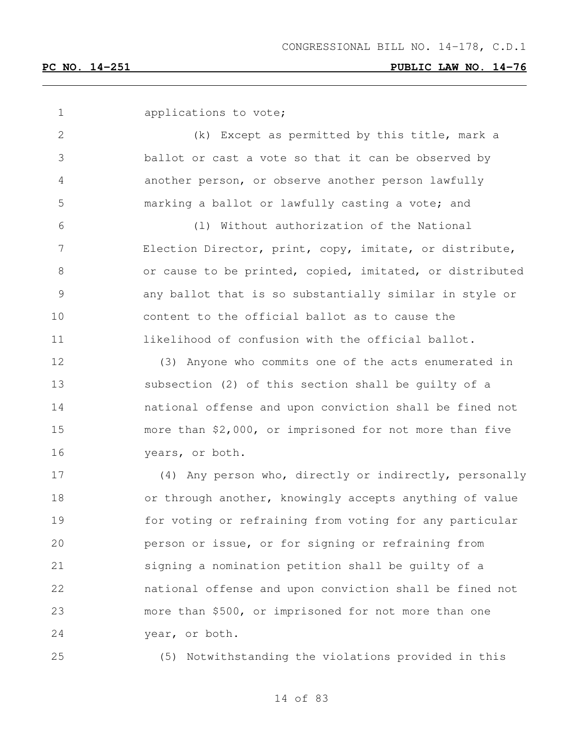applications to vote;

(k) Except as permitted by this title, mark a ballot or cast a vote so that it can be observed by another person, or observe another person lawfully marking a ballot or lawfully casting a vote; and

(l) Without authorization of the National Election Director, print, copy, imitate, or distribute, or cause to be printed, copied, imitated, or distributed any ballot that is so substantially similar in style or content to the official ballot as to cause the likelihood of confusion with the official ballot.

(3) Anyone who commits one of the acts enumerated in subsection (2) of this section shall be guilty of a national offense and upon conviction shall be fined not more than $2,000, or imprisoned for not more than five years, or both.

(4) Any person who, directly or indirectly, personally or through another, knowingly accepts anything of value for voting or refraining from voting for any particular person or issue, or for signing or refraining from signing a nomination petition shall be guilty of a national offense and upon conviction shall be fined not more than $500, or imprisoned for not more than one year, or both.

(5) Notwithstanding the violations provided in this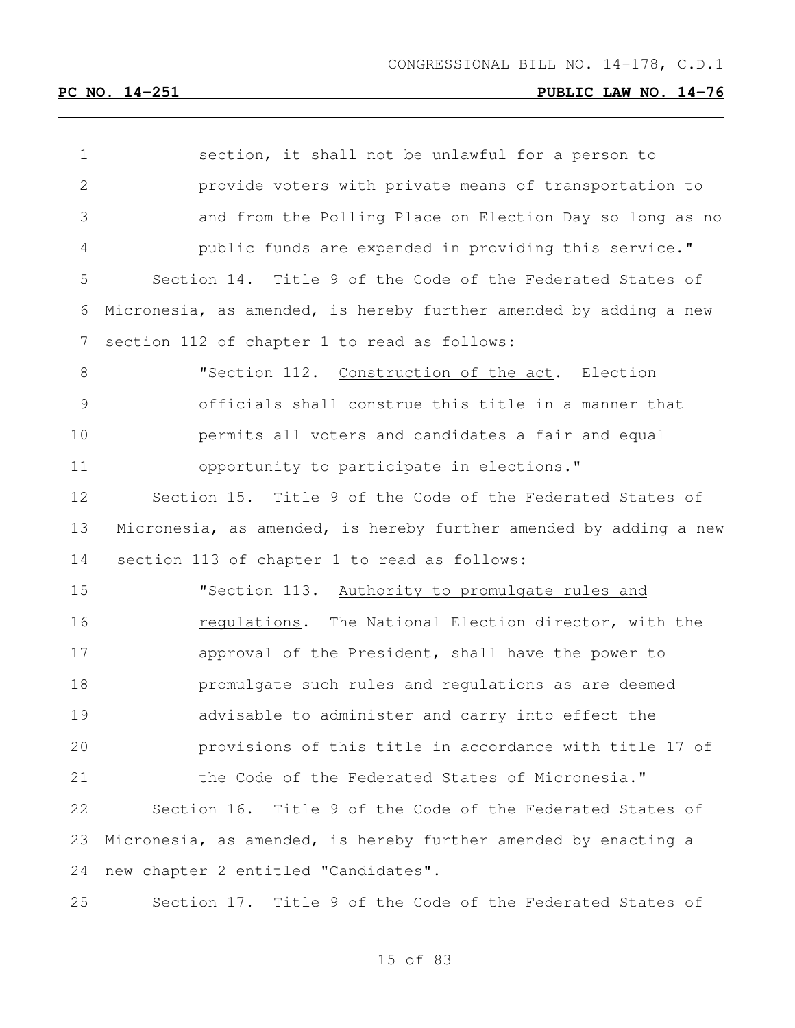section, it shall not be unlawful for a person to provide voters with private means of transportation to and from the Polling Place on Election Day so long as no public funds are expended in providing this service."

Section 14. Title 9 of the Code of the Federated States of Micronesia, as amended, is hereby further amended by adding a new section 112 of chapter 1 to read as follows:

"Section 112. Construction of the act. Election officials shall construe this title in a manner that permits all voters and candidates a fair and equal opportunity to participate in elections."

Section 15. Title 9 of the Code of the Federated States of Micronesia, as amended, is hereby further amended by adding a new section 113 of chapter 1 to read as follows:

"Section 113. Authority to promulgate rules and regulations. The National Election director, with the approval of the President, shall have the power to promulgate such rules and regulations as are deemed advisable to administer and carry into effect the provisions of this title in accordance with title 17 of the Code of the Federated States of Micronesia."

Section 16. Title 9 of the Code of the Federated States of Micronesia, as amended, is hereby further amended by enacting a new chapter 2 entitled "Candidates".

Section 17. Title 9 of the Code of the Federated States of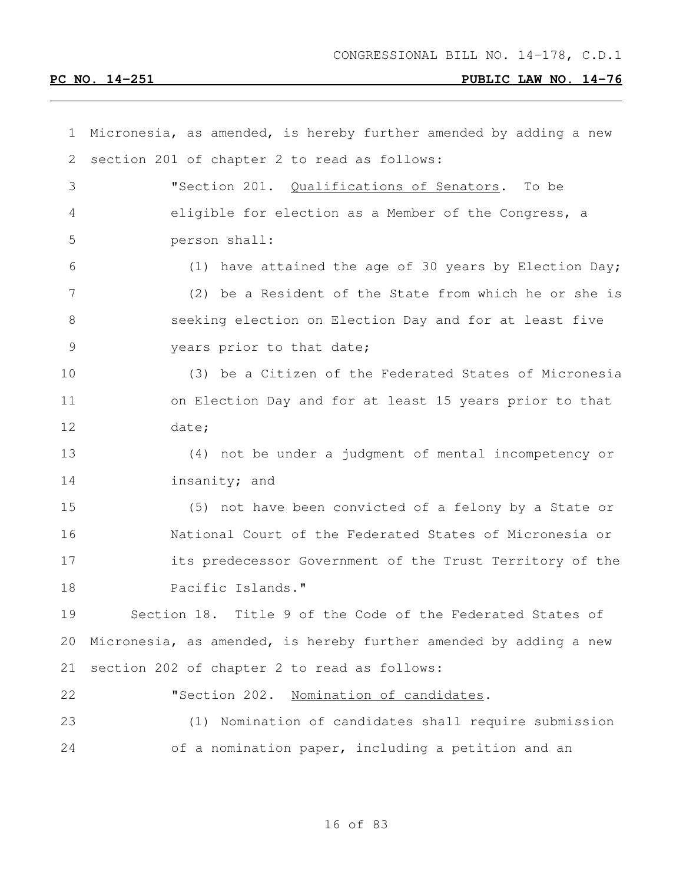Micronesia, as amended, is hereby further amended by adding a new section 201 of chapter 2 to read as follows:

"Section 201. Qualifications of Senators. To be eligible for election as a Member of the Congress, a person shall:

(1) have attained the age of 30 years by Election Day;

(2) be a Resident of the State from which he or she is seeking election on Election Day and for at least five years prior to that date;

(3) be a Citizen of the Federated States of Micronesia on Election Day and for at least 15 years prior to that date;

(4) not be under a judgment of mental incompetency or insanity; and

(5) not have been convicted of a felony by a State or National Court of the Federated States of Micronesia or its predecessor Government of the Trust Territory of the Pacific Islands."

Section 18. Title 9 of the Code of the Federated States of Micronesia, as amended, is hereby further amended by adding a new section 202 of chapter 2 to read as follows:

"Section 202. Nomination of candidates.

(1) Nomination of candidates shall require submission of a nomination paper, including a petition and an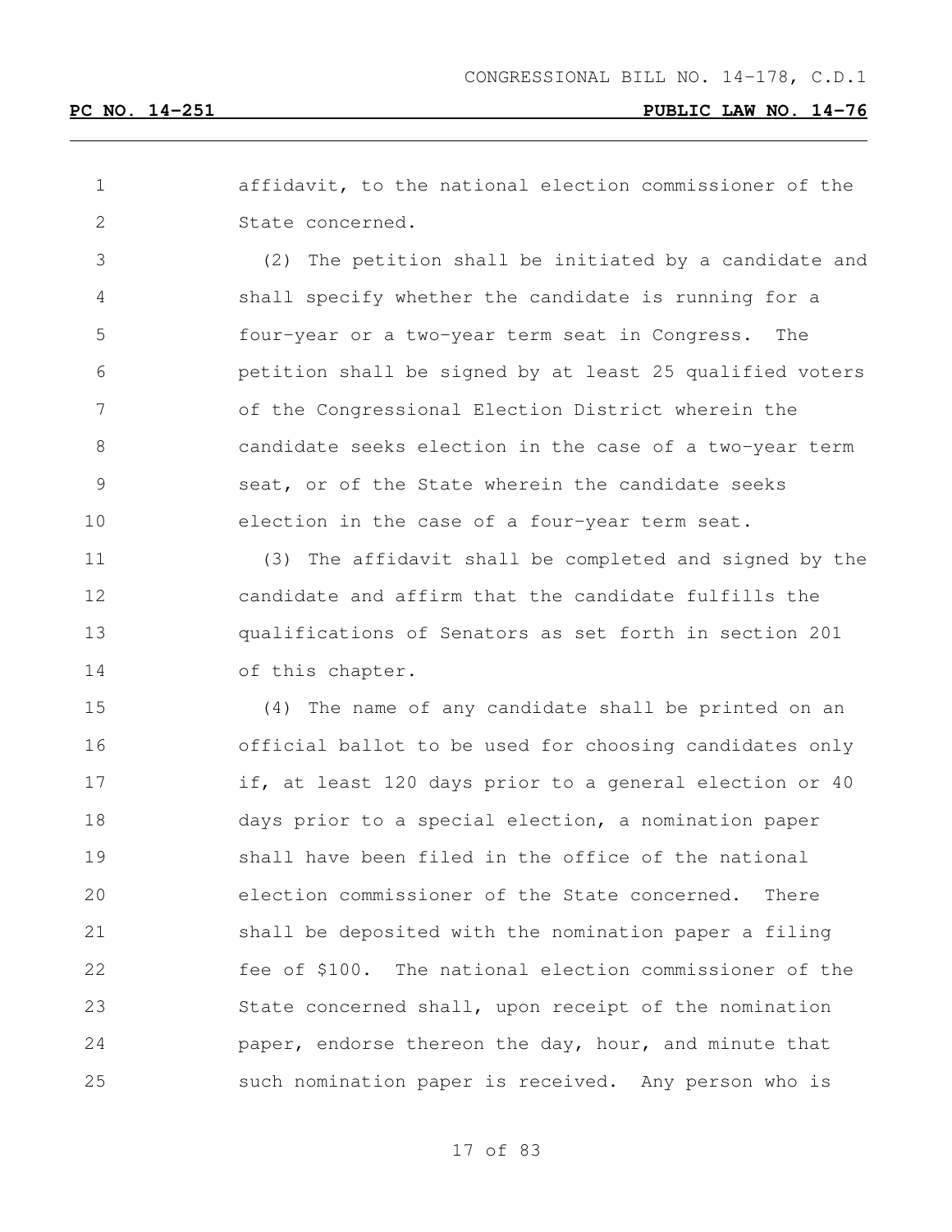affidavit, to the national election commissioner of the State concerned.

(2) The petition shall be initiated by a candidate and shall specify whether the candidate is running for a four-year or a two-year term seat in Congress. The petition shall be signed by at least 25 qualified voters of the Congressional Election District wherein the candidate seeks election in the case of a two-year term seat, or of the State wherein the candidate seeks election in the case of a four-year term seat.

(3) The affidavit shall be completed and signed by the candidate and affirm that the candidate fulfills the qualifications of Senators as set forth in section 201 of this chapter.

(4) The name of any candidate shall be printed on an official ballot to be used for choosing candidates only if, at least 120 days prior to a general election or 40 days prior to a special election, a nomination paper shall have been filed in the office of the national election commissioner of the State concerned. There shall be deposited with the nomination paper a filing fee of $100. The national election commissioner of the State concerned shall, upon receipt of the nomination paper, endorse thereon the day, hour, and minute that such nomination paper is received. Any person who is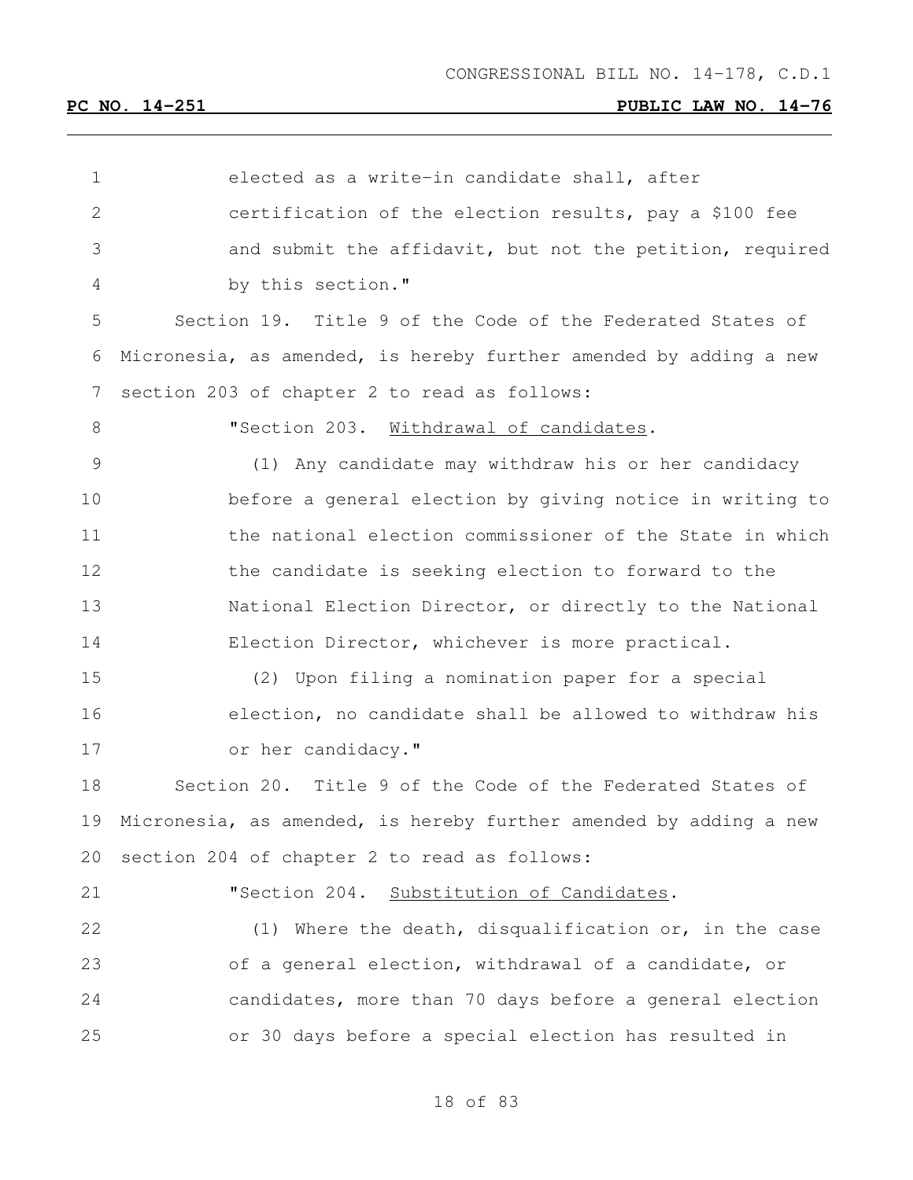elected as a write-in candidate shall, after certification of the election results, pay a $100 fee and submit the affidavit, but not the petition, required by this section."

Section 19. Title 9 of the Code of the Federated States of Micronesia, as amended, is hereby further amended by adding a new section 203 of chapter 2 to read as follows:

"Section 203. Withdrawal of candidates.

(1) Any candidate may withdraw his or her candidacy before a general election by giving notice in writing to the national election commissioner of the State in which the candidate is seeking election to forward to the National Election Director, or directly to the National Election Director, whichever is more practical.

(2) Upon filing a nomination paper for a special election, no candidate shall be allowed to withdraw his or her candidacy."

Section 20. Title 9 of the Code of the Federated States of Micronesia, as amended, is hereby further amended by adding a new section 204 of chapter 2 to read as follows:

"Section 204. Substitution of Candidates.

(1) Where the death, disqualification or, in the case of a general election, withdrawal of a candidate, or candidates, more than 70 days before a general election or 30 days before a special election has resulted in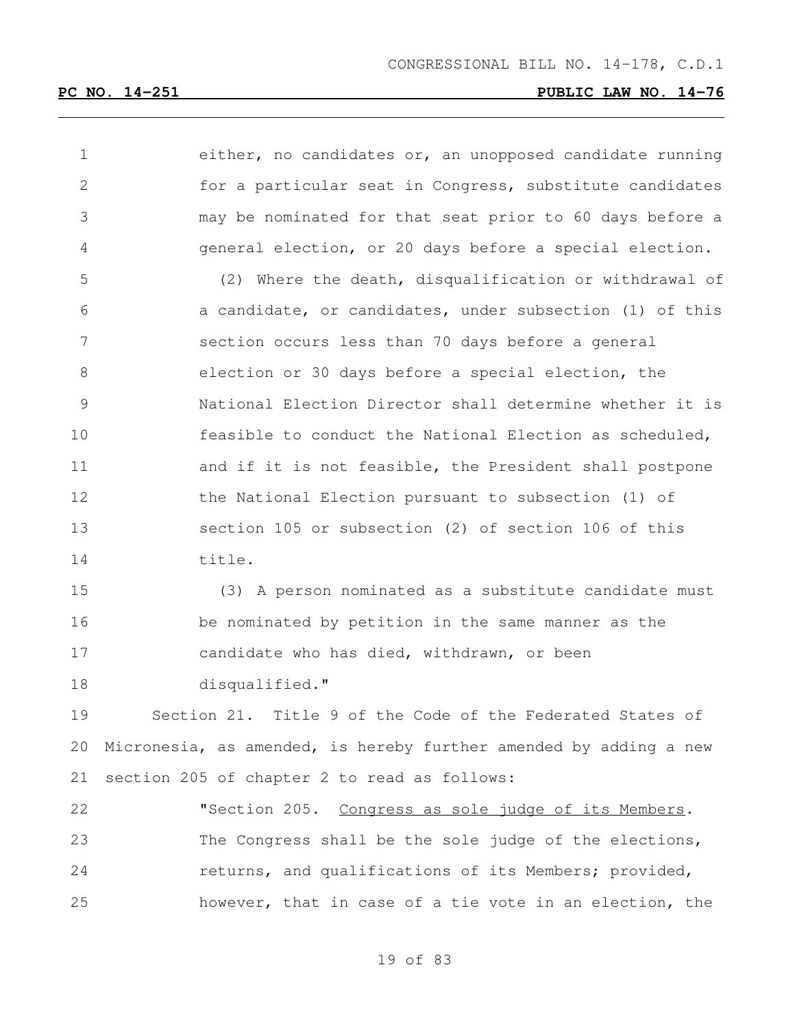either, no candidates or, an unopposed candidate running for a particular seat in Congress, substitute candidates may be nominated for that seat prior to 60 days before a general election, or 20 days before a special election.

(2) Where the death, disqualification or withdrawal of a candidate, or candidates, under subsection (1) of this section occurs less than 70 days before a general election or 30 days before a special election, the National Election Director shall determine whether it is feasible to conduct the National Election as scheduled, and if it is not feasible, the President shall postpone the National Election pursuant to subsection (1) of section 105 or subsection (2) of section 106 of this title.

(3) A person nominated as a substitute candidate must be nominated by petition in the same manner as the candidate who has died, withdrawn, or been disqualified."

Section 21. Title 9 of the Code of the Federated States of Micronesia, as amended, is hereby further amended by adding a new section 205 of chapter 2 to read as follows:

"Section 205. Congress as sole judge of its Members. The Congress shall be the sole judge of the elections, returns, and qualifications of its Members; provided, however, that in case of a tie vote in an election, the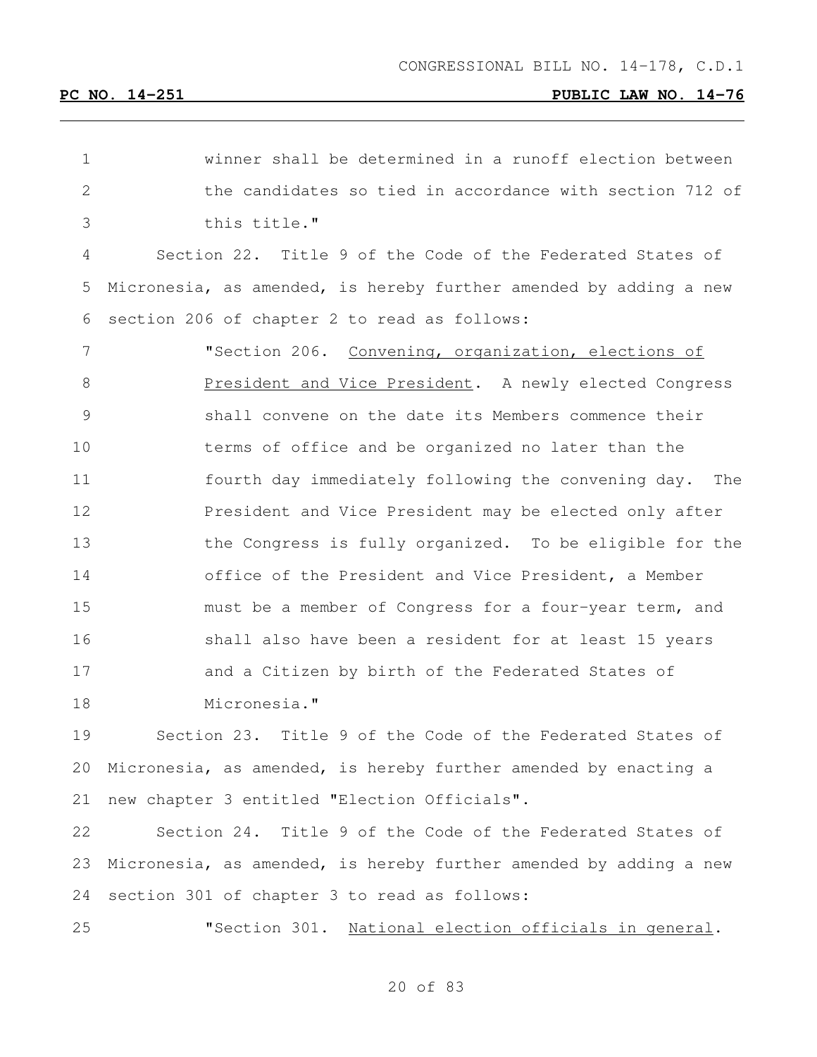winner shall be determined in a runoff election between the candidates so tied in accordance with section 712 of this title."

Section 22. Title 9 of the Code of the Federated States of Micronesia, as amended, is hereby further amended by adding a new section 206 of chapter 2 to read as follows:

"Section 206. Convening, organization, elections of President and Vice President. A newly elected Congress shall convene on the date its Members commence their terms of office and be organized no later than the fourth day immediately following the convening day. The President and Vice President may be elected only after the Congress is fully organized. To be eligible for the office of the President and Vice President, a Member must be a member of Congress for a four-year term, and shall also have been a resident for at least 15 years and a Citizen by birth of the Federated States of Micronesia."

Section 23. Title 9 of the Code of the Federated States of Micronesia, as amended, is hereby further amended by enacting a new chapter 3 entitled "Election Officials".

Section 24. Title 9 of the Code of the Federated States of Micronesia, as amended, is hereby further amended by adding a new section 301 of chapter 3 to read as follows:

"Section 301. National election officials in general.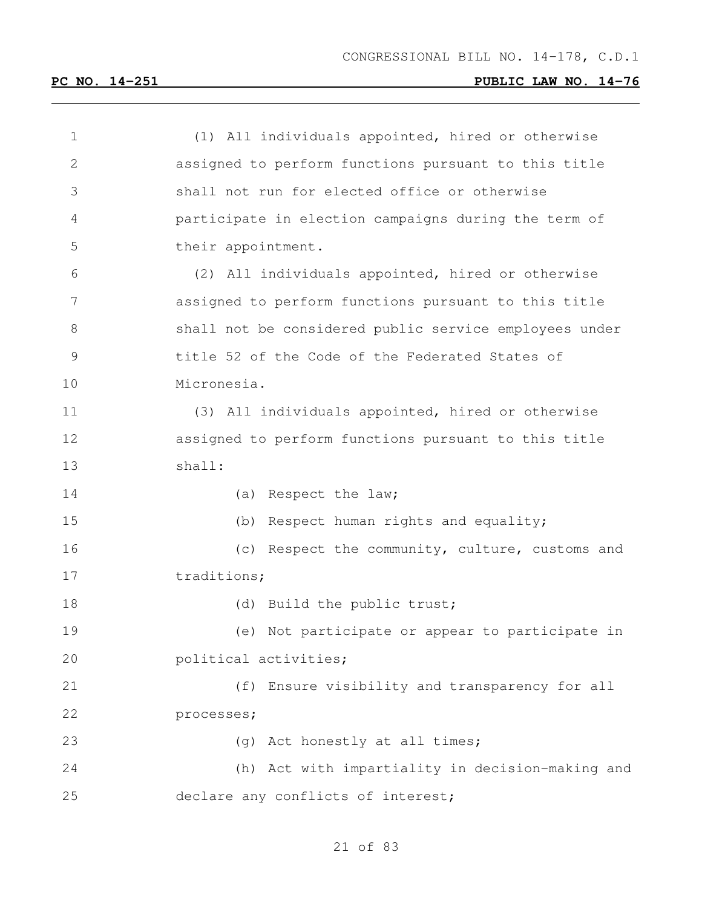(1) All individuals appointed, hired or otherwise assigned to perform functions pursuant to this title shall not run for elected office or otherwise participate in election campaigns during the term of their appointment.

(2) All individuals appointed, hired or otherwise assigned to perform functions pursuant to this title shall not be considered public service employees under title 52 of the Code of the Federated States of Micronesia.

(3) All individuals appointed, hired or otherwise assigned to perform functions pursuant to this title shall:

(a) Respect the law;

(b) Respect human rights and equality;

(c) Respect the community, culture, customs and traditions;

(d) Build the public trust;

(e) Not participate or appear to participate in political activities;

(f) Ensure visibility and transparency for all processes;

(g) Act honestly at all times;

(h) Act with impartiality in decision-making and declare any conflicts of interest;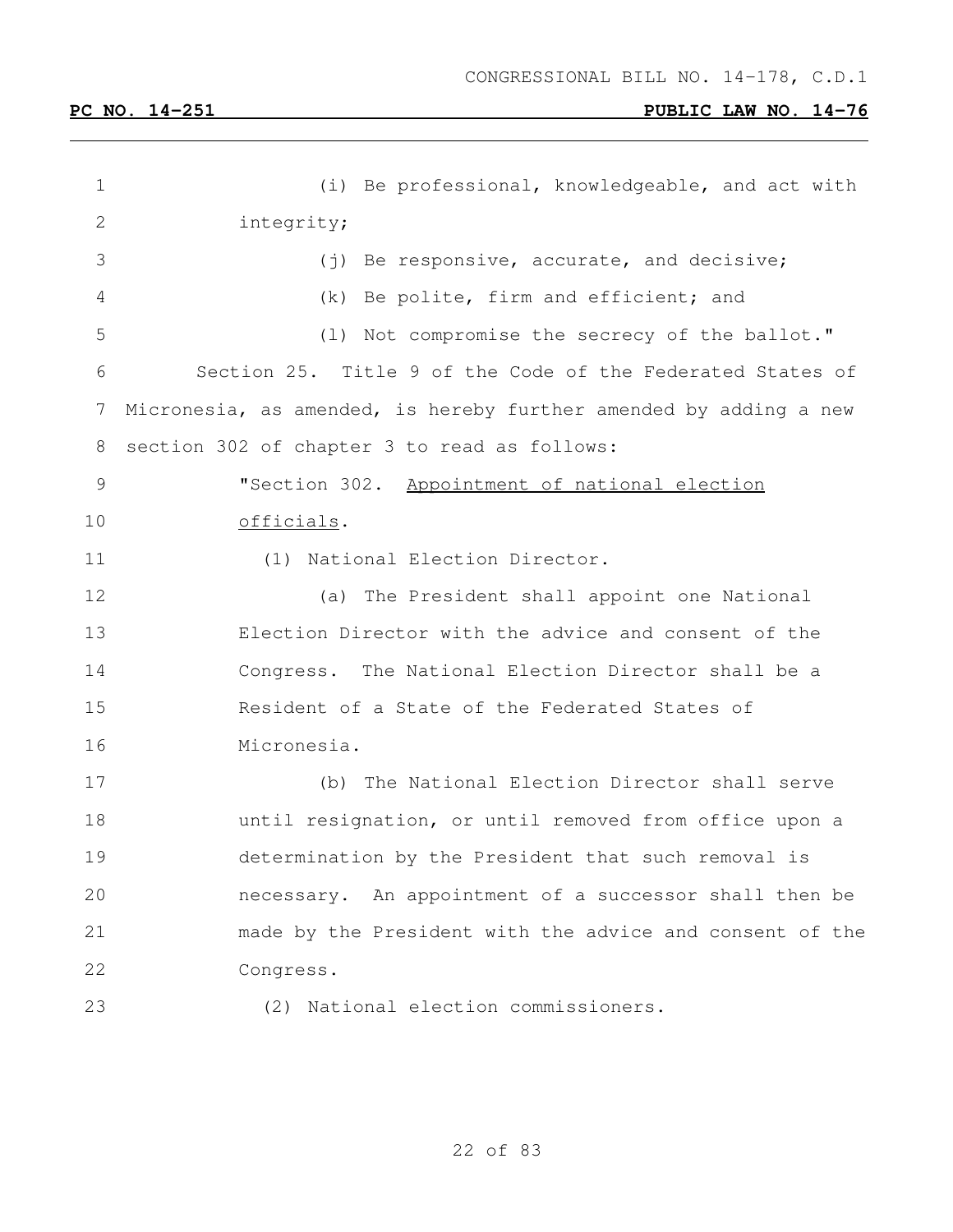(i) Be professional, knowledgeable, and act with integrity;

(j) Be responsive, accurate, and decisive;

(k) Be polite, firm and efficient; and

(l) Not compromise the secrecy of the ballot."

Section 25. Title 9 of the Code of the Federated States of Micronesia, as amended, is hereby further amended by adding a new section 302 of chapter 3 to read as follows:

"Section 302. Appointment of national election officials.

(1) National Election Director.

(a) The President shall appoint one National Election Director with the advice and consent of the Congress. The National Election Director shall be a Resident of a State of the Federated States of Micronesia.

(b) The National Election Director shall serve until resignation, or until removed from office upon a determination by the President that such removal is necessary. An appointment of a successor shall then be made by the President with the advice and consent of the Congress.

(2) National election commissioners.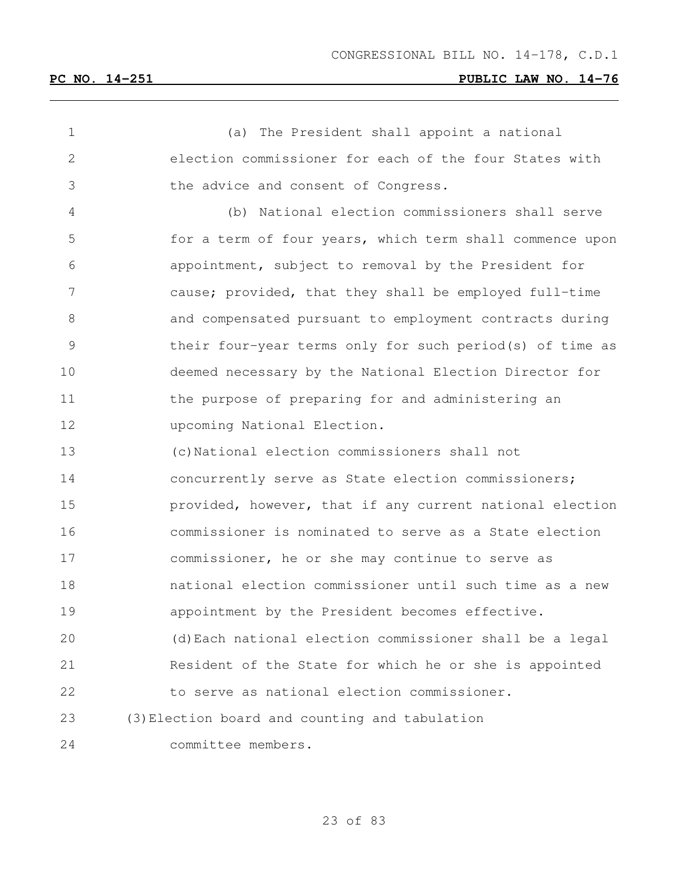(a) The President shall appoint a national election commissioner for each of the four States with the advice and consent of Congress.

(b) National election commissioners shall serve for a term of four years, which term shall commence upon appointment, subject to removal by the President for cause; provided, that they shall be employed full-time and compensated pursuant to employment contracts during their four-year terms only for such period(s) of time as deemed necessary by the National Election Director for the purpose of preparing for and administering an upcoming National Election.

(c) National election commissioners shall not concurrently serve as State election commissioners; provided, however, that if any current national election commissioner is nominated to serve as a State election commissioner, he or she may continue to serve as national election commissioner until such time as a new appointment by the President becomes effective.

(d) Each national election commissioner shall be a legal Resident of the State for which he or she is appointed to serve as national election commissioner.

(3) Election board and counting and tabulation committee members.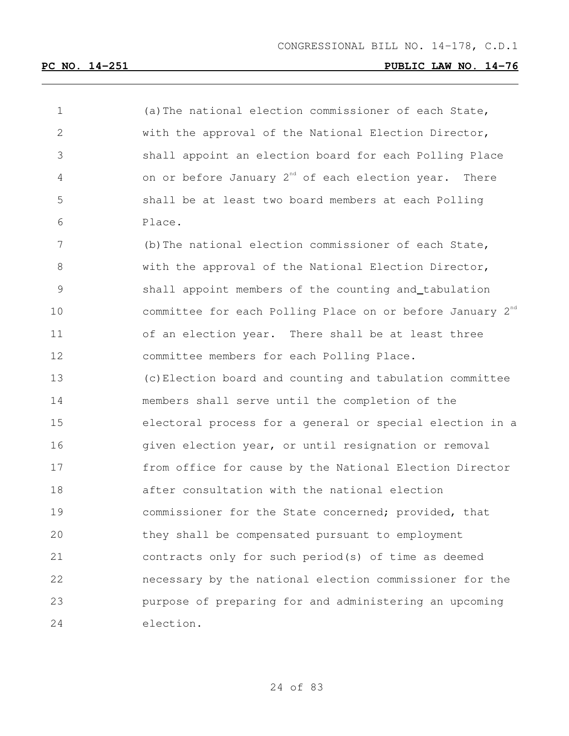(a) The national election commissioner of each State, with the approval of the National Election Director, shall appoint an election board for each Polling Place on or before January 2nd of each election year. There shall be at least two board members at each Polling Place.

(b) The national election commissioner of each State, with the approval of the National Election Director, shall appoint members of the counting and tabulation committee for each Polling Place on or before January 2nd of an election year. There shall be at least three committee members for each Polling Place.

(c) Election board and counting and tabulation committee members shall serve until the completion of the electoral process for a general or special election in a given election year, or until resignation or removal from office for cause by the National Election Director after consultation with the national election commissioner for the State concerned; provided, that they shall be compensated pursuant to employment contracts only for such period(s) of time as deemed necessary by the national election commissioner for the purpose of preparing for and administering an upcoming election.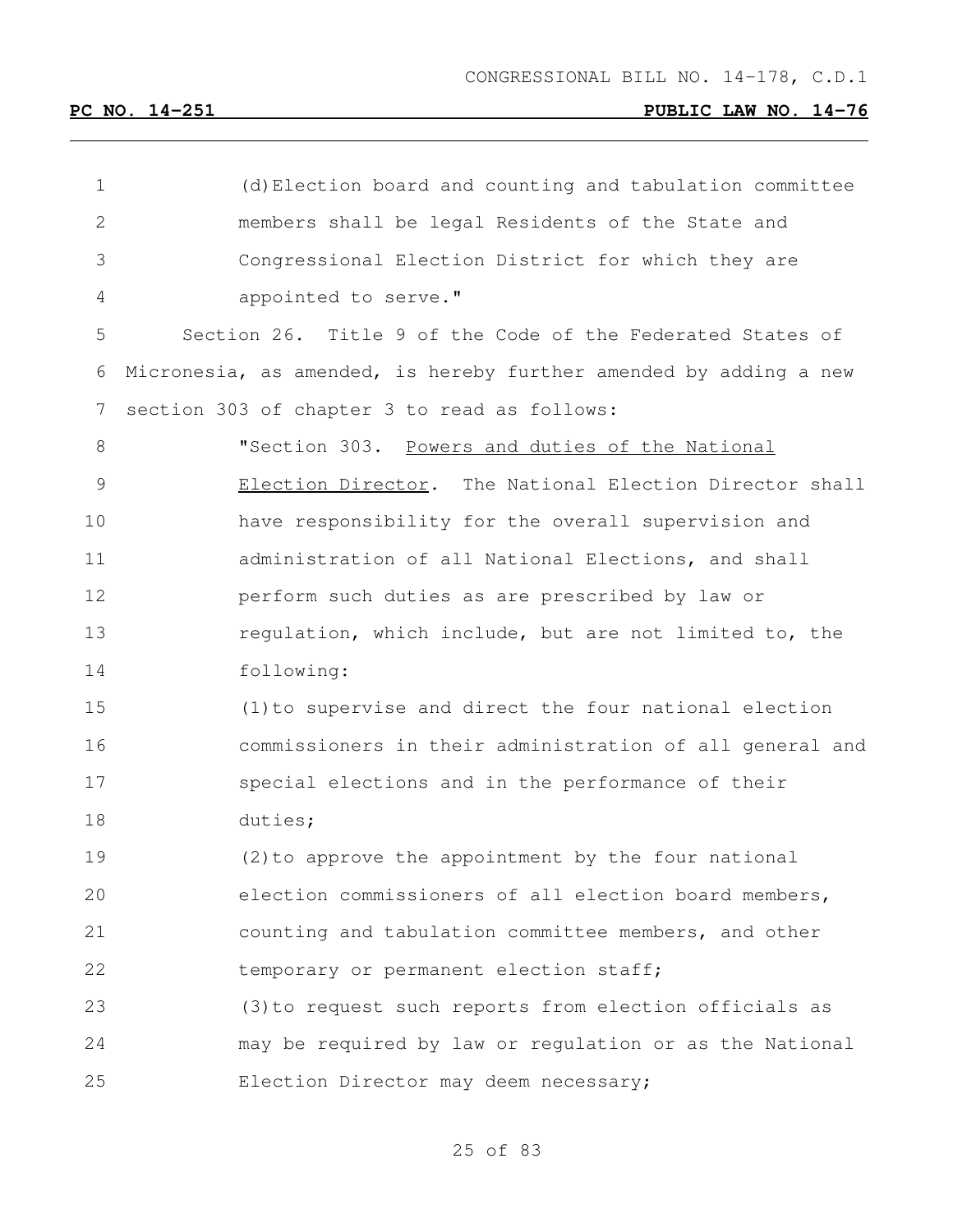(d) Election board and counting and tabulation committee members shall be legal Residents of the State and Congressional Election District for which they are appointed to serve."

Section 26. Title 9 of the Code of the Federated States of Micronesia, as amended, is hereby further amended by adding a new section 303 of chapter 3 to read as follows:

"Section 303. Powers and duties of the National Election Director. The National Election Director shall have responsibility for the overall supervision and administration of all National Elections, and shall perform such duties as are prescribed by law or regulation, which include, but are not limited to, the following:

(1) to supervise and direct the four national election commissioners in their administration of all general and special elections and in the performance of their duties;

(2) to approve the appointment by the four national election commissioners of all election board members, counting and tabulation committee members, and other temporary or permanent election staff;

(3) to request such reports from election officials as may be required by law or regulation or as the National Election Director may deem necessary;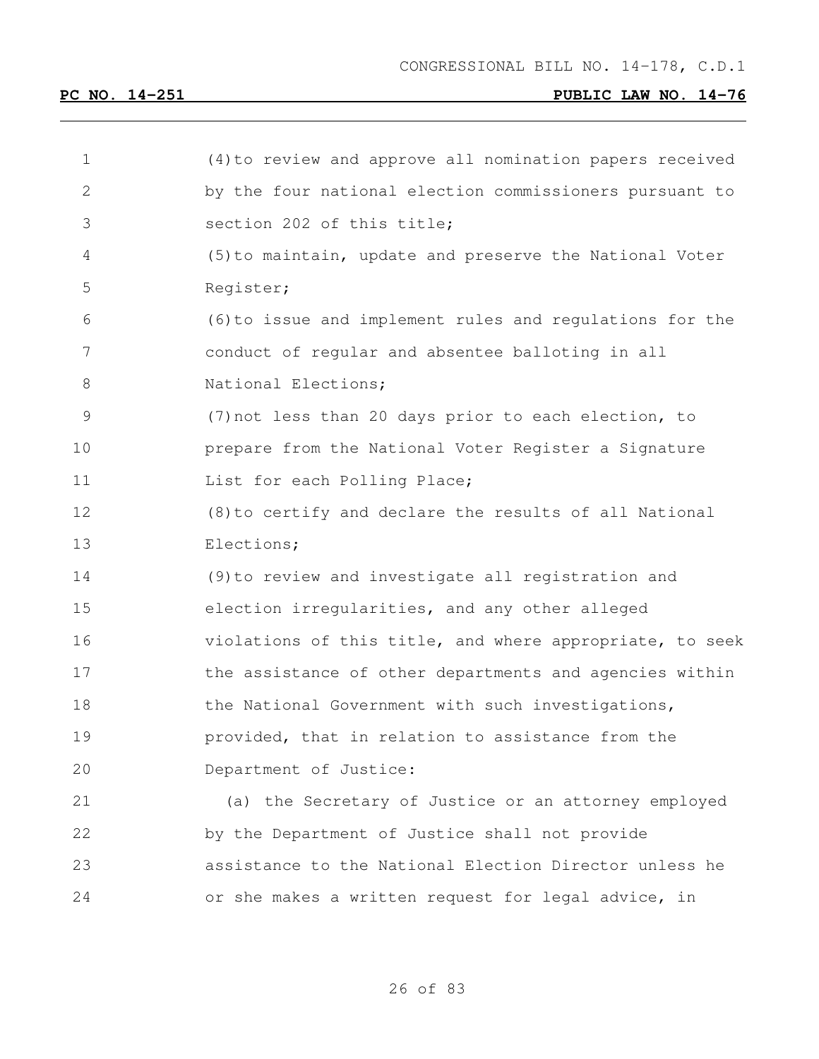(4) to review and approve all nomination papers received by the four national election commissioners pursuant to section 202 of this title;

(5) to maintain, update and preserve the National Voter Register;

(6) to issue and implement rules and regulations for the conduct of regular and absentee balloting in all National Elections;

(7) not less than 20 days prior to each election, to prepare from the National Voter Register a Signature List for each Polling Place;

(8) to certify and declare the results of all National Elections;

(9) to review and investigate all registration and election irregularities, and any other alleged violations of this title, and where appropriate, to seek the assistance of other departments and agencies within the National Government with such investigations, provided, that in relation to assistance from the Department of Justice:

(a) the Secretary of Justice or an attorney employed by the Department of Justice shall not provide assistance to the National Election Director unless he or she makes a written request for legal advice, in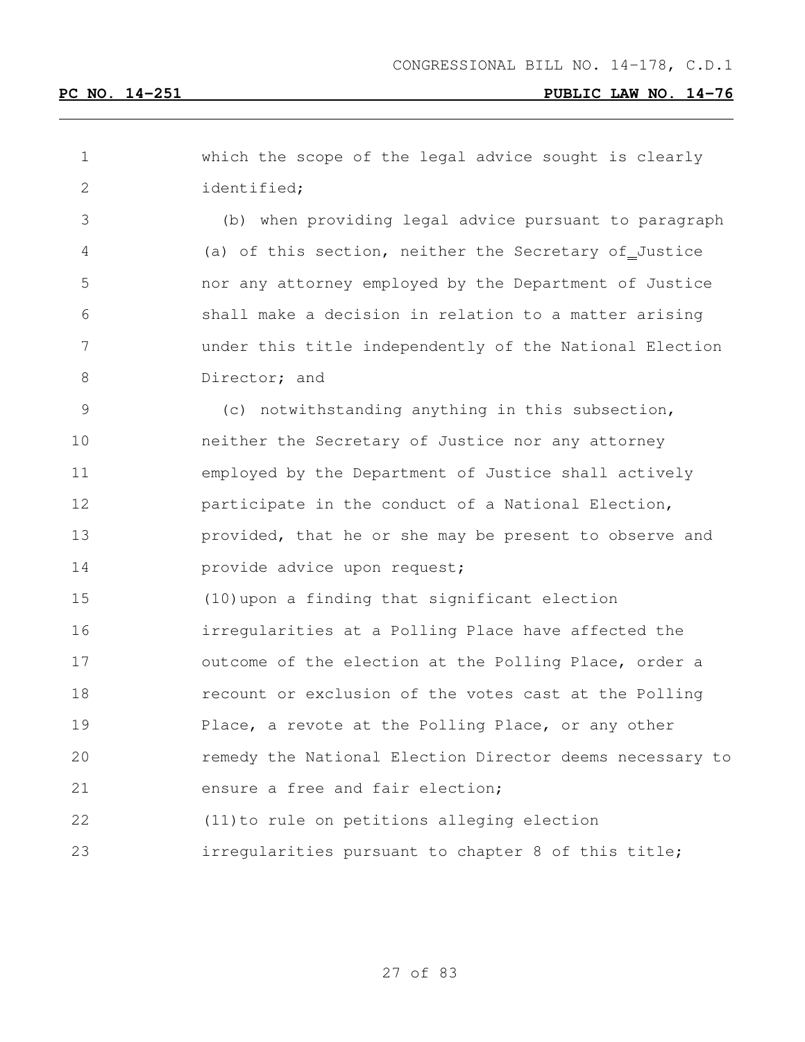which the scope of the legal advice sought is clearly identified;

(b) when providing legal advice pursuant to paragraph (a) of this section, neither the Secretary of Justice nor any attorney employed by the Department of Justice shall make a decision in relation to a matter arising under this title independently of the National Election Director; and

(c) notwithstanding anything in this subsection, neither the Secretary of Justice nor any attorney employed by the Department of Justice shall actively participate in the conduct of a National Election, provided, that he or she may be present to observe and provide advice upon request;

(10) upon a finding that significant election irregularities at a Polling Place have affected the outcome of the election at the Polling Place, order a recount or exclusion of the votes cast at the Polling Place, a revote at the Polling Place, or any other remedy the National Election Director deems necessary to ensure a free and fair election;

(11) to rule on petitions alleging election irregularities pursuant to chapter 8 of this title;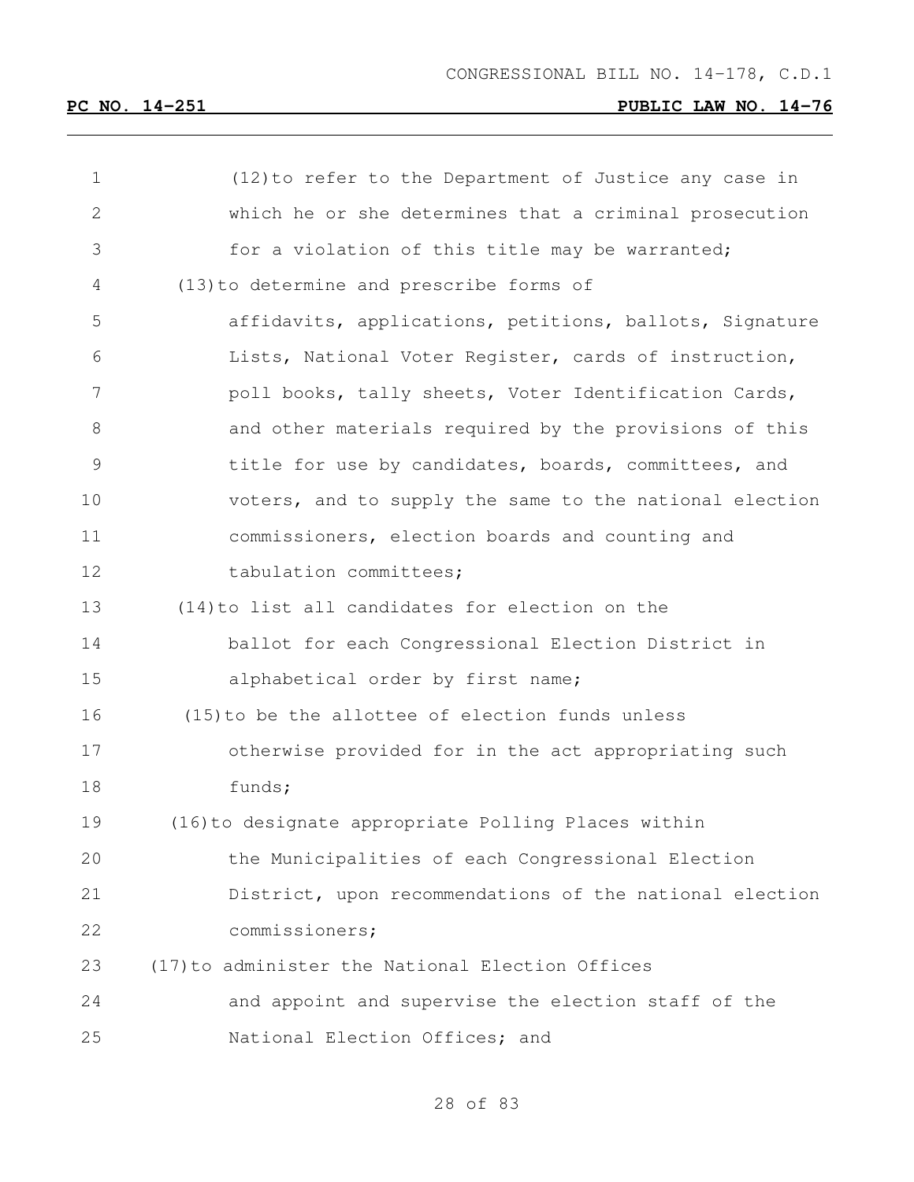(12) to refer to the Department of Justice any case in which he or she determines that a criminal prosecution for a violation of this title may be warranted;

(13) to determine and prescribe forms of affidavits, applications, petitions, ballots, Signature Lists, National Voter Register, cards of instruction, poll books, tally sheets, Voter Identification Cards, and other materials required by the provisions of this title for use by candidates, boards, committees, and voters, and to supply the same to the national election commissioners, election boards and counting and tabulation committees;

(14) to list all candidates for election on the ballot for each Congressional Election District in alphabetical order by first name;

(15) to be the allottee of election funds unless otherwise provided for in the act appropriating such funds;

(16) to designate appropriate Polling Places within the Municipalities of each Congressional Election District, upon recommendations of the national election commissioners;

(17) to administer the National Election Offices and appoint and supervise the election staff of the National Election Offices; and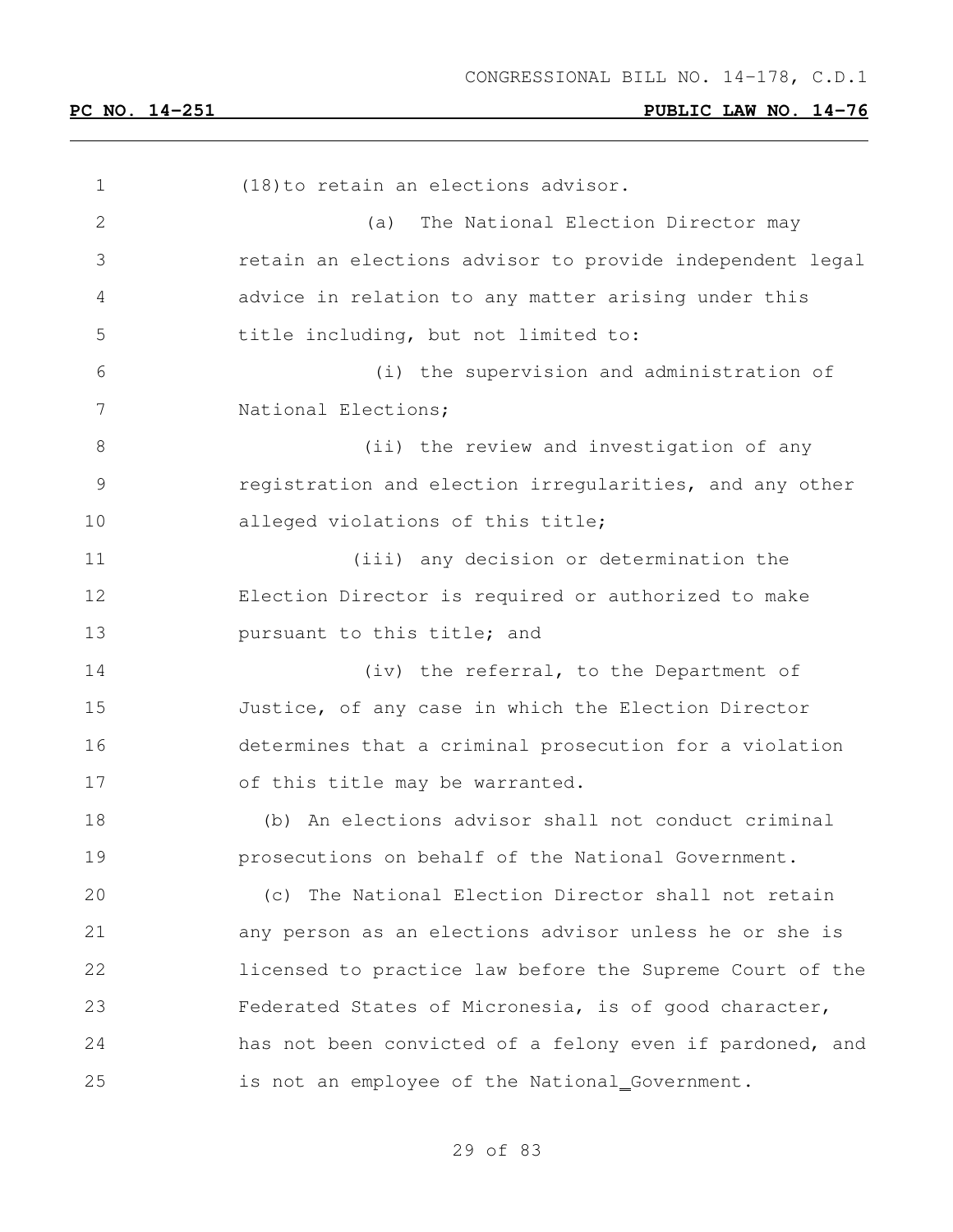(18) to retain an elections advisor.

(a) The National Election Director may retain an elections advisor to provide independent legal advice in relation to any matter arising under this title including, but not limited to:

(i) the supervision and administration of National Elections;

(ii) the review and investigation of any registration and election irregularities, and any other alleged violations of this title;

(iii) any decision or determination the Election Director is required or authorized to make pursuant to this title; and

(iv) the referral, to the Department of Justice, of any case in which the Election Director determines that a criminal prosecution for a violation of this title may be warranted.

(b) An elections advisor shall not conduct criminal prosecutions on behalf of the National Government.

(c) The National Election Director shall not retain any person as an elections advisor unless he or she is licensed to practice law before the Supreme Court of the Federated States of Micronesia, is of good character, has not been convicted of a felony even if pardoned, and is not an employee of the National Government.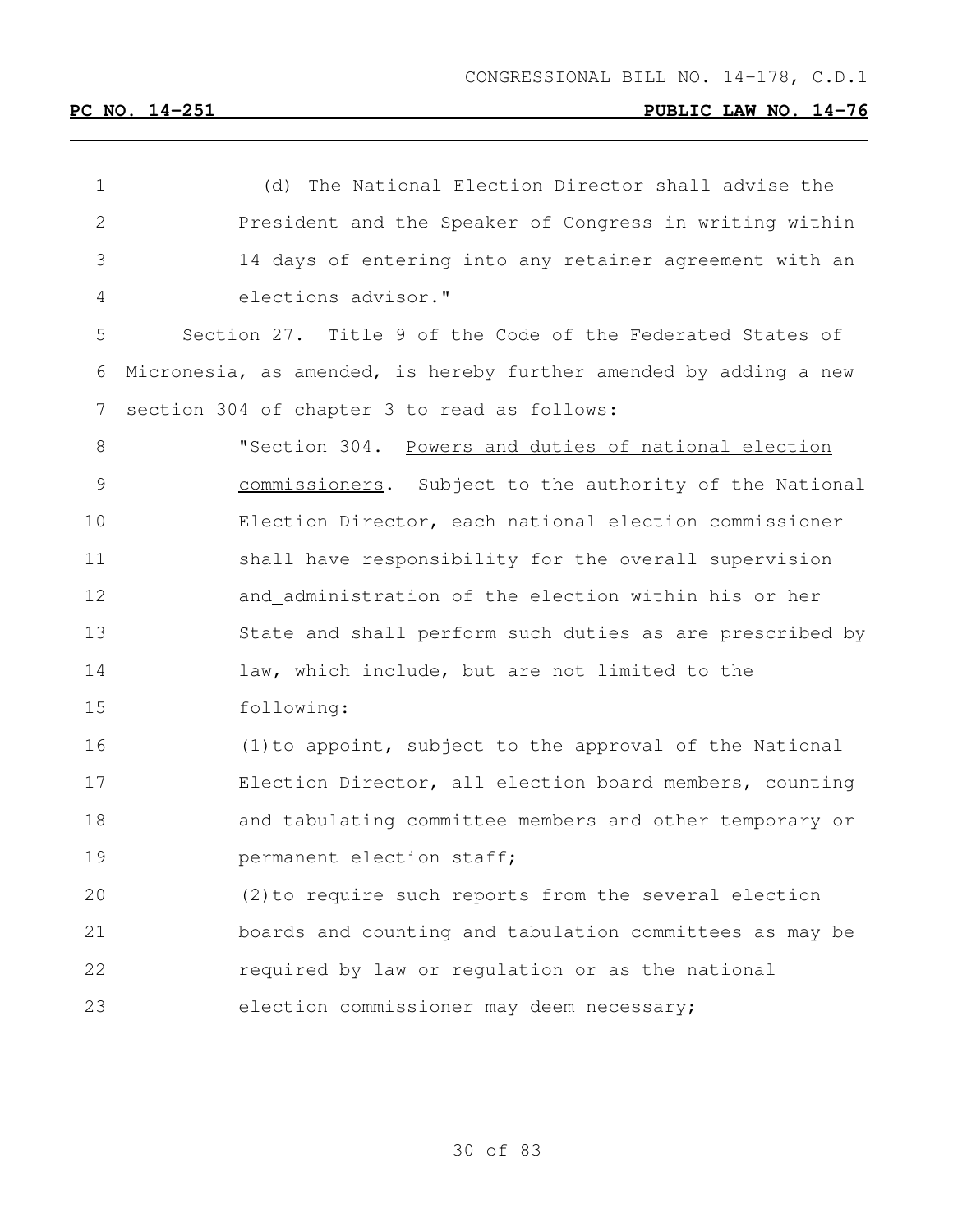(d) The National Election Director shall advise the President and the Speaker of Congress in writing within 14 days of entering into any retainer agreement with an elections advisor."

Section 27. Title 9 of the Code of the Federated States of Micronesia, as amended, is hereby further amended by adding a new section 304 of chapter 3 to read as follows:

"Section 304. Powers and duties of national election commissioners. Subject to the authority of the National Election Director, each national election commissioner shall have responsibility for the overall supervision and_administration of the election within his or her State and shall perform such duties as are prescribed by law, which include, but are not limited to the following:

(1) to appoint, subject to the approval of the National Election Director, all election board members, counting and tabulating committee members and other temporary or permanent election staff;

(2) to require such reports from the several election boards and counting and tabulation committees as may be required by law or regulation or as the national election commissioner may deem necessary;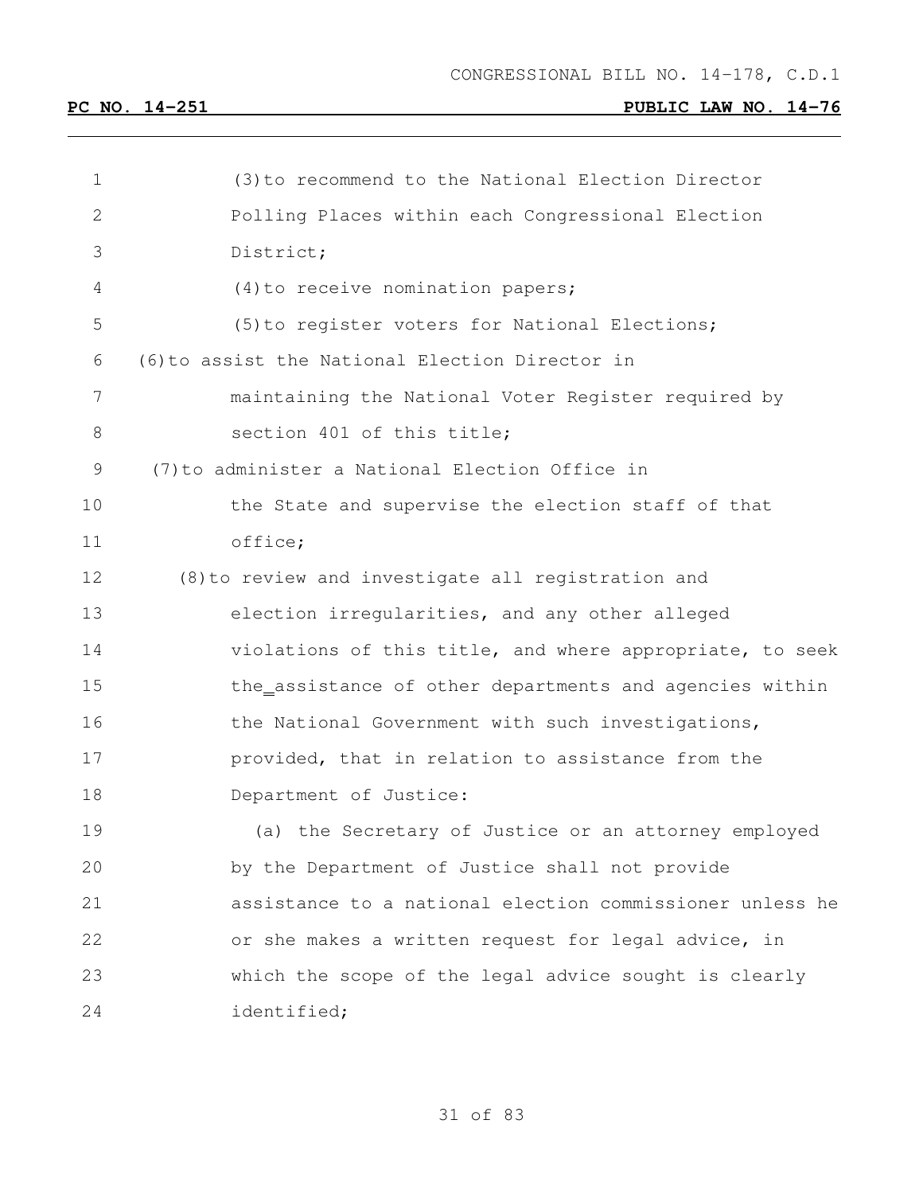(3) to recommend to the National Election Director Polling Places within each Congressional Election District;

(4) to receive nomination papers;

(5) to register voters for National Elections;

(6) to assist the National Election Director in maintaining the National Voter Register required by section 401 of this title;

(7) to administer a National Election Office in the State and supervise the election staff of that office;

(8) to review and investigate all registration and election irregularities, and any other alleged violations of this title, and where appropriate, to seek the assistance of other departments and agencies within the National Government with such investigations, provided, that in relation to assistance from the Department of Justice:

(a) the Secretary of Justice or an attorney employed by the Department of Justice shall not provide assistance to a national election commissioner unless he or she makes a written request for legal advice, in which the scope of the legal advice sought is clearly identified;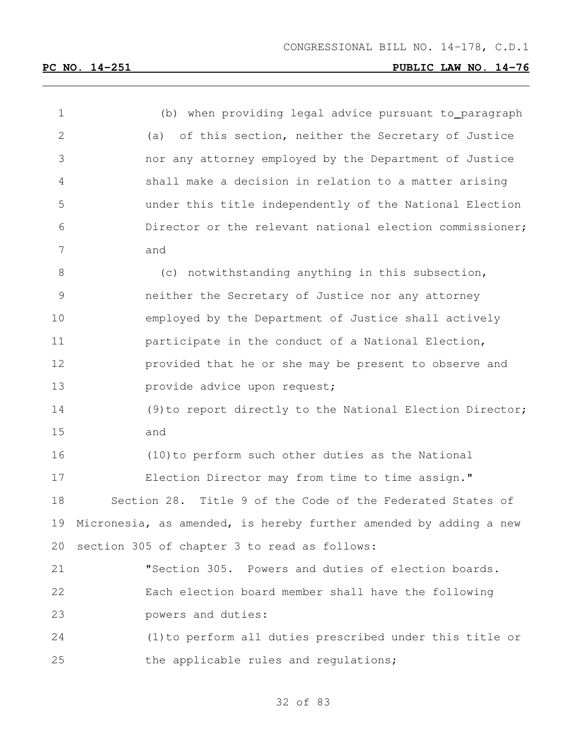(b) when providing legal advice pursuant to paragraph (a) of this section, neither the Secretary of Justice nor any attorney employed by the Department of Justice shall make a decision in relation to a matter arising under this title independently of the National Election Director or the relevant national election commissioner; and

(c) notwithstanding anything in this subsection, neither the Secretary of Justice nor any attorney employed by the Department of Justice shall actively participate in the conduct of a National Election, provided that he or she may be present to observe and provide advice upon request;

(9) to report directly to the National Election Director; and

(10) to perform such other duties as the National Election Director may from time to time assign."

Section 28. Title 9 of the Code of the Federated States of Micronesia, as amended, is hereby further amended by adding a new section 305 of chapter 3 to read as follows:

"Section 305. Powers and duties of election boards. Each election board member shall have the following powers and duties:

(1) to perform all duties prescribed under this title or the applicable rules and regulations;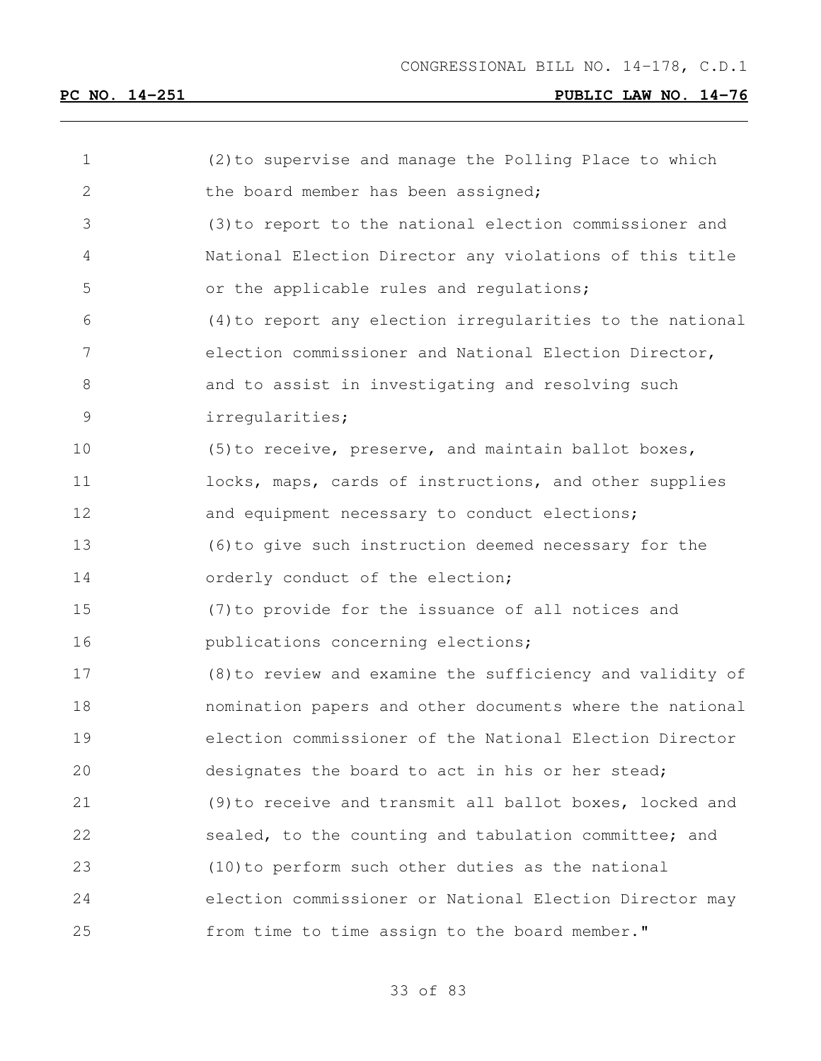(2) to supervise and manage the Polling Place to which the board member has been assigned;

(3) to report to the national election commissioner and National Election Director any violations of this title or the applicable rules and regulations;

(4) to report any election irregularities to the national election commissioner and National Election Director, and to assist in investigating and resolving such irregularities;

(5) to receive, preserve, and maintain ballot boxes, locks, maps, cards of instructions, and other supplies and equipment necessary to conduct elections;

(6) to give such instruction deemed necessary for the orderly conduct of the election;

(7) to provide for the issuance of all notices and publications concerning elections;

(8) to review and examine the sufficiency and validity of nomination papers and other documents where the national election commissioner of the National Election Director designates the board to act in his or her stead;

(9) to receive and transmit all ballot boxes, locked and sealed, to the counting and tabulation committee; and

(10) to perform such other duties as the national election commissioner or National Election Director may from time to time assign to the board member."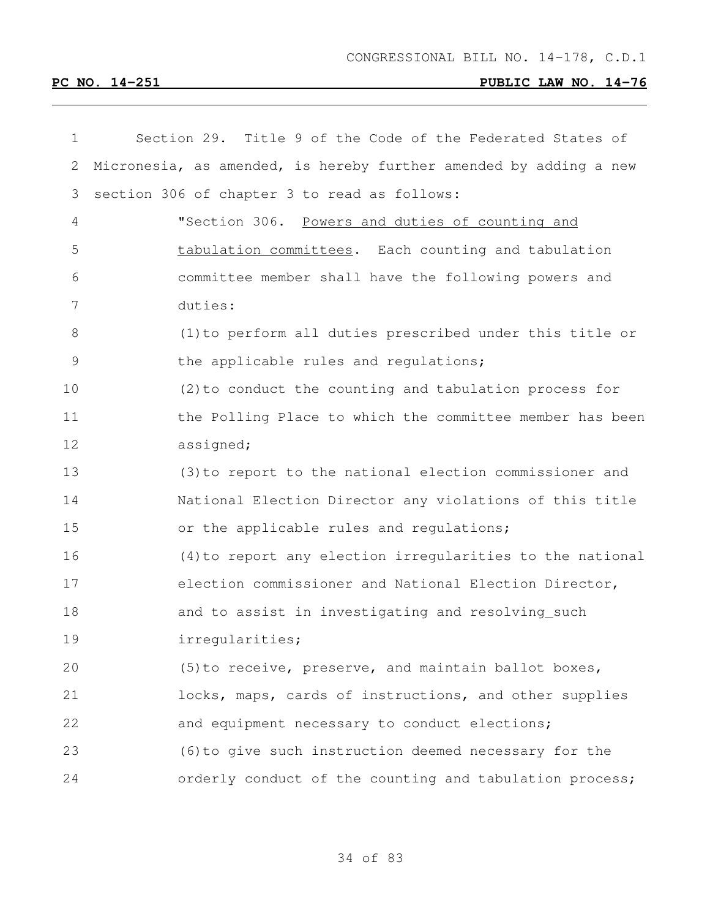Section 29. Title 9 of the Code of the Federated States of Micronesia, as amended, is hereby further amended by adding a new section 306 of chapter 3 to read as follows:

"Section 306. Powers and duties of counting and tabulation committees. Each counting and tabulation committee member shall have the following powers and duties:

(1) to perform all duties prescribed under this title or the applicable rules and regulations;

(2) to conduct the counting and tabulation process for the Polling Place to which the committee member has been assigned;

(3) to report to the national election commissioner and National Election Director any violations of this title or the applicable rules and regulations;

(4) to report any election irregularities to the national election commissioner and National Election Director, and to assist in investigating and resolving such irregularities;

(5) to receive, preserve, and maintain ballot boxes, locks, maps, cards of instructions, and other supplies and equipment necessary to conduct elections;

(6) to give such instruction deemed necessary for the orderly conduct of the counting and tabulation process;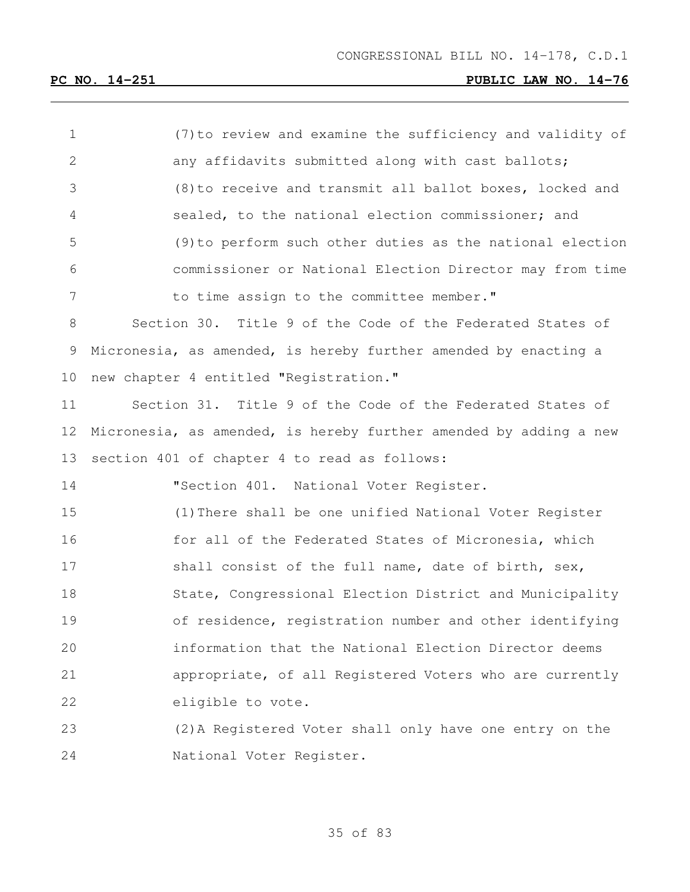(7) to review and examine the sufficiency and validity of any affidavits submitted along with cast ballots;

(8) to receive and transmit all ballot boxes, locked and sealed, to the national election commissioner; and

(9) to perform such other duties as the national election commissioner or National Election Director may from time to time assign to the committee member."

Section 30. Title 9 of the Code of the Federated States of Micronesia, as amended, is hereby further amended by enacting a new chapter 4 entitled "Registration."

Section 31. Title 9 of the Code of the Federated States of Micronesia, as amended, is hereby further amended by adding a new section 401 of chapter 4 to read as follows:

"Section 401. National Voter Register.

(1) There shall be one unified National Voter Register for all of the Federated States of Micronesia, which shall consist of the full name, date of birth, sex, State, Congressional Election District and Municipality of residence, registration number and other identifying information that the National Election Director deems appropriate, of all Registered Voters who are currently eligible to vote.

(2) A Registered Voter shall only have one entry on the National Voter Register.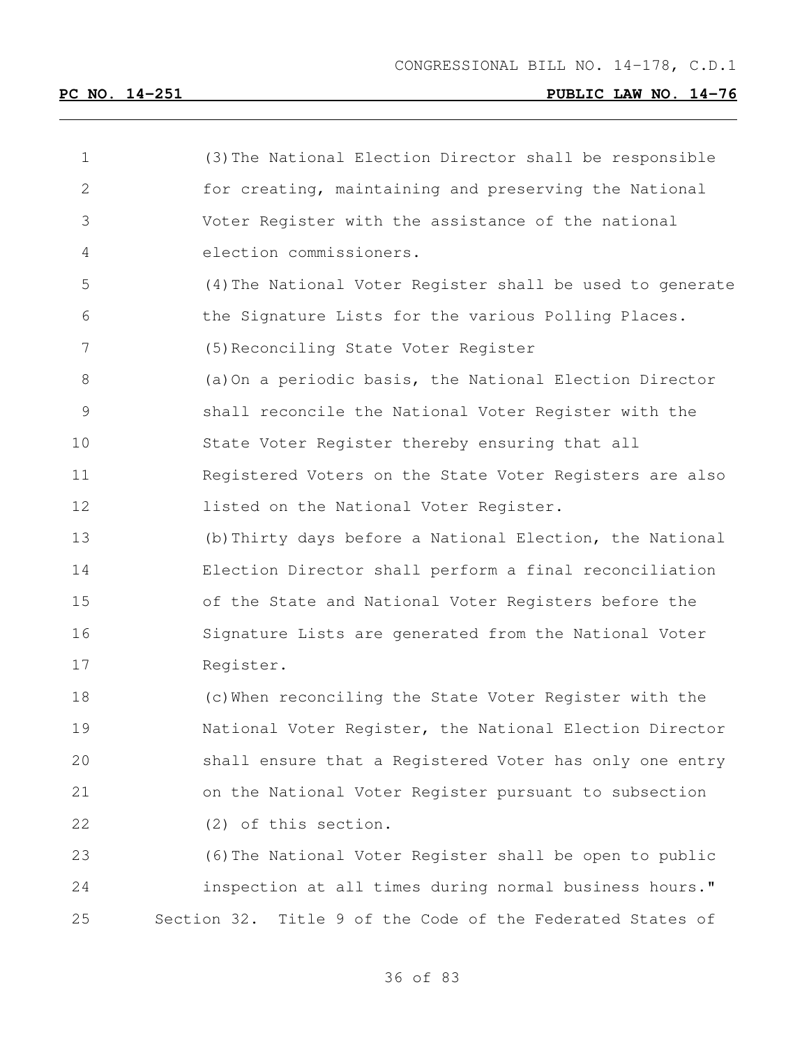(3) The National Election Director shall be responsible for creating, maintaining and preserving the National Voter Register with the assistance of the national election commissioners.

(4) The National Voter Register shall be used to generate the Signature Lists for the various Polling Places.

(5) Reconciling State Voter Register

(a) On a periodic basis, the National Election Director shall reconcile the National Voter Register with the State Voter Register thereby ensuring that all Registered Voters on the State Voter Registers are also listed on the National Voter Register.

(b) Thirty days before a National Election, the National Election Director shall perform a final reconciliation of the State and National Voter Registers before the Signature Lists are generated from the National Voter Register.

(c) When reconciling the State Voter Register with the National Voter Register, the National Election Director shall ensure that a Registered Voter has only one entry on the National Voter Register pursuant to subsection (2) of this section.

(6) The National Voter Register shall be open to public inspection at all times during normal business hours."

Section 32. Title 9 of the Code of the Federated States of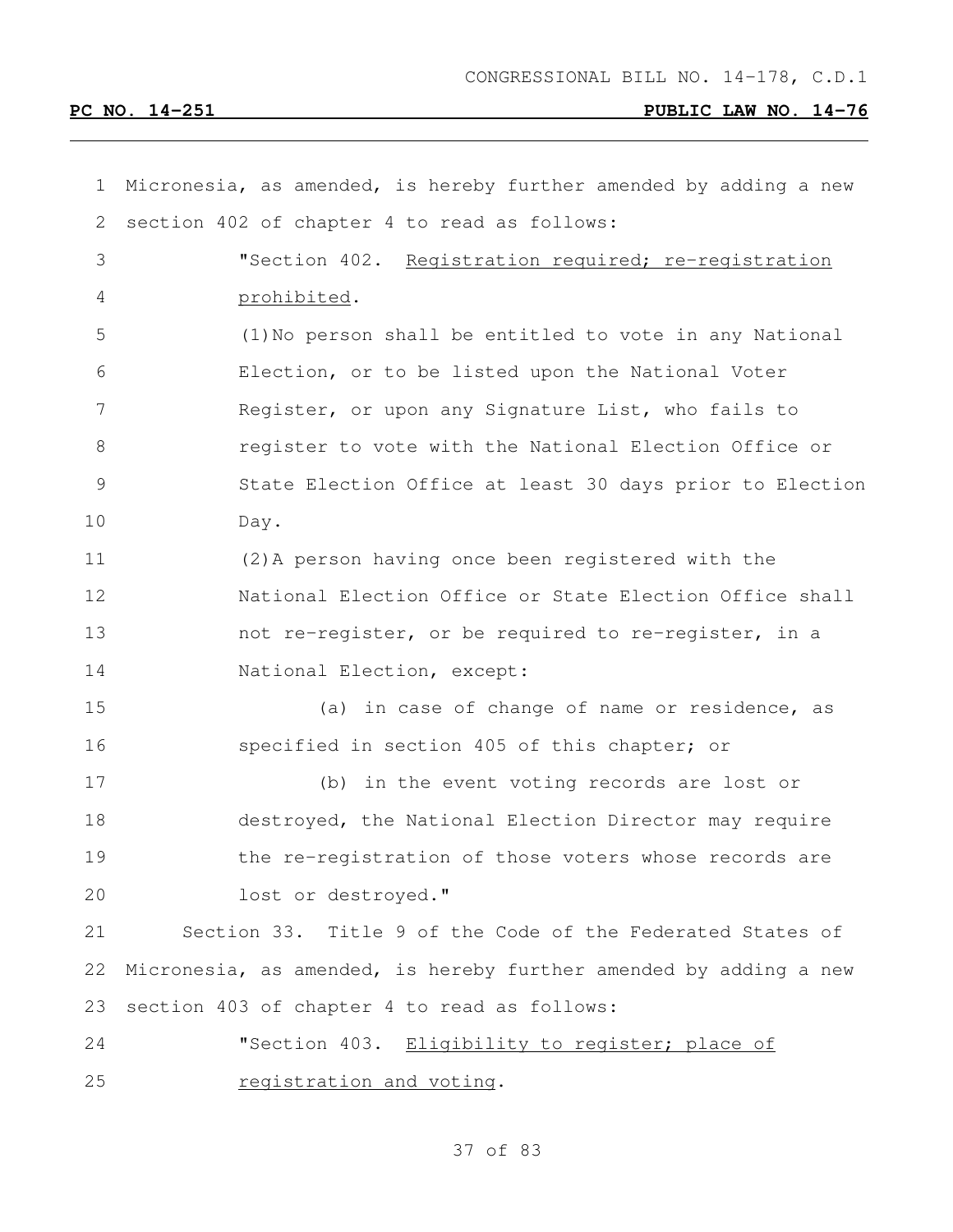Micronesia, as amended, is hereby further amended by adding a new section 402 of chapter 4 to read as follows:

"Section 402. Registration required; re-registration prohibited.

(1) No person shall be entitled to vote in any National Election, or to be listed upon the National Voter Register, or upon any Signature List, who fails to register to vote with the National Election Office or State Election Office at least 30 days prior to Election Day.

(2) A person having once been registered with the National Election Office or State Election Office shall not re-register, or be required to re-register, in a National Election, except:

(a) in case of change of name or residence, as specified in section 405 of this chapter; or

(b) in the event voting records are lost or destroyed, the National Election Director may require the re-registration of those voters whose records are lost or destroyed."

Section 33. Title 9 of the Code of the Federated States of Micronesia, as amended, is hereby further amended by adding a new section 403 of chapter 4 to read as follows:

"Section 403. Eligibility to register; place of registration and voting.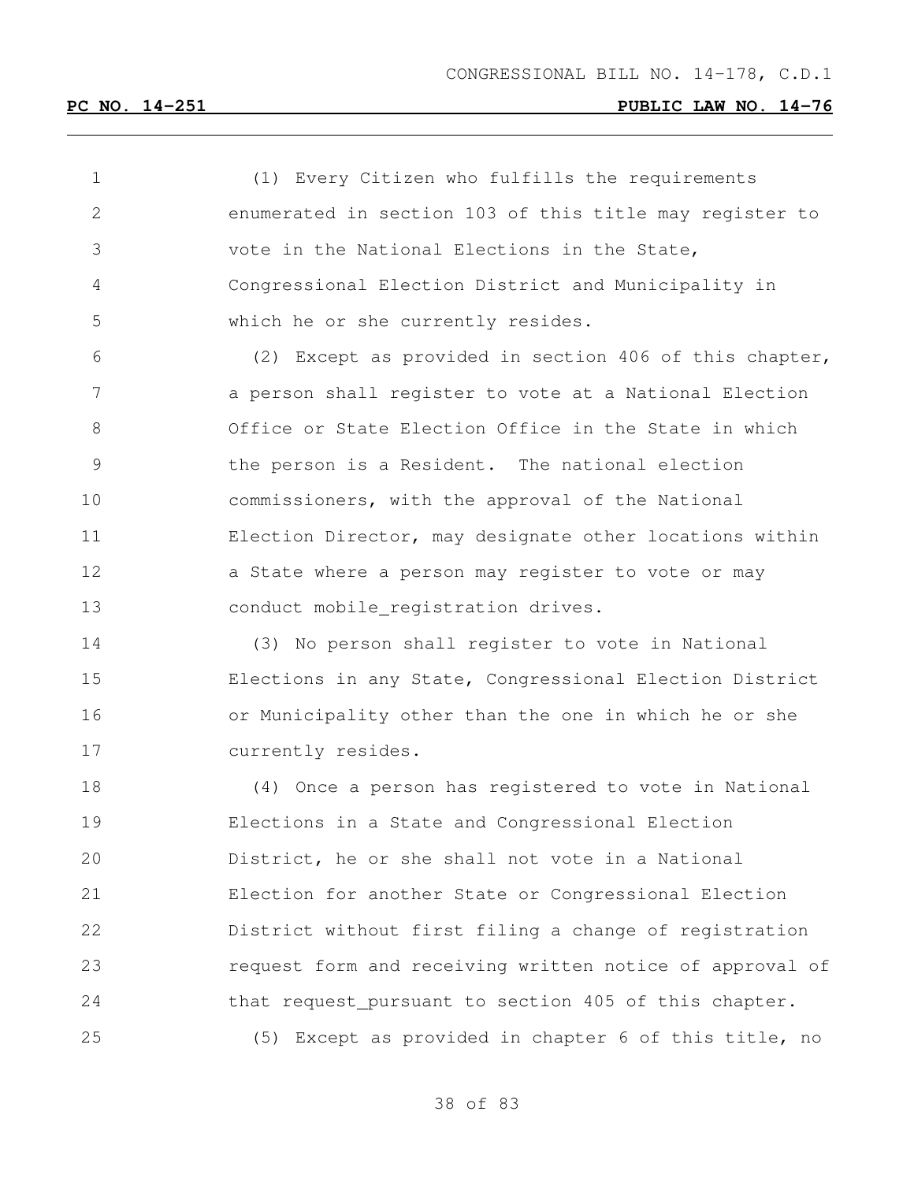(1) Every Citizen who fulfills the requirements enumerated in section 103 of this title may register to vote in the National Elections in the State, Congressional Election District and Municipality in which he or she currently resides.

(2) Except as provided in section 406 of this chapter, a person shall register to vote at a National Election Office or State Election Office in the State in which the person is a Resident. The national election commissioners, with the approval of the National Election Director, may designate other locations within a State where a person may register to vote or may conduct mobile_registration drives.

(3) No person shall register to vote in National Elections in any State, Congressional Election District or Municipality other than the one in which he or she currently resides.

(4) Once a person has registered to vote in National Elections in a State and Congressional Election District, he or she shall not vote in a National Election for another State or Congressional Election District without first filing a change of registration request form and receiving written notice of approval of that request_pursuant to section 405 of this chapter.

(5) Except as provided in chapter 6 of this title, no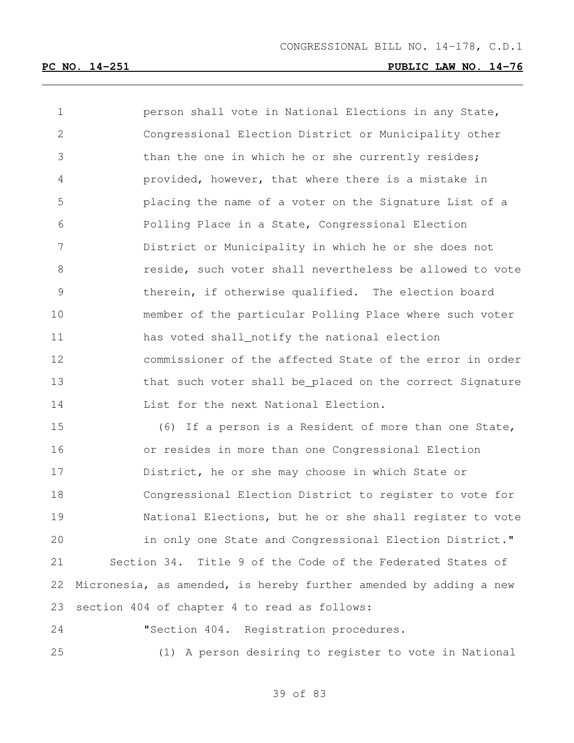person shall vote in National Elections in any State, Congressional Election District or Municipality other than the one in which he or she currently resides; provided, however, that where there is a mistake in placing the name of a voter on the Signature List of a Polling Place in a State, Congressional Election District or Municipality in which he or she does not reside, such voter shall nevertheless be allowed to vote therein, if otherwise qualified. The election board member of the particular Polling Place where such voter has voted shall notify the national election commissioner of the affected State of the error in order that such voter shall be placed on the correct Signature List for the next National Election.

(6) If a person is a Resident of more than one State, or resides in more than one Congressional Election District, he or she may choose in which State or Congressional Election District to register to vote for National Elections, but he or she shall register to vote in only one State and Congressional Election District."

Section 34. Title 9 of the Code of the Federated States of Micronesia, as amended, is hereby further amended by adding a new section 404 of chapter 4 to read as follows:

"Section 404. Registration procedures.

(1) A person desiring to register to vote in National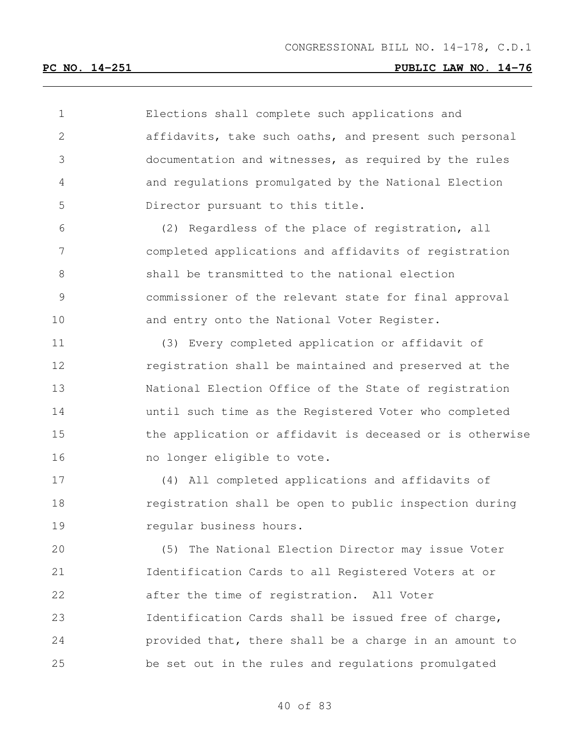Elections shall complete such applications and affidavits, take such oaths, and present such personal documentation and witnesses, as required by the rules and regulations promulgated by the National Election Director pursuant to this title.

(2) Regardless of the place of registration, all completed applications and affidavits of registration shall be transmitted to the national election commissioner of the relevant state for final approval and entry onto the National Voter Register.

(3) Every completed application or affidavit of registration shall be maintained and preserved at the National Election Office of the State of registration until such time as the Registered Voter who completed the application or affidavit is deceased or is otherwise no longer eligible to vote.

(4) All completed applications and affidavits of registration shall be open to public inspection during regular business hours.

(5) The National Election Director may issue Voter Identification Cards to all Registered Voters at or after the time of registration. All Voter Identification Cards shall be issued free of charge, provided that, there shall be a charge in an amount to be set out in the rules and regulations promulgated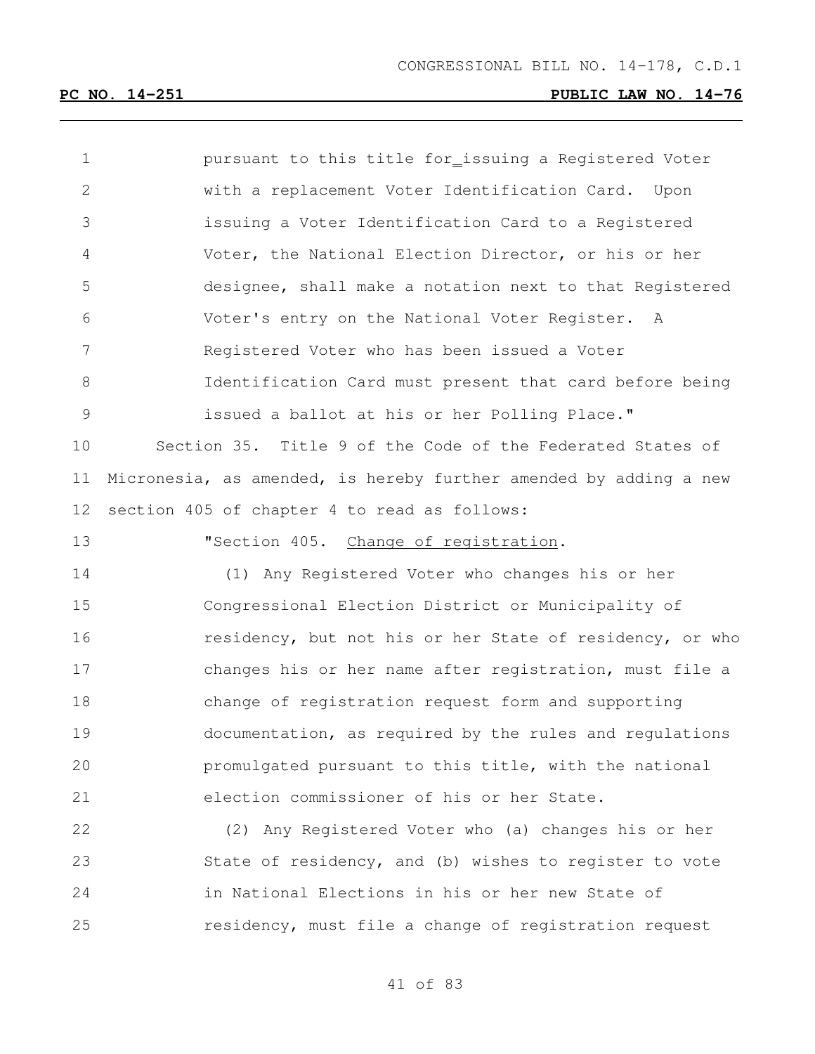pursuant to this title for_issuing a Registered Voter with a replacement Voter Identification Card. Upon issuing a Voter Identification Card to a Registered Voter, the National Election Director, or his or her designee, shall make a notation next to that Registered Voter's entry on the National Voter Register. A Registered Voter who has been issued a Voter Identification Card must present that card before being issued a ballot at his or her Polling Place."

Section 35. Title 9 of the Code of the Federated States of Micronesia, as amended, is hereby further amended by adding a new section 405 of chapter 4 to read as follows:

"Section 405. Change of registration.

(1) Any Registered Voter who changes his or her Congressional Election District or Municipality of residency, but not his or her State of residency, or who changes his or her name after registration, must file a change of registration request form and supporting documentation, as required by the rules and regulations promulgated pursuant to this title, with the national election commissioner of his or her State.

(2) Any Registered Voter who (a) changes his or her State of residency, and (b) wishes to register to vote in National Elections in his or her new State of residency, must file a change of registration request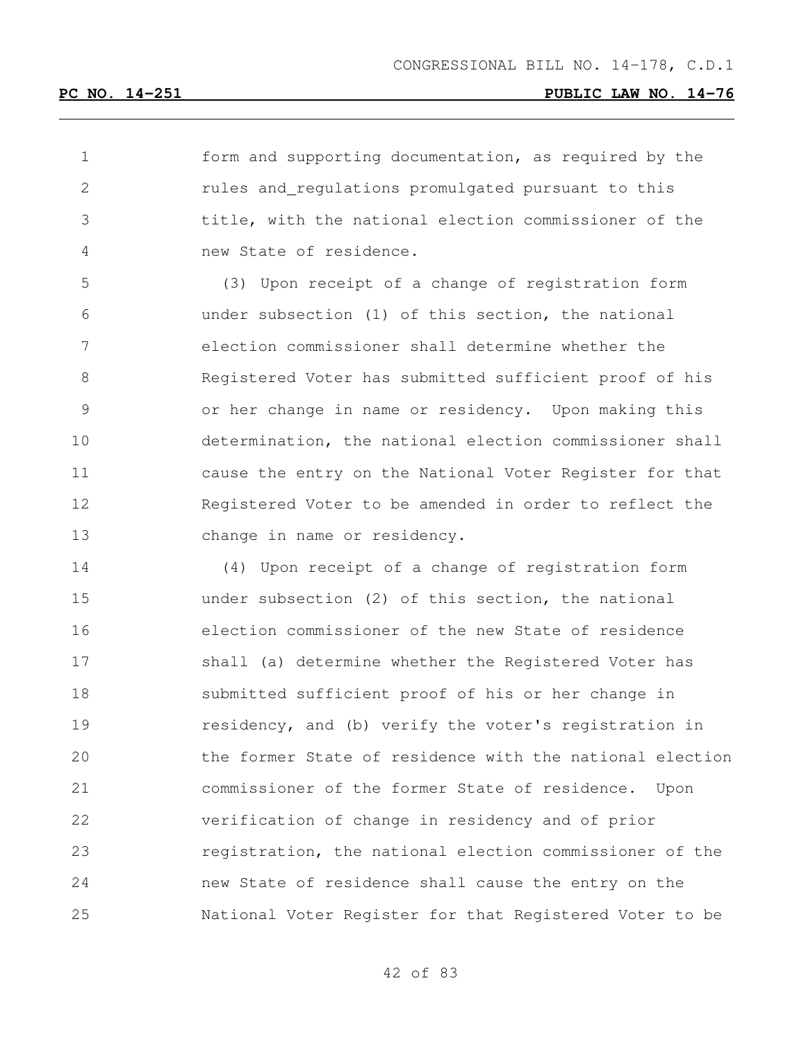form and supporting documentation, as required by the rules and_regulations promulgated pursuant to this title, with the national election commissioner of the new State of residence.

(3) Upon receipt of a change of registration form under subsection (1) of this section, the national election commissioner shall determine whether the Registered Voter has submitted sufficient proof of his or her change in name or residency. Upon making this determination, the national election commissioner shall cause the entry on the National Voter Register for that Registered Voter to be amended in order to reflect the change in name or residency.

(4) Upon receipt of a change of registration form under subsection (2) of this section, the national election commissioner of the new State of residence shall (a) determine whether the Registered Voter has submitted sufficient proof of his or her change in residency, and (b) verify the voter's registration in the former State of residence with the national election commissioner of the former State of residence. Upon verification of change in residency and of prior registration, the national election commissioner of the new State of residence shall cause the entry on the National Voter Register for that Registered Voter to be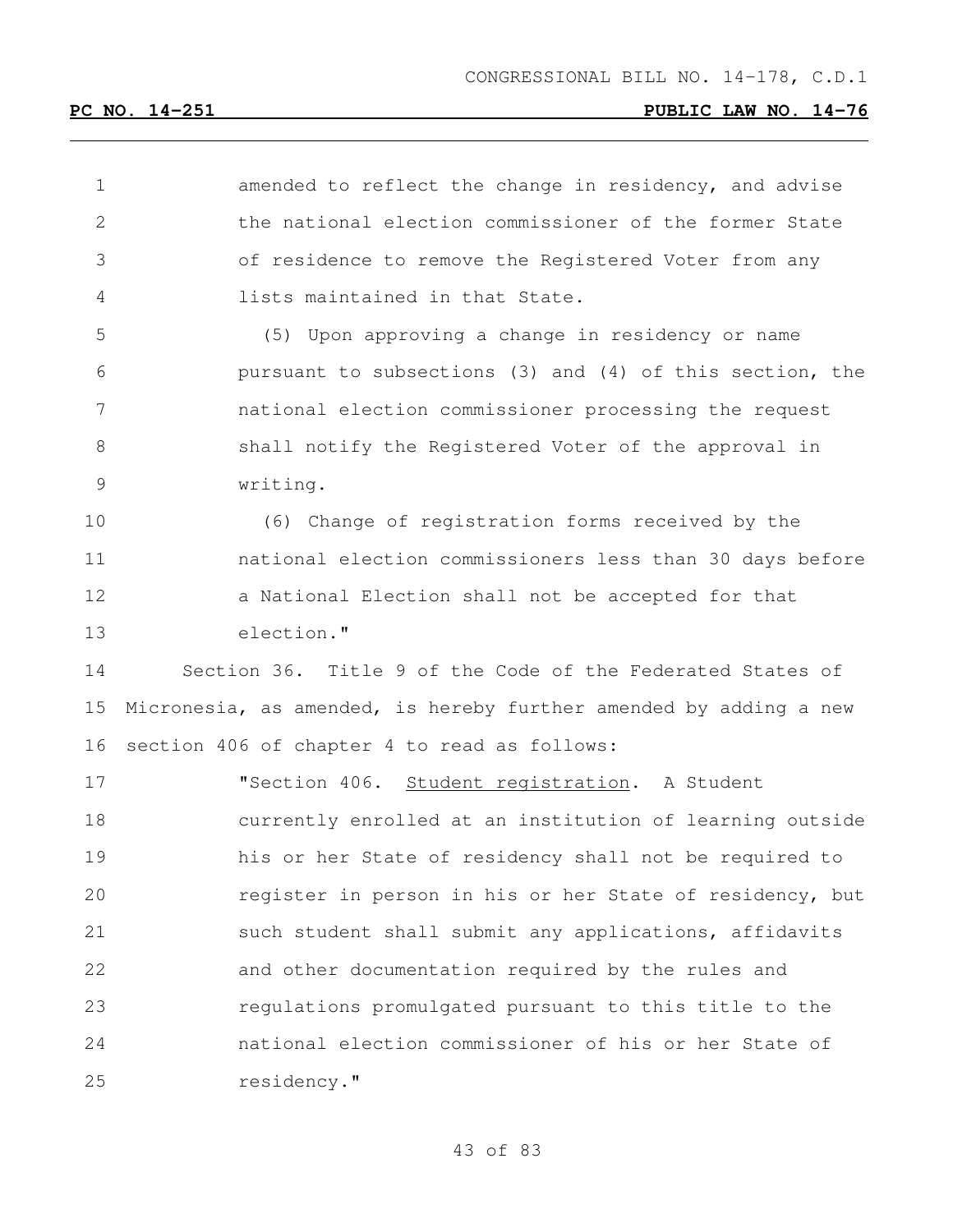amended to reflect the change in residency, and advise the national election commissioner of the former State of residence to remove the Registered Voter from any lists maintained in that State.

(5) Upon approving a change in residency or name pursuant to subsections (3) and (4) of this section, the national election commissioner processing the request shall notify the Registered Voter of the approval in writing.

(6) Change of registration forms received by the national election commissioners less than 30 days before a National Election shall not be accepted for that election."

Section 36. Title 9 of the Code of the Federated States of Micronesia, as amended, is hereby further amended by adding a new section 406 of chapter 4 to read as follows:

"Section 406. Student registration. A Student currently enrolled at an institution of learning outside his or her State of residency shall not be required to register in person in his or her State of residency, but such student shall submit any applications, affidavits and other documentation required by the rules and regulations promulgated pursuant to this title to the national election commissioner of his or her State of residency."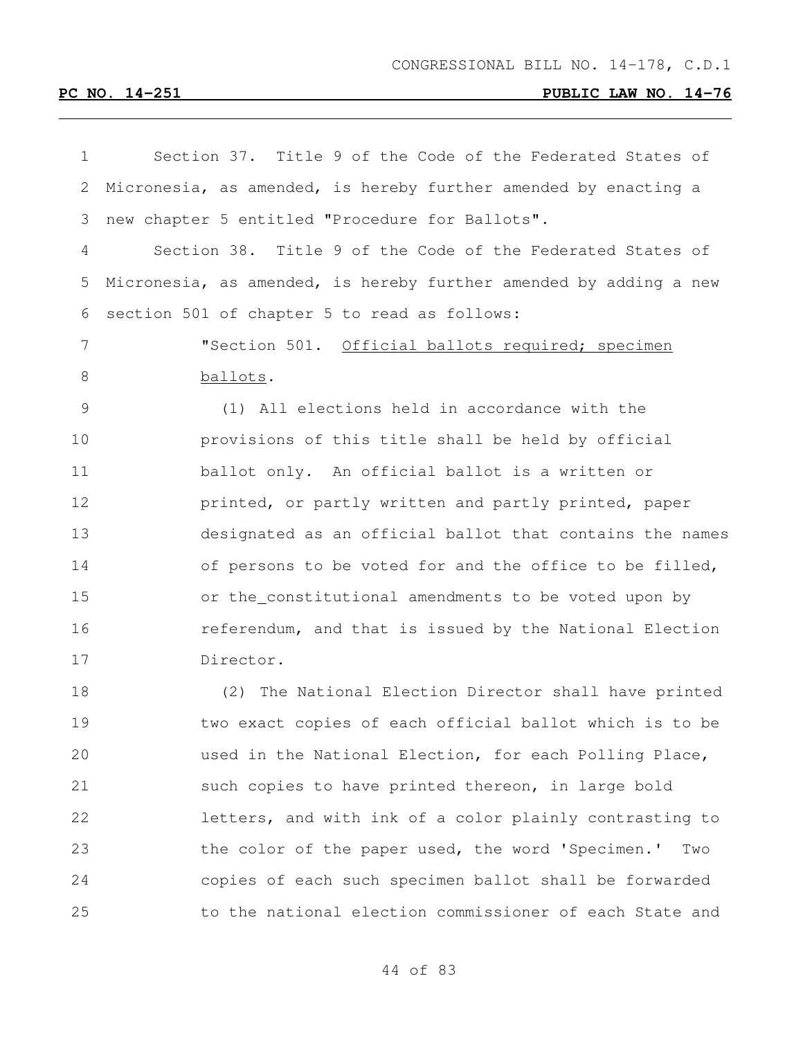Section 37. Title 9 of the Code of the Federated States of Micronesia, as amended, is hereby further amended by enacting a new chapter 5 entitled "Procedure for Ballots".

Section 38. Title 9 of the Code of the Federated States of Micronesia, as amended, is hereby further amended by adding a new section 501 of chapter 5 to read as follows:

"Section 501. Official ballots required; specimen ballots.

(1) All elections held in accordance with the provisions of this title shall be held by official ballot only. An official ballot is a written or printed, or partly written and partly printed, paper designated as an official ballot that contains the names of persons to be voted for and the office to be filled, or the constitutional amendments to be voted upon by referendum, and that is issued by the National Election Director.

(2) The National Election Director shall have printed two exact copies of each official ballot which is to be used in the National Election, for each Polling Place, such copies to have printed thereon, in large bold letters, and with ink of a color plainly contrasting to the color of the paper used, the word 'Specimen.' Two copies of each such specimen ballot shall be forwarded to the national election commissioner of each State and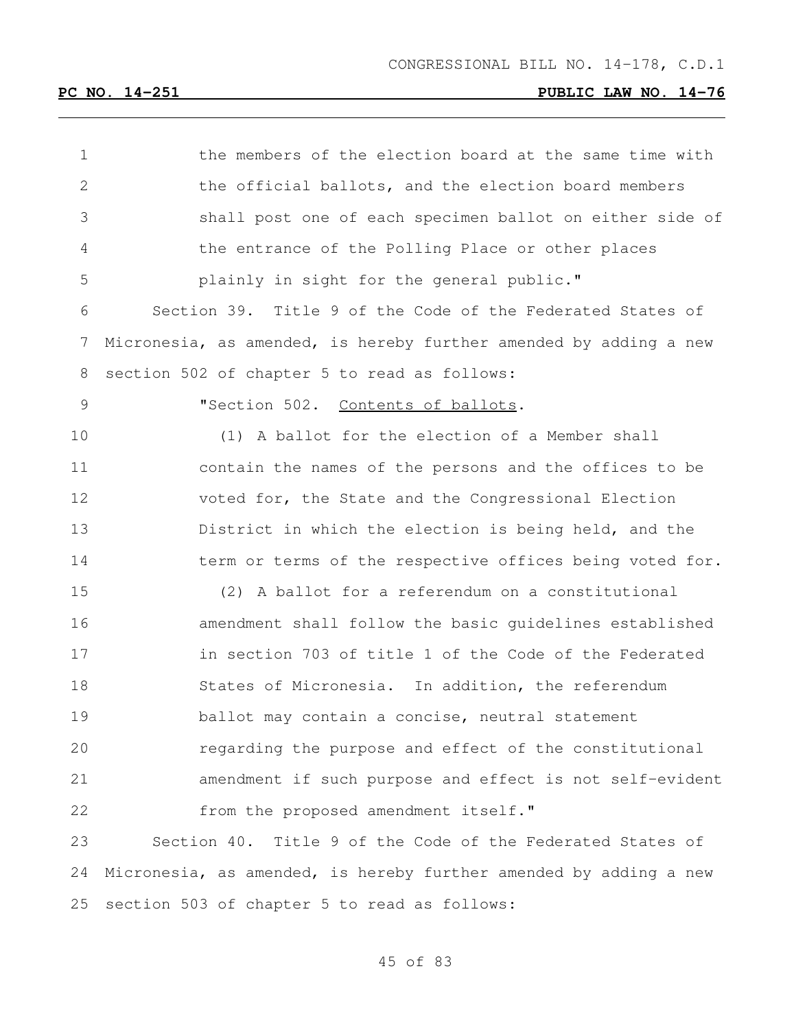the members of the election board at the same time with the official ballots, and the election board members shall post one of each specimen ballot on either side of the entrance of the Polling Place or other places plainly in sight for the general public."

Section 39. Title 9 of the Code of the Federated States of Micronesia, as amended, is hereby further amended by adding a new section 502 of chapter 5 to read as follows:

"Section 502. Contents of ballots.

(1) A ballot for the election of a Member shall contain the names of the persons and the offices to be voted for, the State and the Congressional Election District in which the election is being held, and the term or terms of the respective offices being voted for.

(2) A ballot for a referendum on a constitutional amendment shall follow the basic guidelines established in section 703 of title 1 of the Code of the Federated States of Micronesia. In addition, the referendum ballot may contain a concise, neutral statement regarding the purpose and effect of the constitutional amendment if such purpose and effect is not self-evident from the proposed amendment itself."

Section 40. Title 9 of the Code of the Federated States of Micronesia, as amended, is hereby further amended by adding a new section 503 of chapter 5 to read as follows: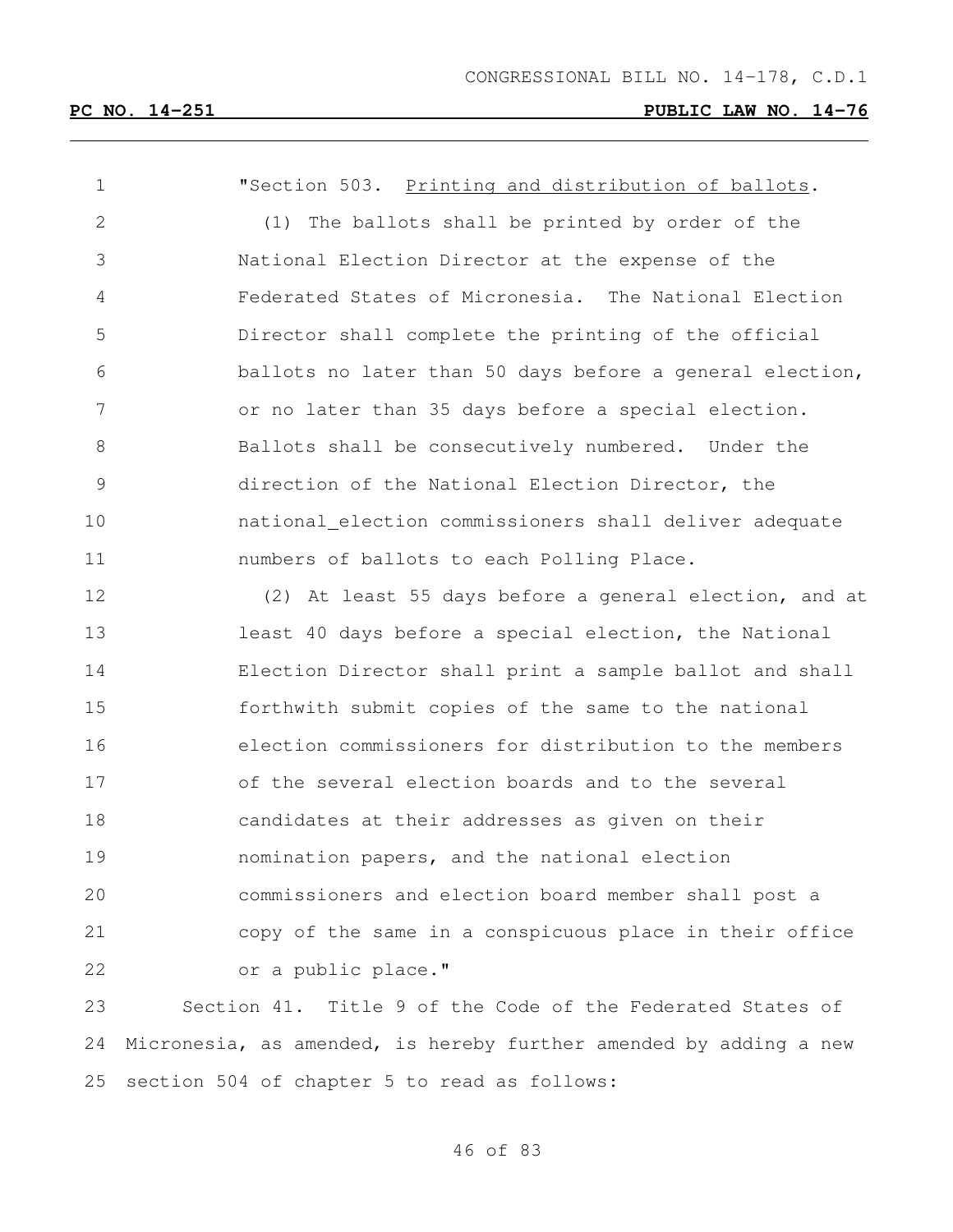"Section 503. <u>Printing and distribution of ballots</u>.

(1) The ballots shall be printed by order of the National Election Director at the expense of the Federated States of Micronesia. The National Election Director shall complete the printing of the official ballots no later than 50 days before a general election, or no later than 35 days before a special election. Ballots shall be consecutively numbered. Under the direction of the National Election Director, the national_election commissioners shall deliver adequate numbers of ballots to each Polling Place.

(2) At least 55 days before a general election, and at least 40 days before a special election, the National Election Director shall print a sample ballot and shall forthwith submit copies of the same to the national election commissioners for distribution to the members of the several election boards and to the several candidates at their addresses as given on their nomination papers, and the national election commissioners and election board member shall post a copy of the same in a conspicuous place in their office or a public place."

Section 41. Title 9 of the Code of the Federated States of Micronesia, as amended, is hereby further amended by adding a new section 504 of chapter 5 to read as follows: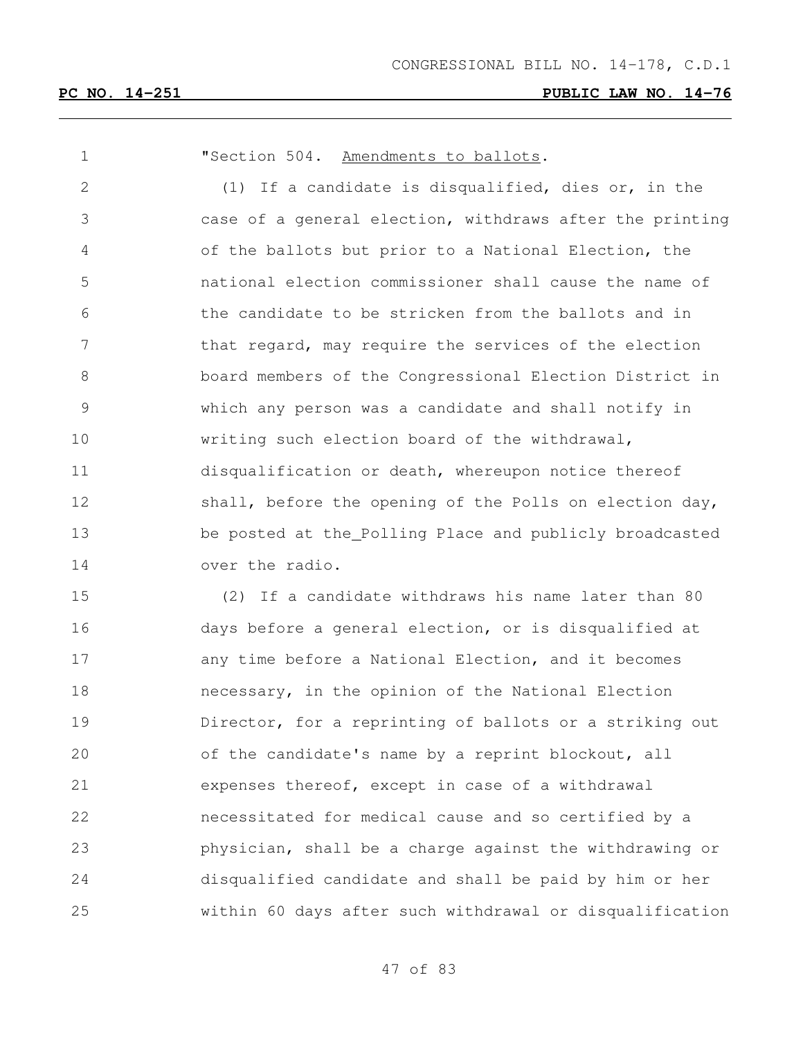"Section 504. Amendments to ballots.

(1) If a candidate is disqualified, dies or, in the case of a general election, withdraws after the printing of the ballots but prior to a National Election, the national election commissioner shall cause the name of the candidate to be stricken from the ballots and in that regard, may require the services of the election board members of the Congressional Election District in which any person was a candidate and shall notify in writing such election board of the withdrawal, disqualification or death, whereupon notice thereof shall, before the opening of the Polls on election day, be posted at the_Polling Place and publicly broadcasted over the radio.

(2) If a candidate withdraws his name later than 80 days before a general election, or is disqualified at any time before a National Election, and it becomes necessary, in the opinion of the National Election Director, for a reprinting of ballots or a striking out of the candidate's name by a reprint blockout, all expenses thereof, except in case of a withdrawal necessitated for medical cause and so certified by a physician, shall be a charge against the withdrawing or disqualified candidate and shall be paid by him or her within 60 days after such withdrawal or disqualification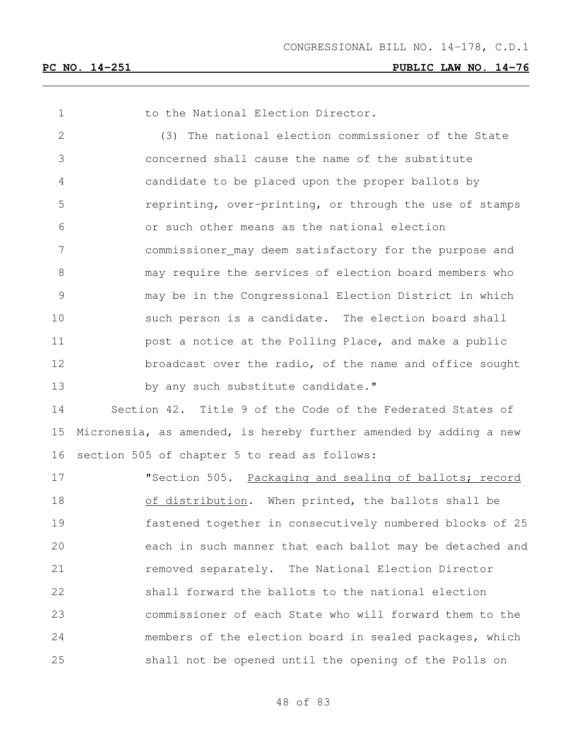to the National Election Director.

(3) The national election commissioner of the State concerned shall cause the name of the substitute candidate to be placed upon the proper ballots by reprinting, over-printing, or through the use of stamps or such other means as the national election commissioner may deem satisfactory for the purpose and may require the services of election board members who may be in the Congressional Election District in which such person is a candidate. The election board shall post a notice at the Polling Place, and make a public broadcast over the radio, of the name and office sought by any such substitute candidate."

Section 42. Title 9 of the Code of the Federated States of Micronesia, as amended, is hereby further amended by adding a new section 505 of chapter 5 to read as follows:

"Section 505. Packaging and sealing of ballots; record of distribution. When printed, the ballots shall be fastened together in consecutively numbered blocks of 25 each in such manner that each ballot may be detached and removed separately. The National Election Director shall forward the ballots to the national election commissioner of each State who will forward them to the members of the election board in sealed packages, which shall not be opened until the opening of the Polls on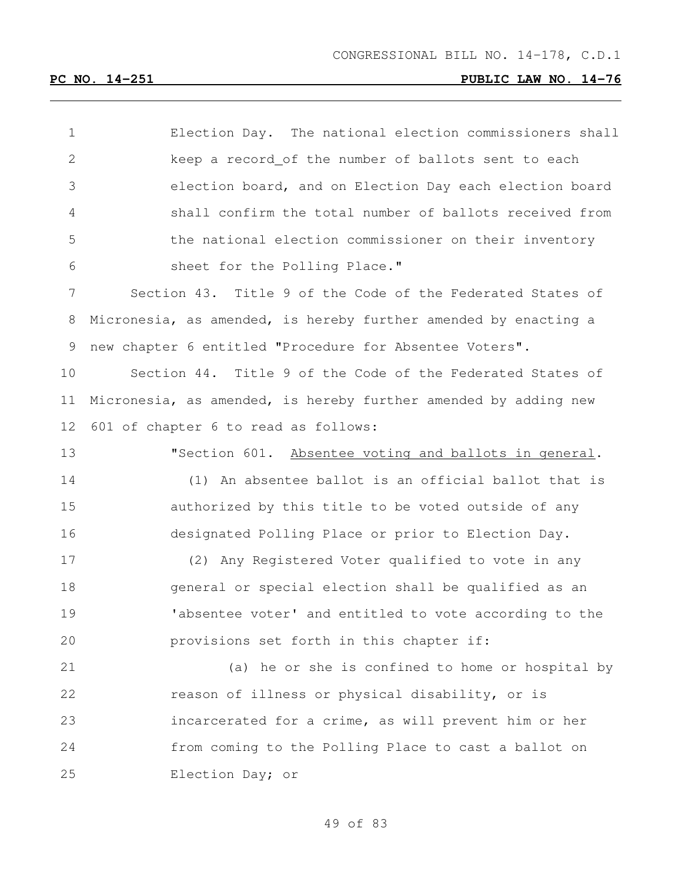Election Day. The national election commissioners shall keep a record_of the number of ballots sent to each election board, and on Election Day each election board shall confirm the total number of ballots received from the national election commissioner on their inventory sheet for the Polling Place."

Section 43. Title 9 of the Code of the Federated States of Micronesia, as amended, is hereby further amended by enacting a new chapter 6 entitled "Procedure for Absentee Voters".

Section 44. Title 9 of the Code of the Federated States of Micronesia, as amended, is hereby further amended by adding new 601 of chapter 6 to read as follows:

"Section 601. Absentee voting and ballots in general.

(1) An absentee ballot is an official ballot that is authorized by this title to be voted outside of any designated Polling Place or prior to Election Day.

(2) Any Registered Voter qualified to vote in any general or special election shall be qualified as an 'absentee voter' and entitled to vote according to the provisions set forth in this chapter if:

(a) he or she is confined to home or hospital by reason of illness or physical disability, or is incarcerated for a crime, as will prevent him or her from coming to the Polling Place to cast a ballot on Election Day; or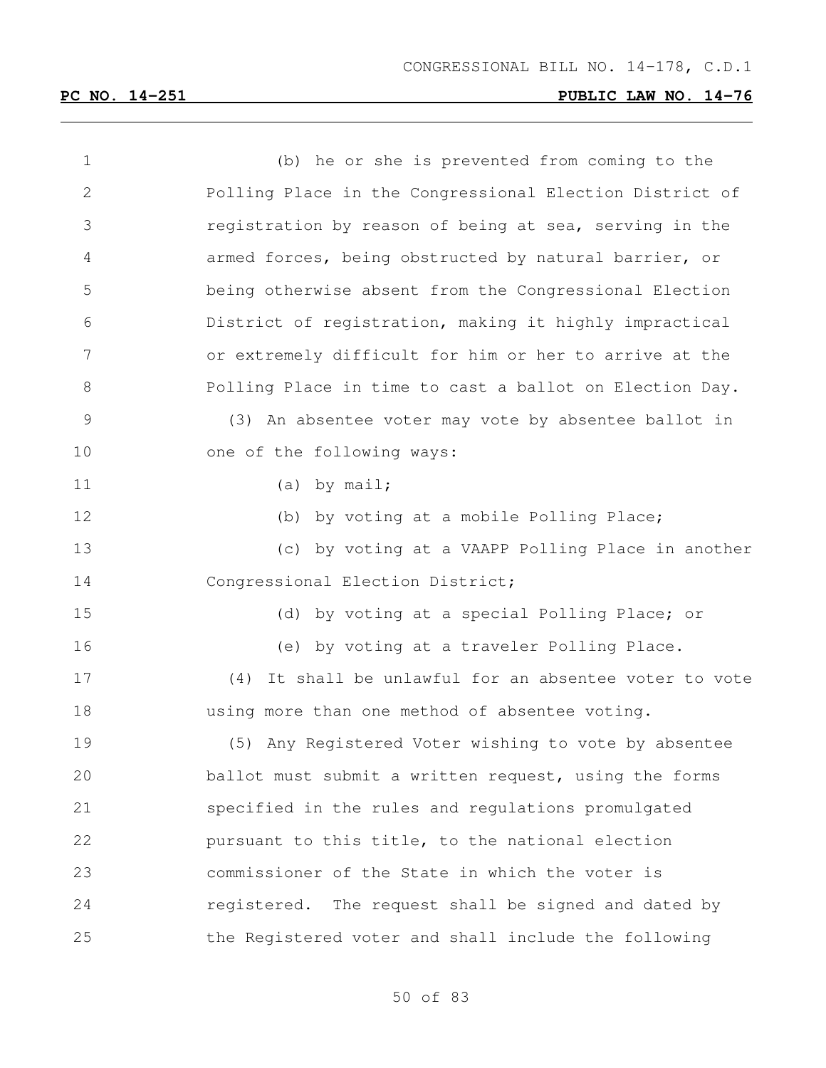(b) he or she is prevented from coming to the Polling Place in the Congressional Election District of registration by reason of being at sea, serving in the armed forces, being obstructed by natural barrier, or being otherwise absent from the Congressional Election District of registration, making it highly impractical or extremely difficult for him or her to arrive at the Polling Place in time to cast a ballot on Election Day.

(3) An absentee voter may vote by absentee ballot in one of the following ways:

(a) by mail;

(b) by voting at a mobile Polling Place;

(c) by voting at a VAAPP Polling Place in another Congressional Election District;

(d) by voting at a special Polling Place; or

(e) by voting at a traveler Polling Place.

(4) It shall be unlawful for an absentee voter to vote using more than one method of absentee voting.

(5) Any Registered Voter wishing to vote by absentee ballot must submit a written request, using the forms specified in the rules and regulations promulgated pursuant to this title, to the national election commissioner of the State in which the voter is registered. The request shall be signed and dated by the Registered voter and shall include the following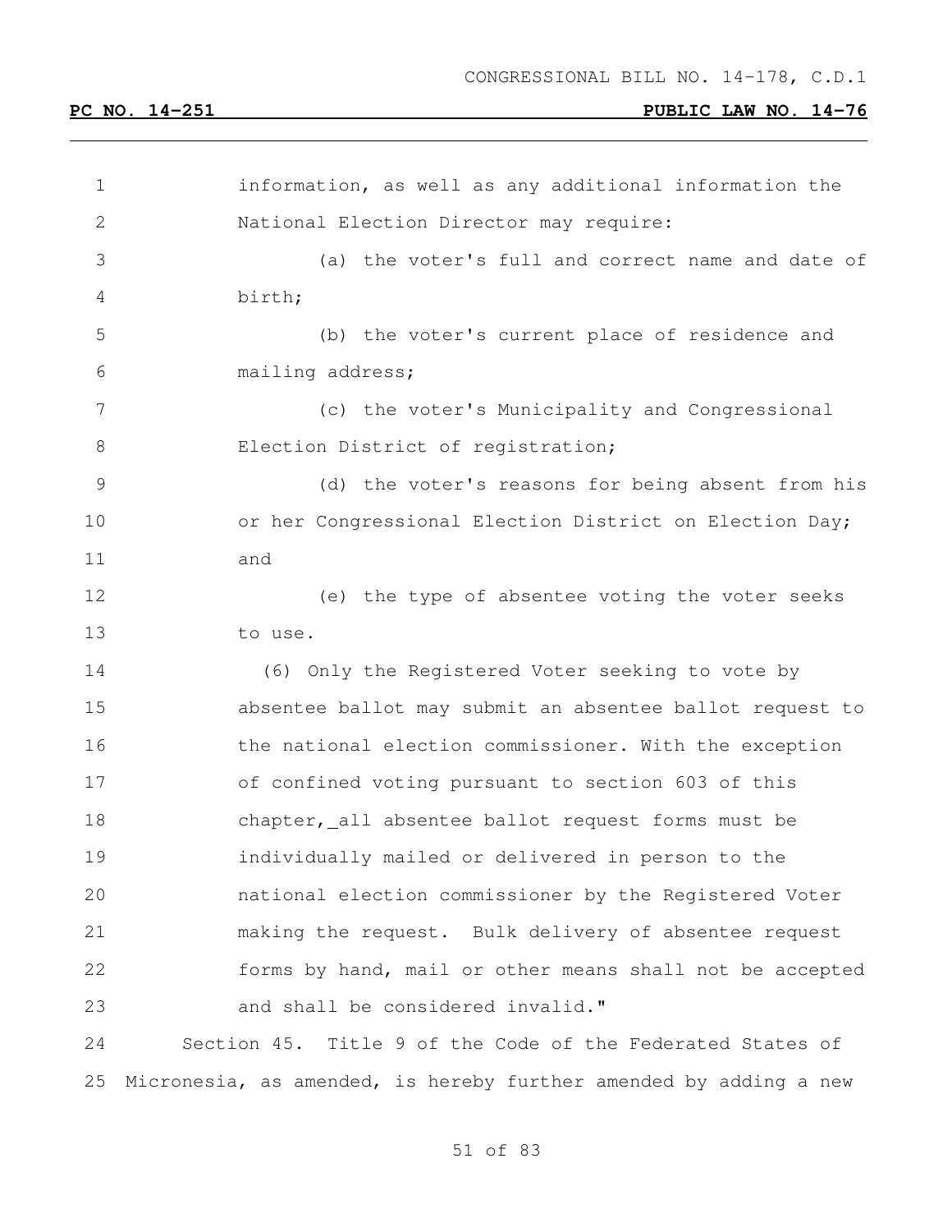information, as well as any additional information the National Election Director may require:

(a) the voter's full and correct name and date of birth;

(b) the voter's current place of residence and mailing address;

(c) the voter's Municipality and Congressional Election District of registration;

(d) the voter's reasons for being absent from his or her Congressional Election District on Election Day; and

(e) the type of absentee voting the voter seeks to use.

(6) Only the Registered Voter seeking to vote by absentee ballot may submit an absentee ballot request to the national election commissioner. With the exception of confined voting pursuant to section 603 of this chapter, all absentee ballot request forms must be individually mailed or delivered in person to the national election commissioner by the Registered Voter making the request. Bulk delivery of absentee request forms by hand, mail or other means shall not be accepted and shall be considered invalid."

Section 45. Title 9 of the Code of the Federated States of Micronesia, as amended, is hereby further amended by adding a new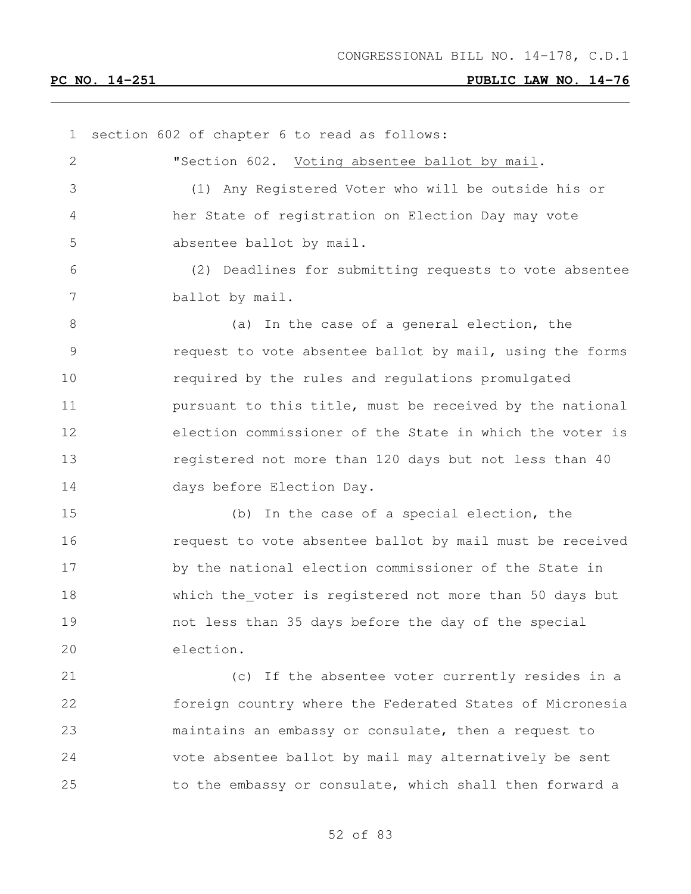section 602 of chapter 6 to read as follows:

"Section 602. Voting absentee ballot by mail.

(1) Any Registered Voter who will be outside his or her State of registration on Election Day may vote absentee ballot by mail.

(2) Deadlines for submitting requests to vote absentee ballot by mail.

(a) In the case of a general election, the request to vote absentee ballot by mail, using the forms required by the rules and regulations promulgated pursuant to this title, must be received by the national election commissioner of the State in which the voter is registered not more than 120 days but not less than 40 days before Election Day.

(b) In the case of a special election, the request to vote absentee ballot by mail must be received by the national election commissioner of the State in which the_voter is registered not more than 50 days but not less than 35 days before the day of the special election.

(c) If the absentee voter currently resides in a foreign country where the Federated States of Micronesia maintains an embassy or consulate, then a request to vote absentee ballot by mail may alternatively be sent to the embassy or consulate, which shall then forward a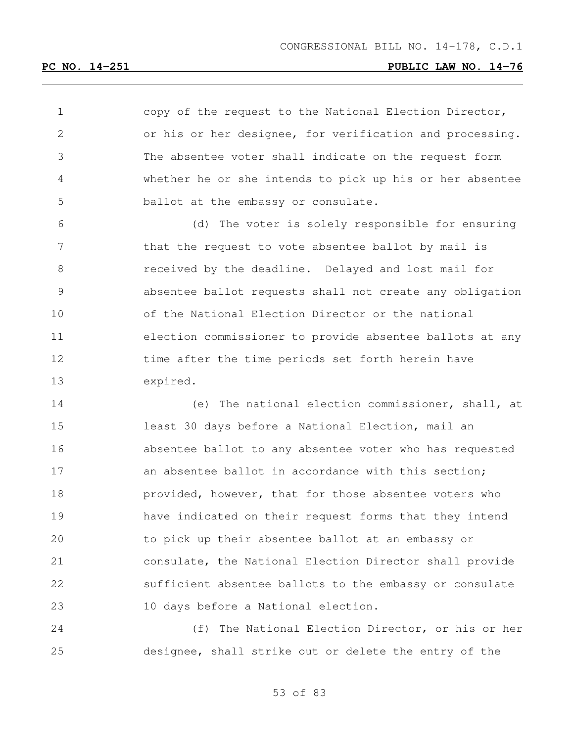copy of the request to the National Election Director, or his or her designee, for verification and processing. The absentee voter shall indicate on the request form whether he or she intends to pick up his or her absentee ballot at the embassy or consulate.

(d) The voter is solely responsible for ensuring that the request to vote absentee ballot by mail is received by the deadline. Delayed and lost mail for absentee ballot requests shall not create any obligation of the National Election Director or the national election commissioner to provide absentee ballots at any time after the time periods set forth herein have expired.

(e) The national election commissioner, shall, at least 30 days before a National Election, mail an absentee ballot to any absentee voter who has requested an absentee ballot in accordance with this section; provided, however, that for those absentee voters who have indicated on their request forms that they intend to pick up their absentee ballot at an embassy or consulate, the National Election Director shall provide sufficient absentee ballots to the embassy or consulate 10 days before a National election.

(f) The National Election Director, or his or her designee, shall strike out or delete the entry of the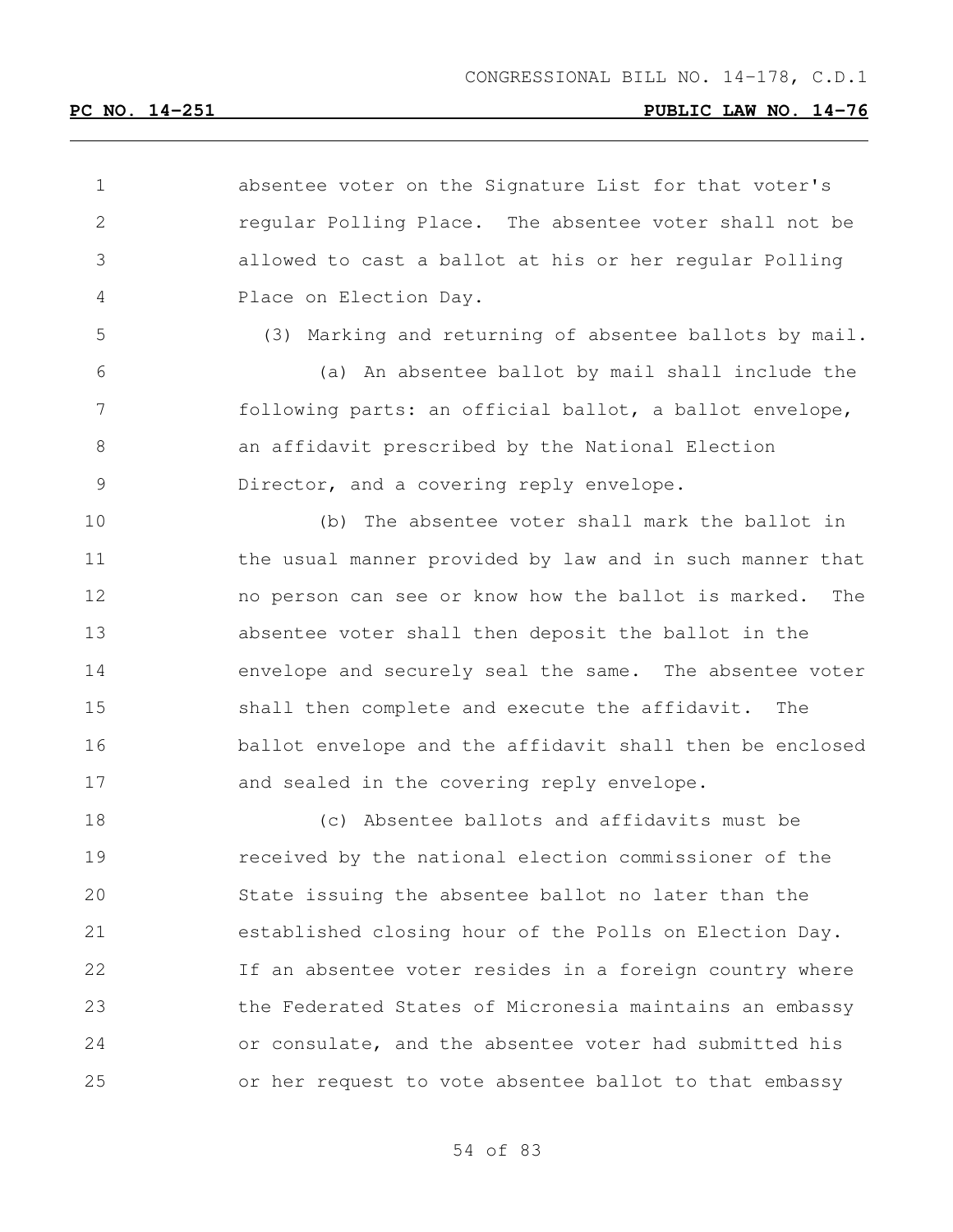absentee voter on the Signature List for that voter's regular Polling Place. The absentee voter shall not be allowed to cast a ballot at his or her regular Polling Place on Election Day.

(3) Marking and returning of absentee ballots by mail.

(a) An absentee ballot by mail shall include the following parts: an official ballot, a ballot envelope, an affidavit prescribed by the National Election Director, and a covering reply envelope.

(b) The absentee voter shall mark the ballot in the usual manner provided by law and in such manner that no person can see or know how the ballot is marked. The absentee voter shall then deposit the ballot in the envelope and securely seal the same. The absentee voter shall then complete and execute the affidavit. The ballot envelope and the affidavit shall then be enclosed and sealed in the covering reply envelope.

(c) Absentee ballots and affidavits must be received by the national election commissioner of the State issuing the absentee ballot no later than the established closing hour of the Polls on Election Day. If an absentee voter resides in a foreign country where the Federated States of Micronesia maintains an embassy or consulate, and the absentee voter had submitted his or her request to vote absentee ballot to that embassy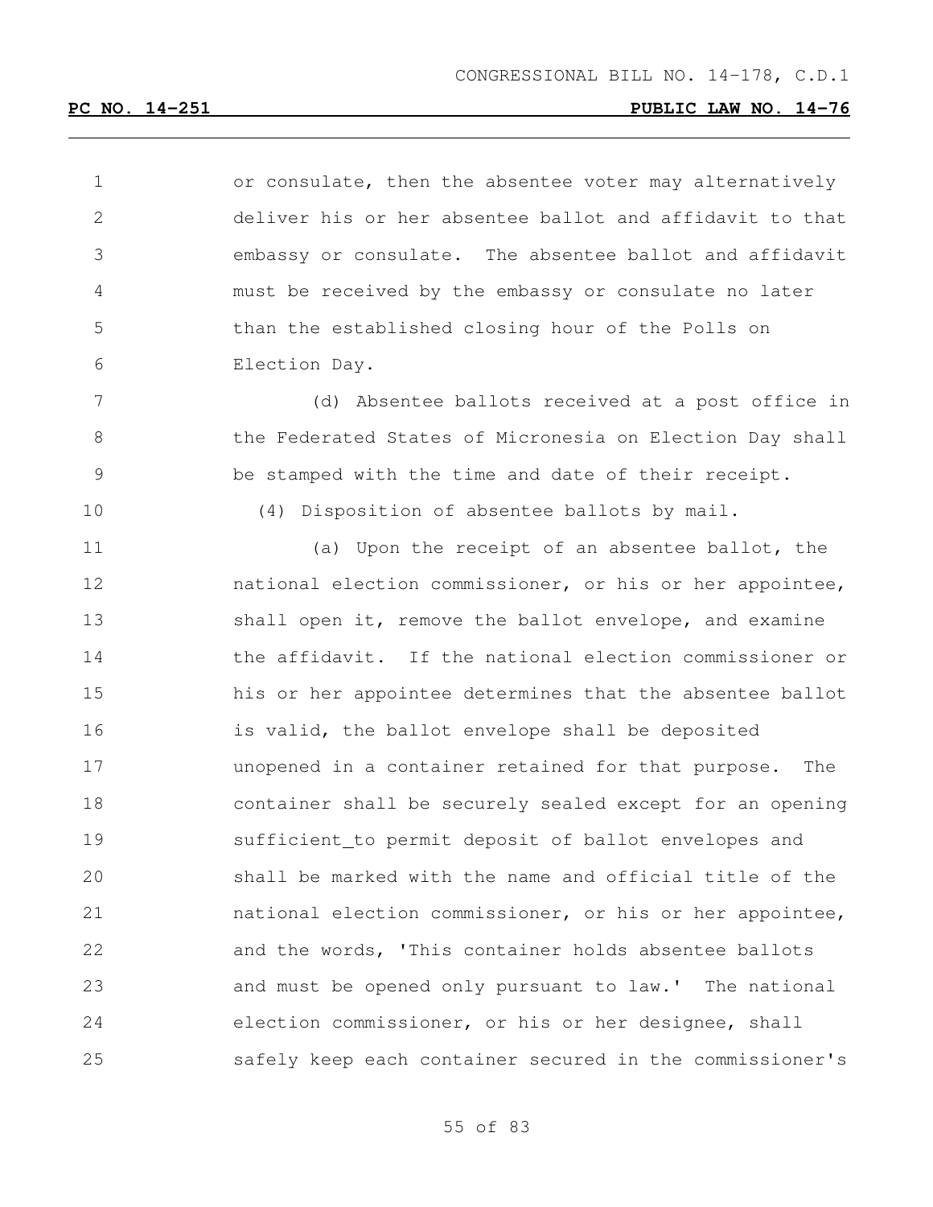or consulate, then the absentee voter may alternatively deliver his or her absentee ballot and affidavit to that embassy or consulate. The absentee ballot and affidavit must be received by the embassy or consulate no later than the established closing hour of the Polls on Election Day.

(d) Absentee ballots received at a post office in the Federated States of Micronesia on Election Day shall be stamped with the time and date of their receipt.

(4) Disposition of absentee ballots by mail.

(a) Upon the receipt of an absentee ballot, the national election commissioner, or his or her appointee, shall open it, remove the ballot envelope, and examine the affidavit. If the national election commissioner or his or her appointee determines that the absentee ballot is valid, the ballot envelope shall be deposited unopened in a container retained for that purpose. The container shall be securely sealed except for an opening sufficient_to permit deposit of ballot envelopes and shall be marked with the name and official title of the national election commissioner, or his or her appointee, and the words, 'This container holds absentee ballots and must be opened only pursuant to law.' The national election commissioner, or his or her designee, shall safely keep each container secured in the commissioner's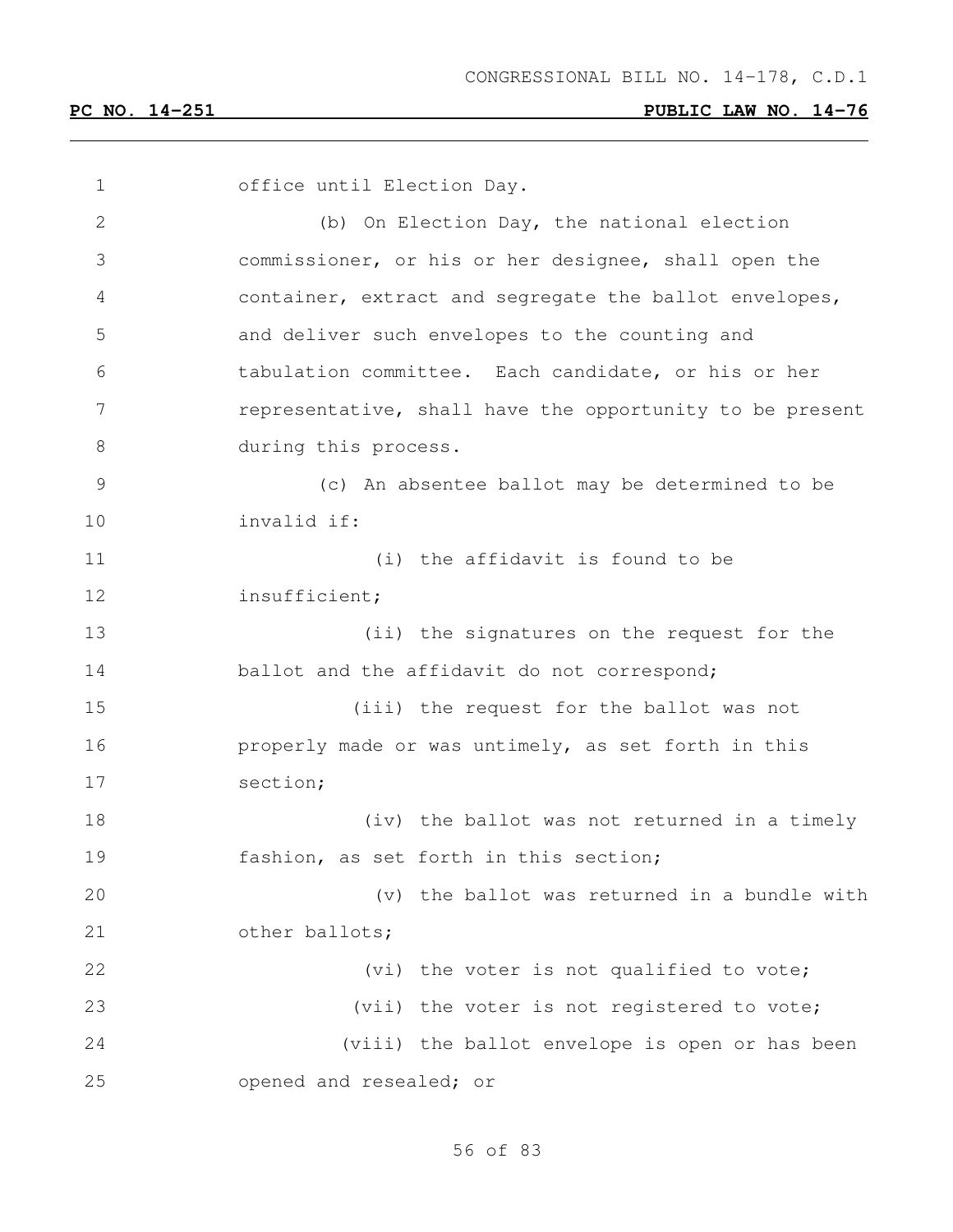office until Election Day.

(b) On Election Day, the national election commissioner, or his or her designee, shall open the container, extract and segregate the ballot envelopes, and deliver such envelopes to the counting and tabulation committee. Each candidate, or his or her representative, shall have the opportunity to be present during this process.

(c) An absentee ballot may be determined to be invalid if:

(i) the affidavit is found to be insufficient;

(ii) the signatures on the request for the ballot and the affidavit do not correspond;

(iii) the request for the ballot was not properly made or was untimely, as set forth in this section;

(iv) the ballot was not returned in a timely fashion, as set forth in this section;

(v) the ballot was returned in a bundle with other ballots;

(vi) the voter is not qualified to vote;

(vii) the voter is not registered to vote;

(viii) the ballot envelope is open or has been opened and resealed; or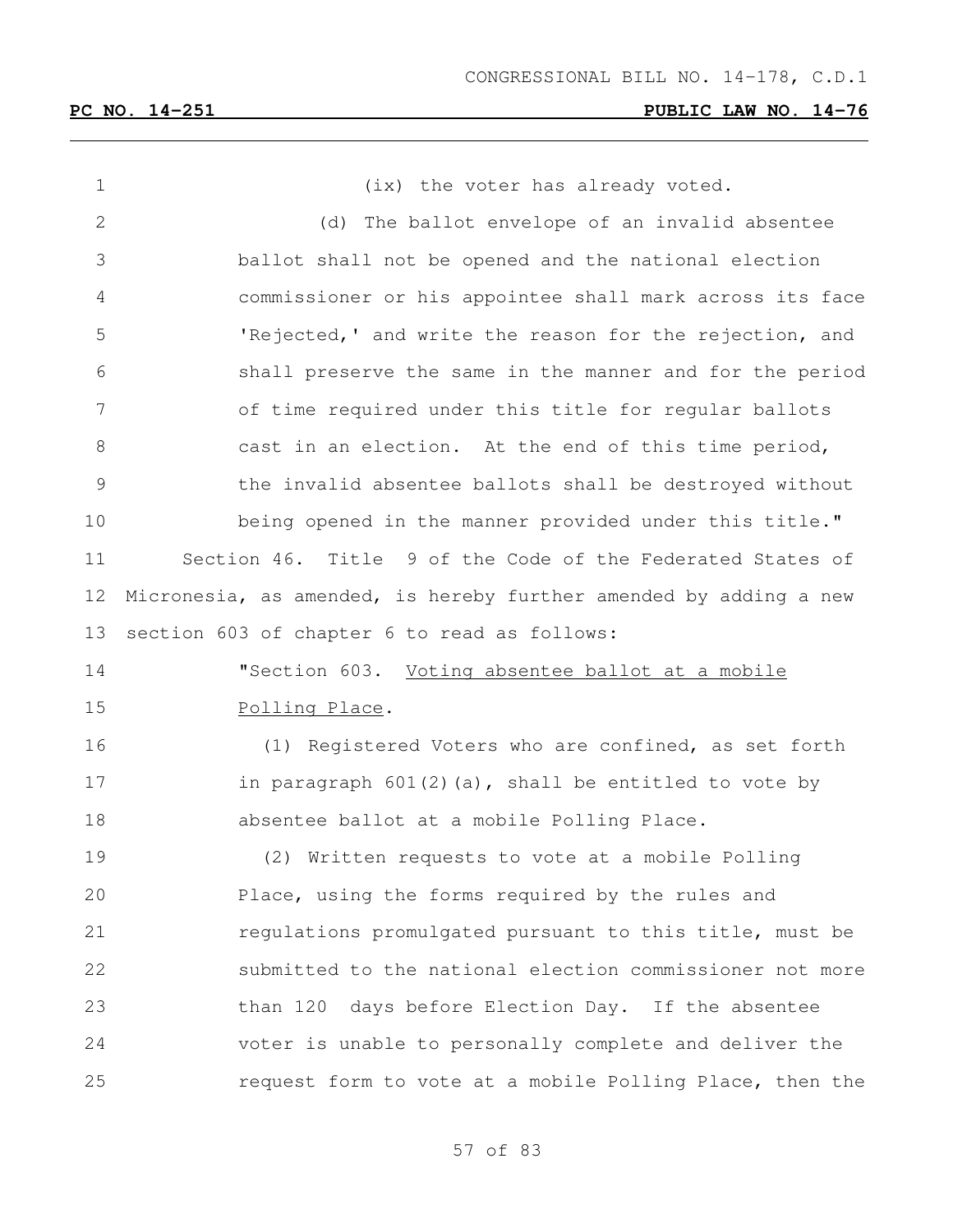(ix) the voter has already voted.

(d) The ballot envelope of an invalid absentee ballot shall not be opened and the national election commissioner or his appointee shall mark across its face 'Rejected,' and write the reason for the rejection, and shall preserve the same in the manner and for the period of time required under this title for regular ballots cast in an election. At the end of this time period, the invalid absentee ballots shall be destroyed without being opened in the manner provided under this title."

Section 46. Title 9 of the Code of the Federated States of Micronesia, as amended, is hereby further amended by adding a new section 603 of chapter 6 to read as follows:

"Section 603. Voting absentee ballot at a mobile Polling Place.

(1) Registered Voters who are confined, as set forth in paragraph 601(2)(a), shall be entitled to vote by absentee ballot at a mobile Polling Place.

(2) Written requests to vote at a mobile Polling Place, using the forms required by the rules and regulations promulgated pursuant to this title, must be submitted to the national election commissioner not more than 120 days before Election Day. If the absentee voter is unable to personally complete and deliver the request form to vote at a mobile Polling Place, then the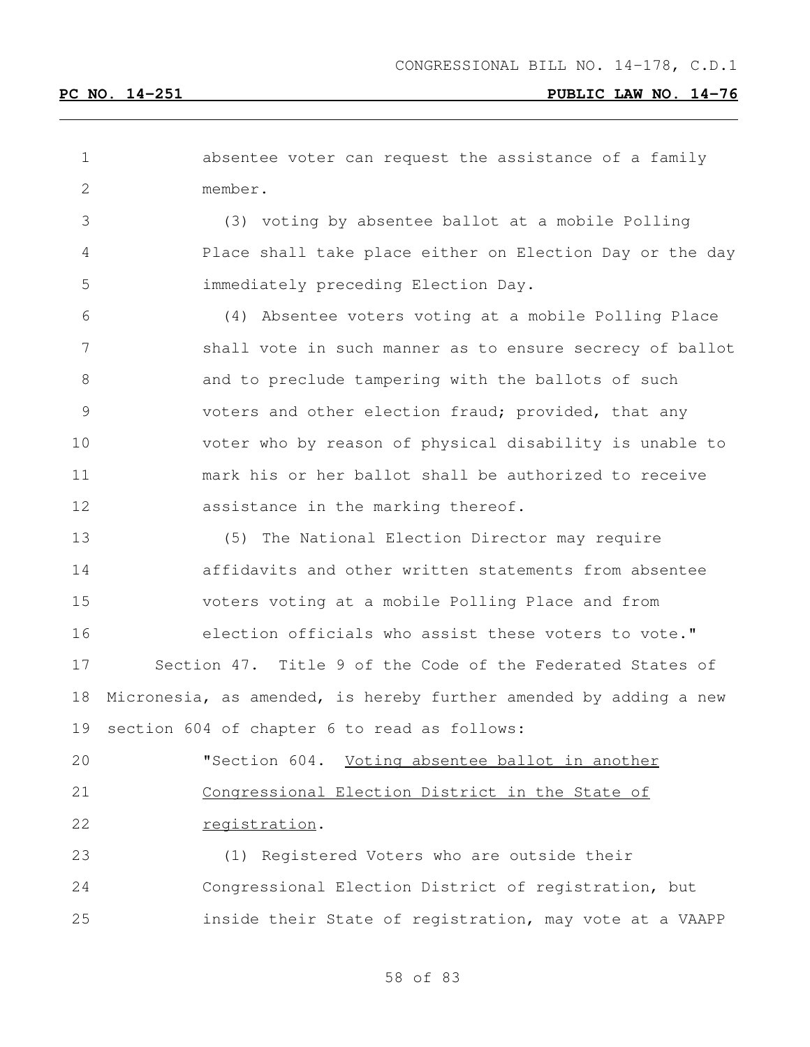absentee voter can request the assistance of a family member.

(3) voting by absentee ballot at a mobile Polling Place shall take place either on Election Day or the day immediately preceding Election Day.

(4) Absentee voters voting at a mobile Polling Place shall vote in such manner as to ensure secrecy of ballot and to preclude tampering with the ballots of such voters and other election fraud; provided, that any voter who by reason of physical disability is unable to mark his or her ballot shall be authorized to receive assistance in the marking thereof.

(5) The National Election Director may require affidavits and other written statements from absentee voters voting at a mobile Polling Place and from election officials who assist these voters to vote."

Section 47. Title 9 of the Code of the Federated States of Micronesia, as amended, is hereby further amended by adding a new section 604 of chapter 6 to read as follows:

"Section 604. Voting absentee ballot in another Congressional Election District in the State of registration.

(1) Registered Voters who are outside their Congressional Election District of registration, but inside their State of registration, may vote at a VAAPP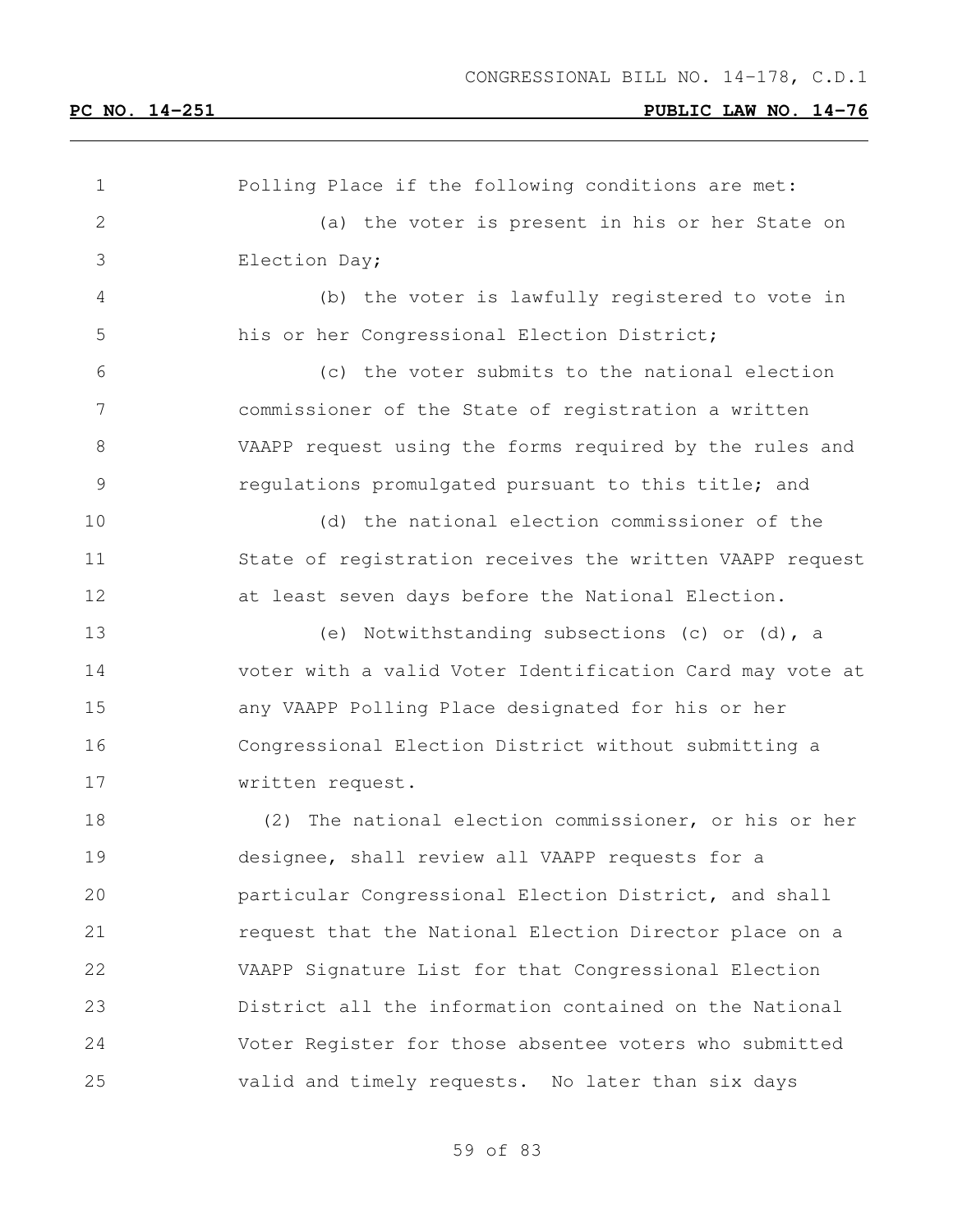Polling Place if the following conditions are met:

(a) the voter is present in his or her State on Election Day;

(b) the voter is lawfully registered to vote in his or her Congressional Election District;

(c) the voter submits to the national election commissioner of the State of registration a written VAAPP request using the forms required by the rules and regulations promulgated pursuant to this title; and

(d) the national election commissioner of the State of registration receives the written VAAPP request at least seven days before the National Election.

(e) Notwithstanding subsections (c) or (d), a voter with a valid Voter Identification Card may vote at any VAAPP Polling Place designated for his or her Congressional Election District without submitting a written request.

(2) The national election commissioner, or his or her designee, shall review all VAAPP requests for a particular Congressional Election District, and shall request that the National Election Director place on a VAAPP Signature List for that Congressional Election District all the information contained on the National Voter Register for those absentee voters who submitted valid and timely requests. No later than six days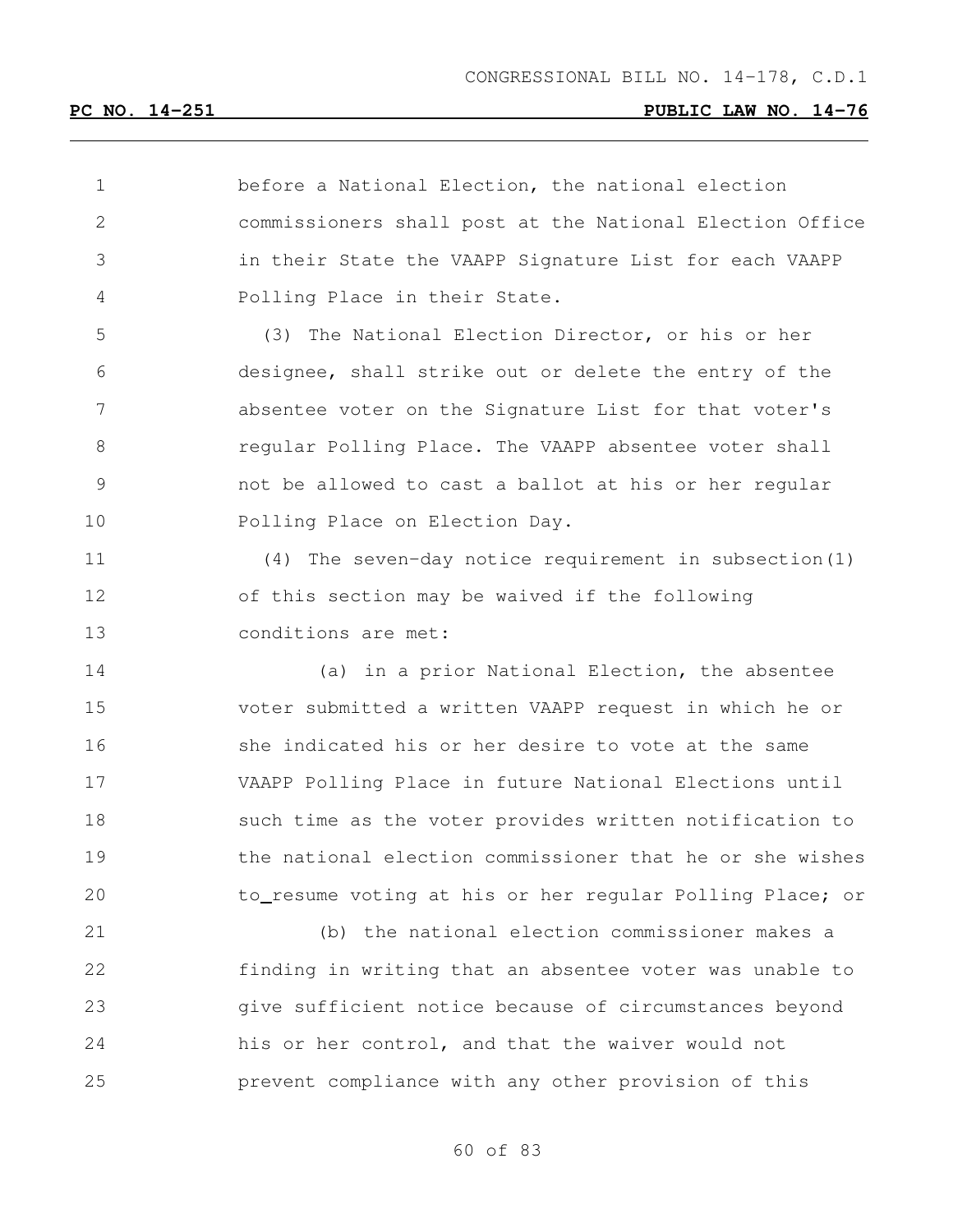before a National Election, the national election commissioners shall post at the National Election Office in their State the VAAPP Signature List for each VAAPP Polling Place in their State.

(3) The National Election Director, or his or her designee, shall strike out or delete the entry of the absentee voter on the Signature List for that voter's regular Polling Place. The VAAPP absentee voter shall not be allowed to cast a ballot at his or her regular Polling Place on Election Day.

(4) The seven-day notice requirement in subsection(1) of this section may be waived if the following conditions are met:

(a) in a prior National Election, the absentee voter submitted a written VAAPP request in which he or she indicated his or her desire to vote at the same VAAPP Polling Place in future National Elections until such time as the voter provides written notification to the national election commissioner that he or she wishes to resume voting at his or her regular Polling Place; or

(b) the national election commissioner makes a finding in writing that an absentee voter was unable to give sufficient notice because of circumstances beyond his or her control, and that the waiver would not prevent compliance with any other provision of this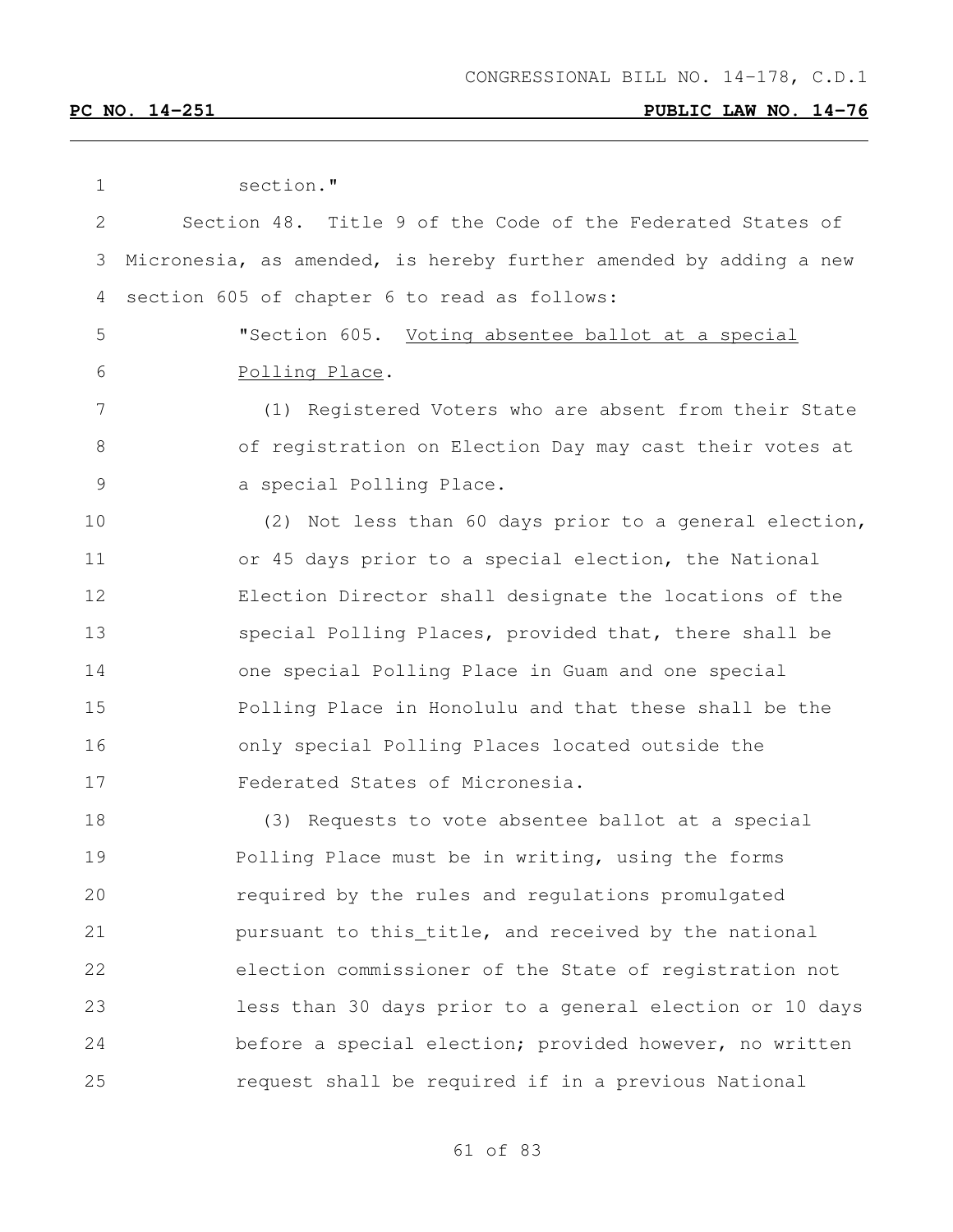section."

Section 48. Title 9 of the Code of the Federated States of Micronesia, as amended, is hereby further amended by adding a new section 605 of chapter 6 to read as follows:

"Section 605. Voting absentee ballot at a special Polling Place.

(1) Registered Voters who are absent from their State of registration on Election Day may cast their votes at a special Polling Place.

(2) Not less than 60 days prior to a general election, or 45 days prior to a special election, the National Election Director shall designate the locations of the special Polling Places, provided that, there shall be one special Polling Place in Guam and one special Polling Place in Honolulu and that these shall be the only special Polling Places located outside the Federated States of Micronesia.

(3) Requests to vote absentee ballot at a special Polling Place must be in writing, using the forms required by the rules and regulations promulgated pursuant to this title, and received by the national election commissioner of the State of registration not less than 30 days prior to a general election or 10 days before a special election; provided however, no written request shall be required if in a previous National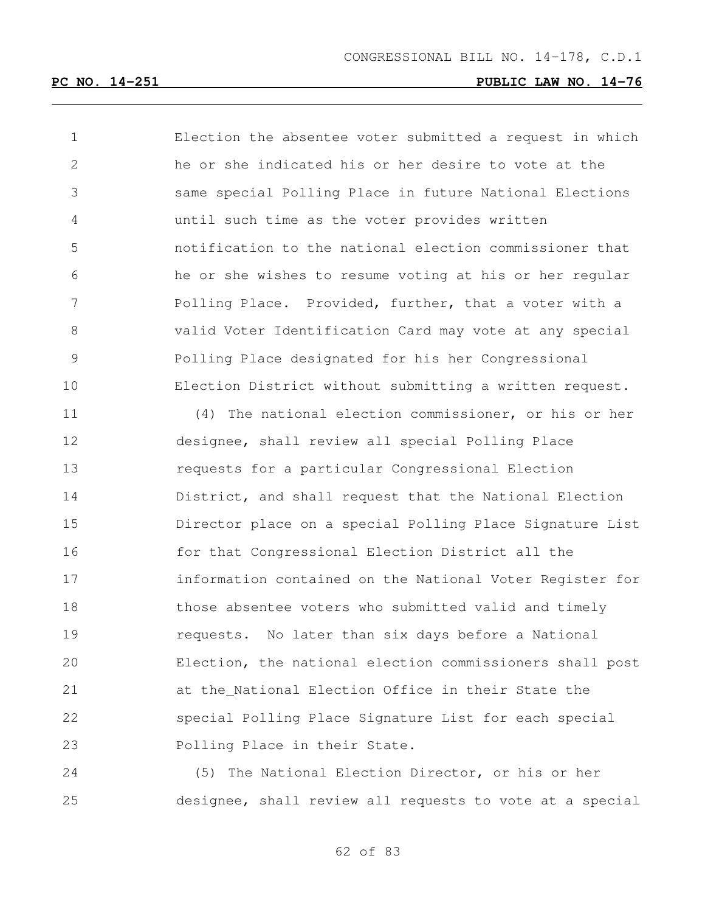Election the absentee voter submitted a request in which he or she indicated his or her desire to vote at the same special Polling Place in future National Elections until such time as the voter provides written notification to the national election commissioner that he or she wishes to resume voting at his or her regular Polling Place. Provided, further, that a voter with a valid Voter Identification Card may vote at any special Polling Place designated for his her Congressional Election District without submitting a written request.

(4) The national election commissioner, or his or her designee, shall review all special Polling Place requests for a particular Congressional Election District, and shall request that the National Election Director place on a special Polling Place Signature List for that Congressional Election District all the information contained on the National Voter Register for those absentee voters who submitted valid and timely requests. No later than six days before a National Election, the national election commissioners shall post at the_National Election Office in their State the special Polling Place Signature List for each special Polling Place in their State.

(5) The National Election Director, or his or her designee, shall review all requests to vote at a special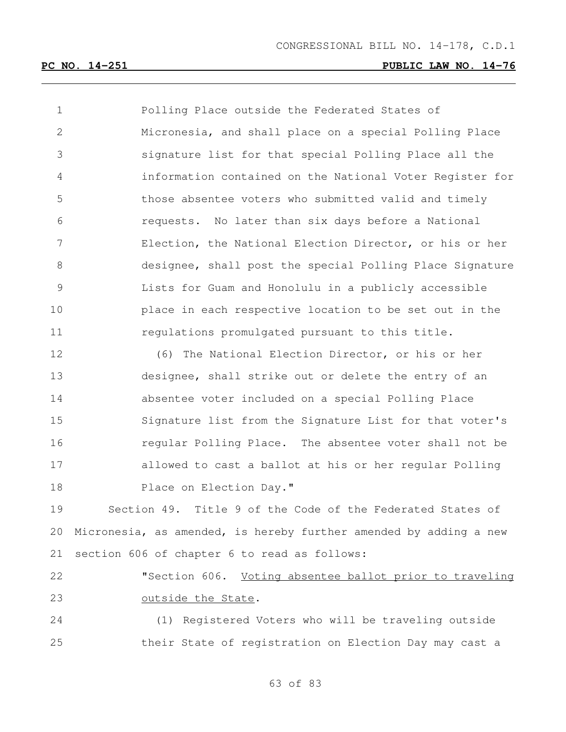Polling Place outside the Federated States of Micronesia, and shall place on a special Polling Place signature list for that special Polling Place all the information contained on the National Voter Register for those absentee voters who submitted valid and timely requests. No later than six days before a National Election, the National Election Director, or his or her designee, shall post the special Polling Place Signature Lists for Guam and Honolulu in a publicly accessible place in each respective location to be set out in the regulations promulgated pursuant to this title.

(6) The National Election Director, or his or her designee, shall strike out or delete the entry of an absentee voter included on a special Polling Place Signature list from the Signature List for that voter's regular Polling Place. The absentee voter shall not be allowed to cast a ballot at his or her regular Polling Place on Election Day."

Section 49. Title 9 of the Code of the Federated States of Micronesia, as amended, is hereby further amended by adding a new section 606 of chapter 6 to read as follows:

"Section 606. <u>Voting absentee ballot prior to traveling outside the State</u>.

(1) Registered Voters who will be traveling outside their State of registration on Election Day may cast a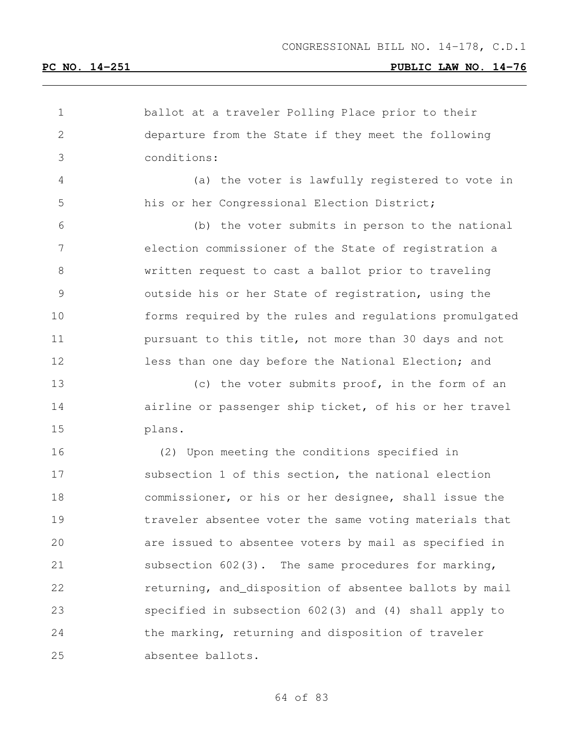ballot at a traveler Polling Place prior to their departure from the State if they meet the following conditions:

(a) the voter is lawfully registered to vote in his or her Congressional Election District;

(b) the voter submits in person to the national election commissioner of the State of registration a written request to cast a ballot prior to traveling outside his or her State of registration, using the forms required by the rules and regulations promulgated pursuant to this title, not more than 30 days and not less than one day before the National Election; and

(c) the voter submits proof, in the form of an airline or passenger ship ticket, of his or her travel plans.

(2) Upon meeting the conditions specified in subsection 1 of this section, the national election commissioner, or his or her designee, shall issue the traveler absentee voter the same voting materials that are issued to absentee voters by mail as specified in subsection 602(3). The same procedures for marking, returning, and_disposition of absentee ballots by mail specified in subsection 602(3) and (4) shall apply to the marking, returning and disposition of traveler absentee ballots.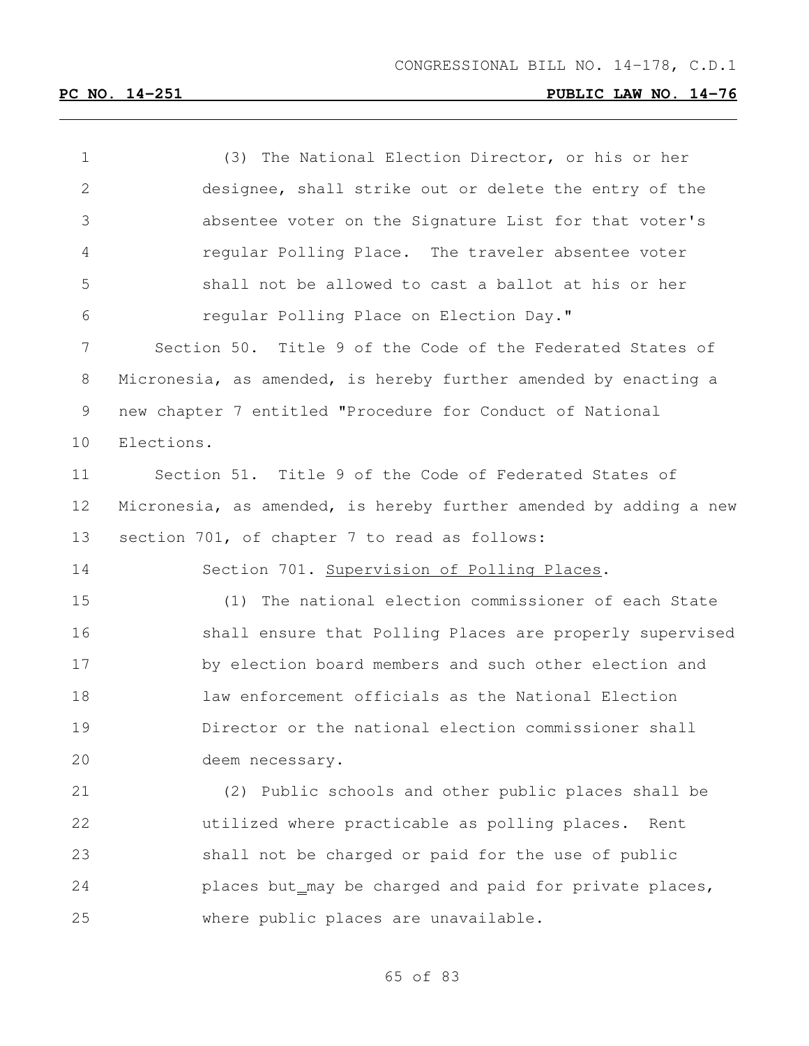(3) The National Election Director, or his or her designee, shall strike out or delete the entry of the absentee voter on the Signature List for that voter's regular Polling Place. The traveler absentee voter shall not be allowed to cast a ballot at his or her regular Polling Place on Election Day."

Section 50. Title 9 of the Code of the Federated States of Micronesia, as amended, is hereby further amended by enacting a new chapter 7 entitled "Procedure for Conduct of National Elections.

Section 51. Title 9 of the Code of Federated States of Micronesia, as amended, is hereby further amended by adding a new section 701, of chapter 7 to read as follows:

Section 701. Supervision of Polling Places.

(1) The national election commissioner of each State shall ensure that Polling Places are properly supervised by election board members and such other election and law enforcement officials as the National Election Director or the national election commissioner shall deem necessary.

(2) Public schools and other public places shall be utilized where practicable as polling places. Rent shall not be charged or paid for the use of public places but may be charged and paid for private places, where public places are unavailable.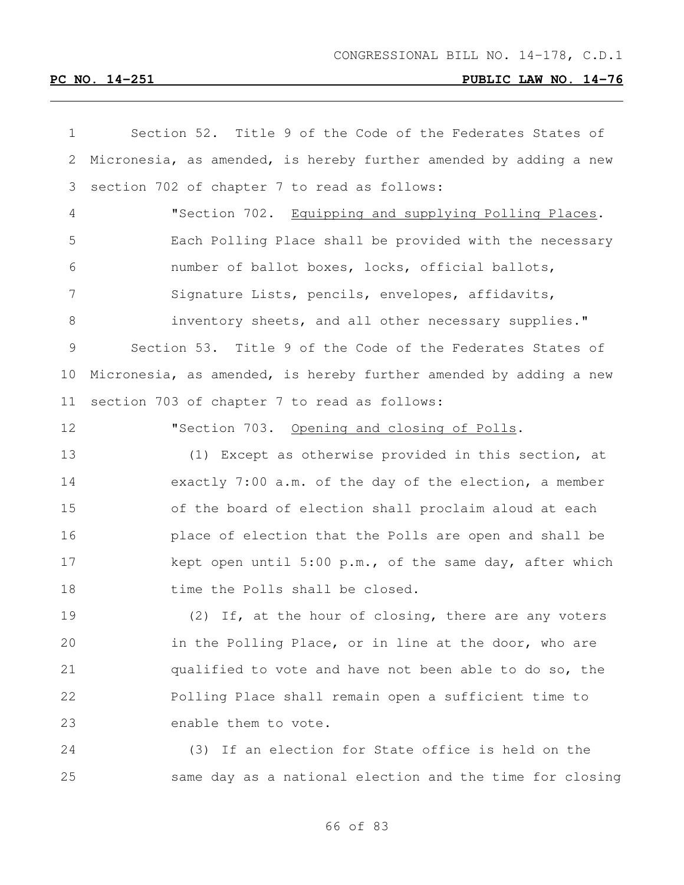Section 52. Title 9 of the Code of the Federates States of Micronesia, as amended, is hereby further amended by adding a new section 702 of chapter 7 to read as follows:

> "Section 702. Equipping and supplying Polling Places. Each Polling Place shall be provided with the necessary number of ballot boxes, locks, official ballots, Signature Lists, pencils, envelopes, affidavits, inventory sheets, and all other necessary supplies."

Section 53. Title 9 of the Code of the Federates States of Micronesia, as amended, is hereby further amended by adding a new section 703 of chapter 7 to read as follows:

> "Section 703. Opening and closing of Polls.
>
> (1) Except as otherwise provided in this section, at exactly 7:00 a.m. of the day of the election, a member of the board of election shall proclaim aloud at each place of election that the Polls are open and shall be kept open until 5:00 p.m., of the same day, after which time the Polls shall be closed.
>
> (2) If, at the hour of closing, there are any voters in the Polling Place, or in line at the door, who are qualified to vote and have not been able to do so, the Polling Place shall remain open a sufficient time to enable them to vote.
>
> (3) If an election for State office is held on the same day as a national election and the time for closing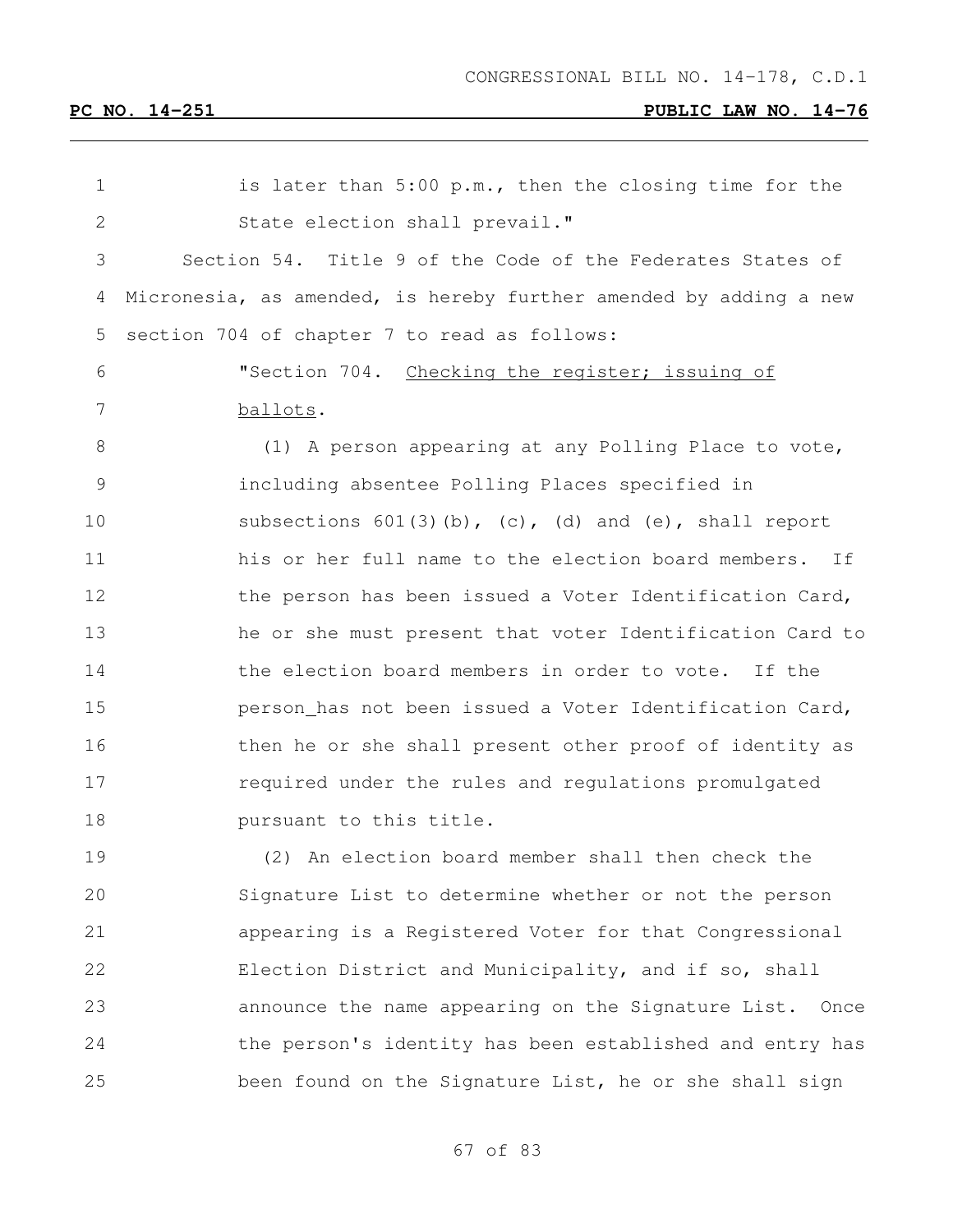is later than 5:00 p.m., then the closing time for the State election shall prevail."

Section 54. Title 9 of the Code of the Federates States of Micronesia, as amended, is hereby further amended by adding a new section 704 of chapter 7 to read as follows:

"Section 704. Checking the register; issuing of ballots.

(1) A person appearing at any Polling Place to vote, including absentee Polling Places specified in subsections 601(3)(b), (c), (d) and (e), shall report his or her full name to the election board members. If the person has been issued a Voter Identification Card, he or she must present that voter Identification Card to the election board members in order to vote. If the person has not been issued a Voter Identification Card, then he or she shall present other proof of identity as required under the rules and regulations promulgated pursuant to this title.

(2) An election board member shall then check the Signature List to determine whether or not the person appearing is a Registered Voter for that Congressional Election District and Municipality, and if so, shall announce the name appearing on the Signature List. Once the person's identity has been established and entry has been found on the Signature List, he or she shall sign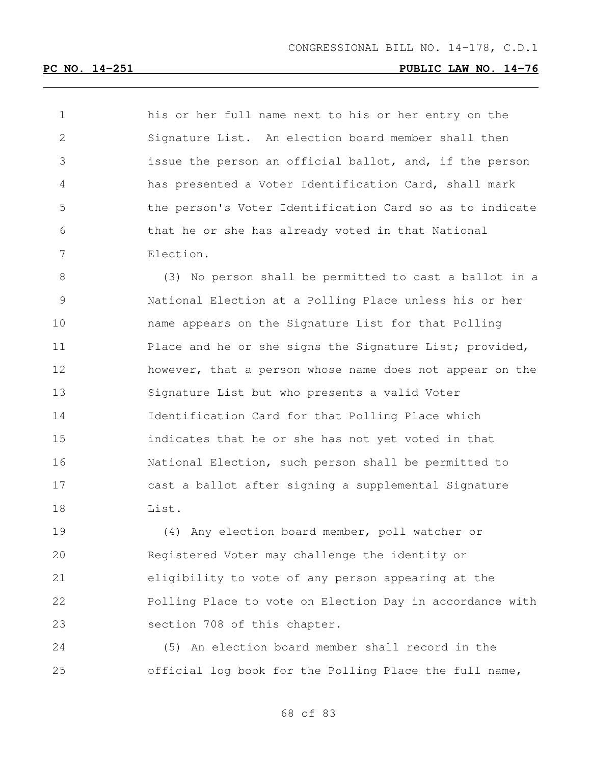his or her full name next to his or her entry on the Signature List. An election board member shall then issue the person an official ballot, and, if the person has presented a Voter Identification Card, shall mark the person's Voter Identification Card so as to indicate that he or she has already voted in that National Election.

(3) No person shall be permitted to cast a ballot in a National Election at a Polling Place unless his or her name appears on the Signature List for that Polling Place and he or she signs the Signature List; provided, however, that a person whose name does not appear on the Signature List but who presents a valid Voter Identification Card for that Polling Place which indicates that he or she has not yet voted in that National Election, such person shall be permitted to cast a ballot after signing a supplemental Signature List.

(4) Any election board member, poll watcher or Registered Voter may challenge the identity or eligibility to vote of any person appearing at the Polling Place to vote on Election Day in accordance with section 708 of this chapter.

(5) An election board member shall record in the official log book for the Polling Place the full name,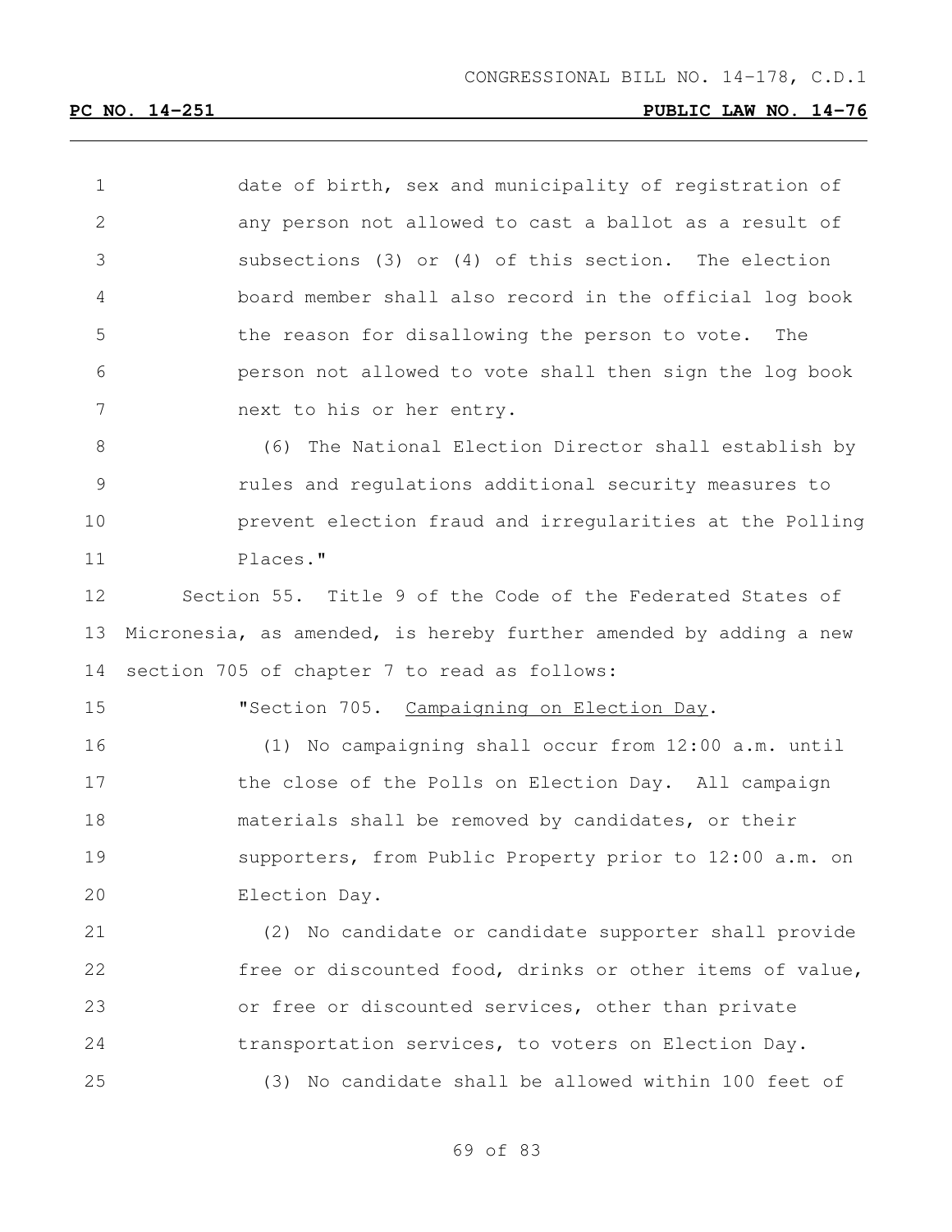date of birth, sex and municipality of registration of any person not allowed to cast a ballot as a result of subsections (3) or (4) of this section. The election board member shall also record in the official log book the reason for disallowing the person to vote. The person not allowed to vote shall then sign the log book next to his or her entry.

(6) The National Election Director shall establish by rules and regulations additional security measures to prevent election fraud and irregularities at the Polling Places."

Section 55. Title 9 of the Code of the Federated States of Micronesia, as amended, is hereby further amended by adding a new section 705 of chapter 7 to read as follows:

"Section 705. Campaigning on Election Day.

(1) No campaigning shall occur from 12:00 a.m. until the close of the Polls on Election Day. All campaign materials shall be removed by candidates, or their supporters, from Public Property prior to 12:00 a.m. on Election Day.

(2) No candidate or candidate supporter shall provide free or discounted food, drinks or other items of value, or free or discounted services, other than private transportation services, to voters on Election Day.

(3) No candidate shall be allowed within 100 feet of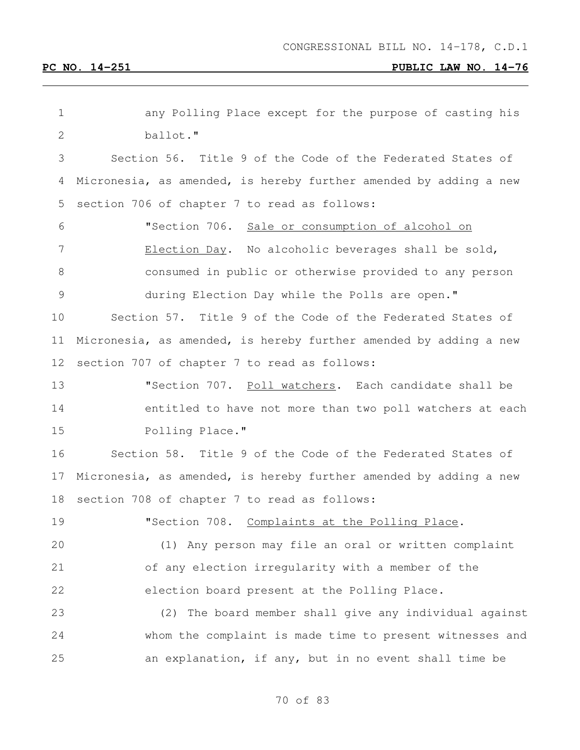any Polling Place except for the purpose of casting his ballot."

Section 56. Title 9 of the Code of the Federated States of Micronesia, as amended, is hereby further amended by adding a new section 706 of chapter 7 to read as follows:

"Section 706. Sale or consumption of alcohol on Election Day. No alcoholic beverages shall be sold, consumed in public or otherwise provided to any person during Election Day while the Polls are open."

Section 57. Title 9 of the Code of the Federated States of Micronesia, as amended, is hereby further amended by adding a new section 707 of chapter 7 to read as follows:

"Section 707. Poll watchers. Each candidate shall be entitled to have not more than two poll watchers at each Polling Place."

Section 58. Title 9 of the Code of the Federated States of Micronesia, as amended, is hereby further amended by adding a new section 708 of chapter 7 to read as follows:

"Section 708. Complaints at the Polling Place.

(1) Any person may file an oral or written complaint of any election irregularity with a member of the election board present at the Polling Place.

(2) The board member shall give any individual against whom the complaint is made time to present witnesses and an explanation, if any, but in no event shall time be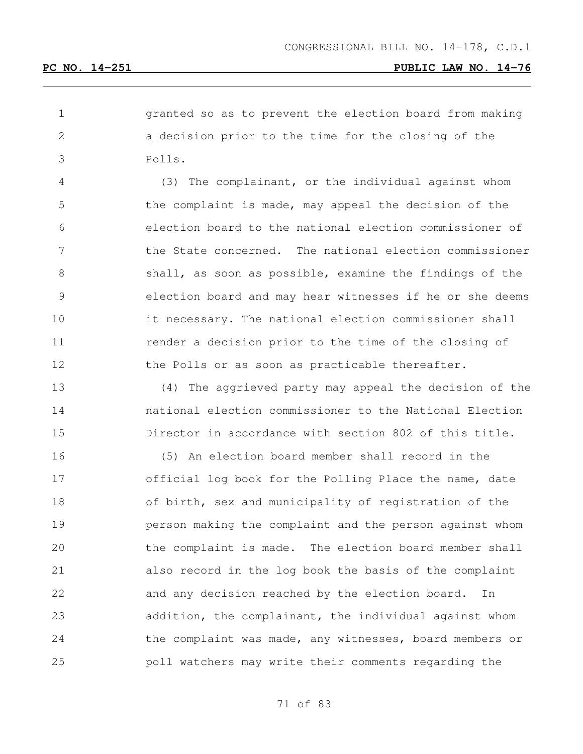granted so as to prevent the election board from making a_decision prior to the time for the closing of the Polls.

(3) The complainant, or the individual against whom the complaint is made, may appeal the decision of the election board to the national election commissioner of the State concerned. The national election commissioner shall, as soon as possible, examine the findings of the election board and may hear witnesses if he or she deems it necessary. The national election commissioner shall render a decision prior to the time of the closing of the Polls or as soon as practicable thereafter.

(4) The aggrieved party may appeal the decision of the national election commissioner to the National Election Director in accordance with section 802 of this title.

(5) An election board member shall record in the official log book for the Polling Place the name, date of birth, sex and municipality of registration of the person making the complaint and the person against whom the complaint is made. The election board member shall also record in the log book the basis of the complaint and any decision reached by the election board. In addition, the complainant, the individual against whom the complaint was made, any witnesses, board members or poll watchers may write their comments regarding the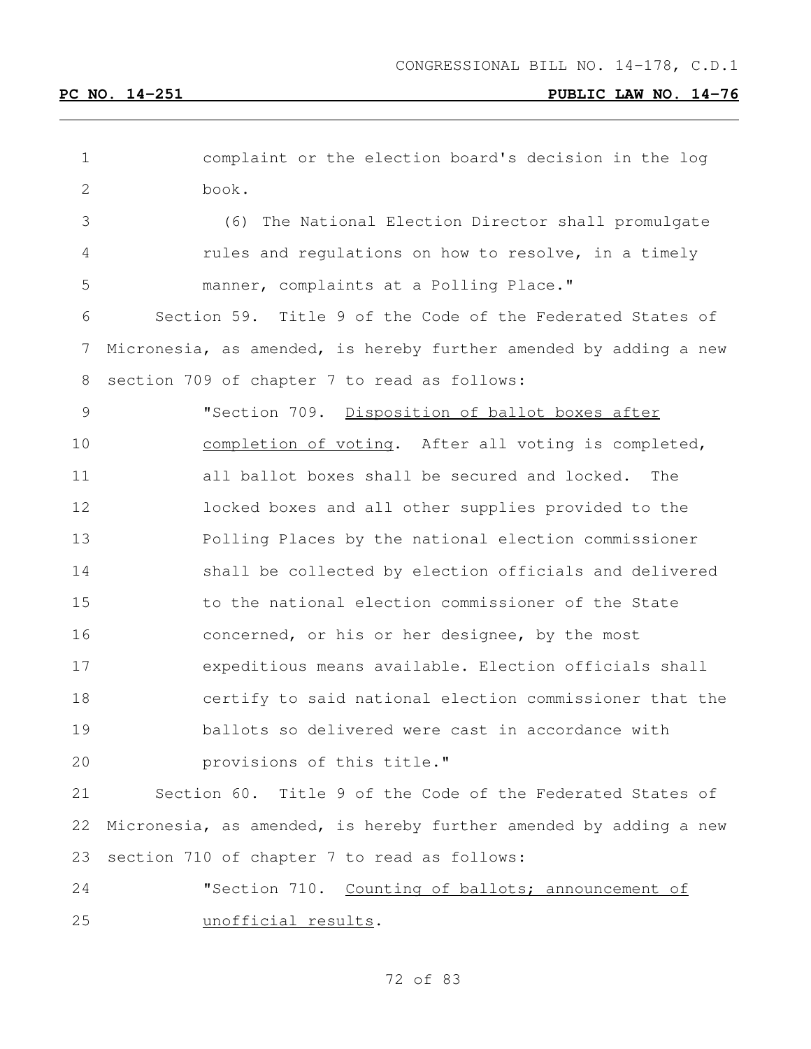complaint or the election board's decision in the log book.

(6) The National Election Director shall promulgate rules and regulations on how to resolve, in a timely manner, complaints at a Polling Place."

Section 59. Title 9 of the Code of the Federated States of Micronesia, as amended, is hereby further amended by adding a new section 709 of chapter 7 to read as follows:

"Section 709. Disposition of ballot boxes after completion of voting. After all voting is completed, all ballot boxes shall be secured and locked. The locked boxes and all other supplies provided to the Polling Places by the national election commissioner shall be collected by election officials and delivered to the national election commissioner of the State concerned, or his or her designee, by the most expeditious means available. Election officials shall certify to said national election commissioner that the ballots so delivered were cast in accordance with provisions of this title."

Section 60. Title 9 of the Code of the Federated States of Micronesia, as amended, is hereby further amended by adding a new section 710 of chapter 7 to read as follows:

"Section 710. Counting of ballots; announcement of unofficial results.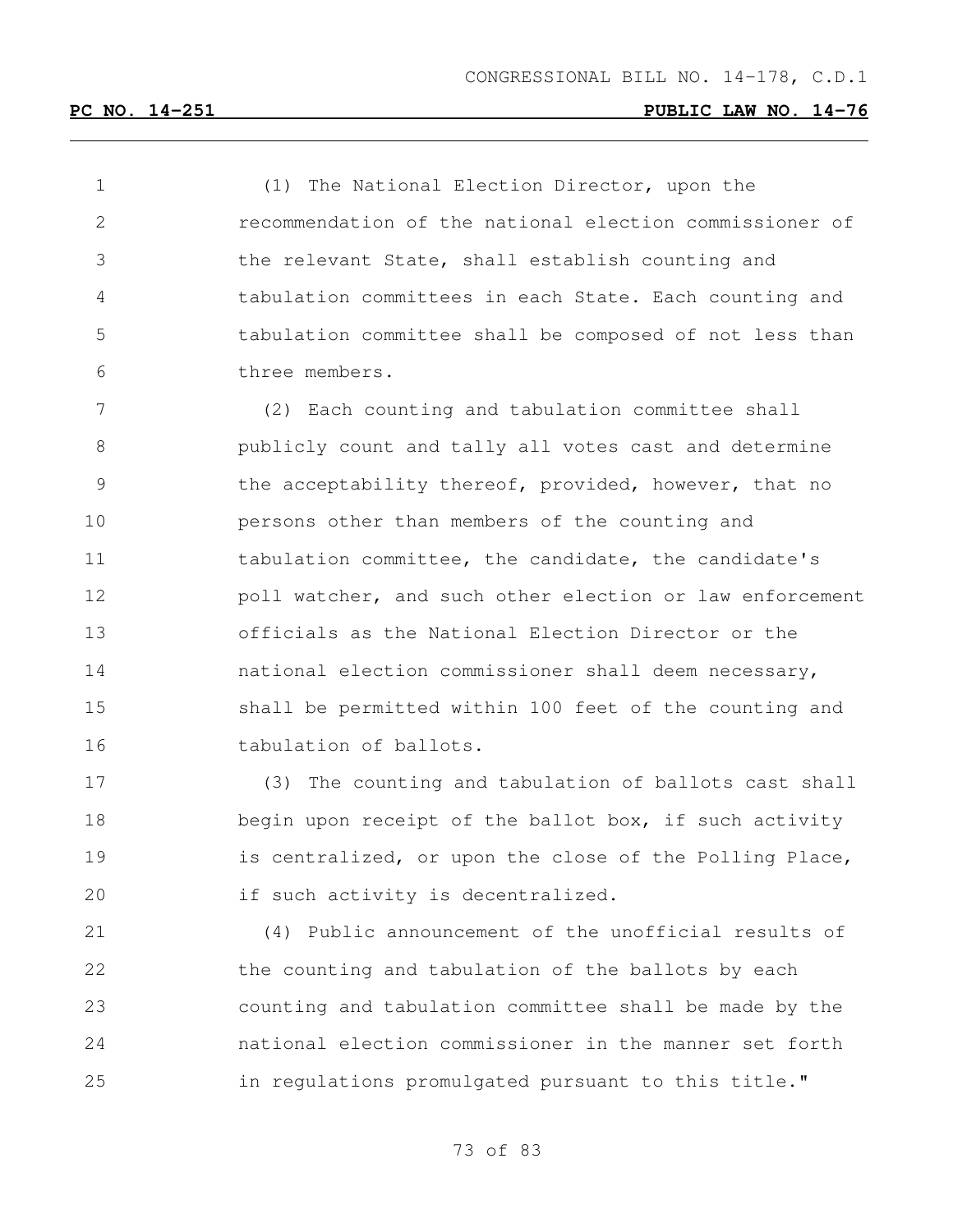(1) The National Election Director, upon the recommendation of the national election commissioner of the relevant State, shall establish counting and tabulation committees in each State. Each counting and tabulation committee shall be composed of not less than three members.

(2) Each counting and tabulation committee shall publicly count and tally all votes cast and determine the acceptability thereof, provided, however, that no persons other than members of the counting and tabulation committee, the candidate, the candidate's poll watcher, and such other election or law enforcement officials as the National Election Director or the national election commissioner shall deem necessary, shall be permitted within 100 feet of the counting and tabulation of ballots.

(3) The counting and tabulation of ballots cast shall begin upon receipt of the ballot box, if such activity is centralized, or upon the close of the Polling Place, if such activity is decentralized.

(4) Public announcement of the unofficial results of the counting and tabulation of the ballots by each counting and tabulation committee shall be made by the national election commissioner in the manner set forth in regulations promulgated pursuant to this title."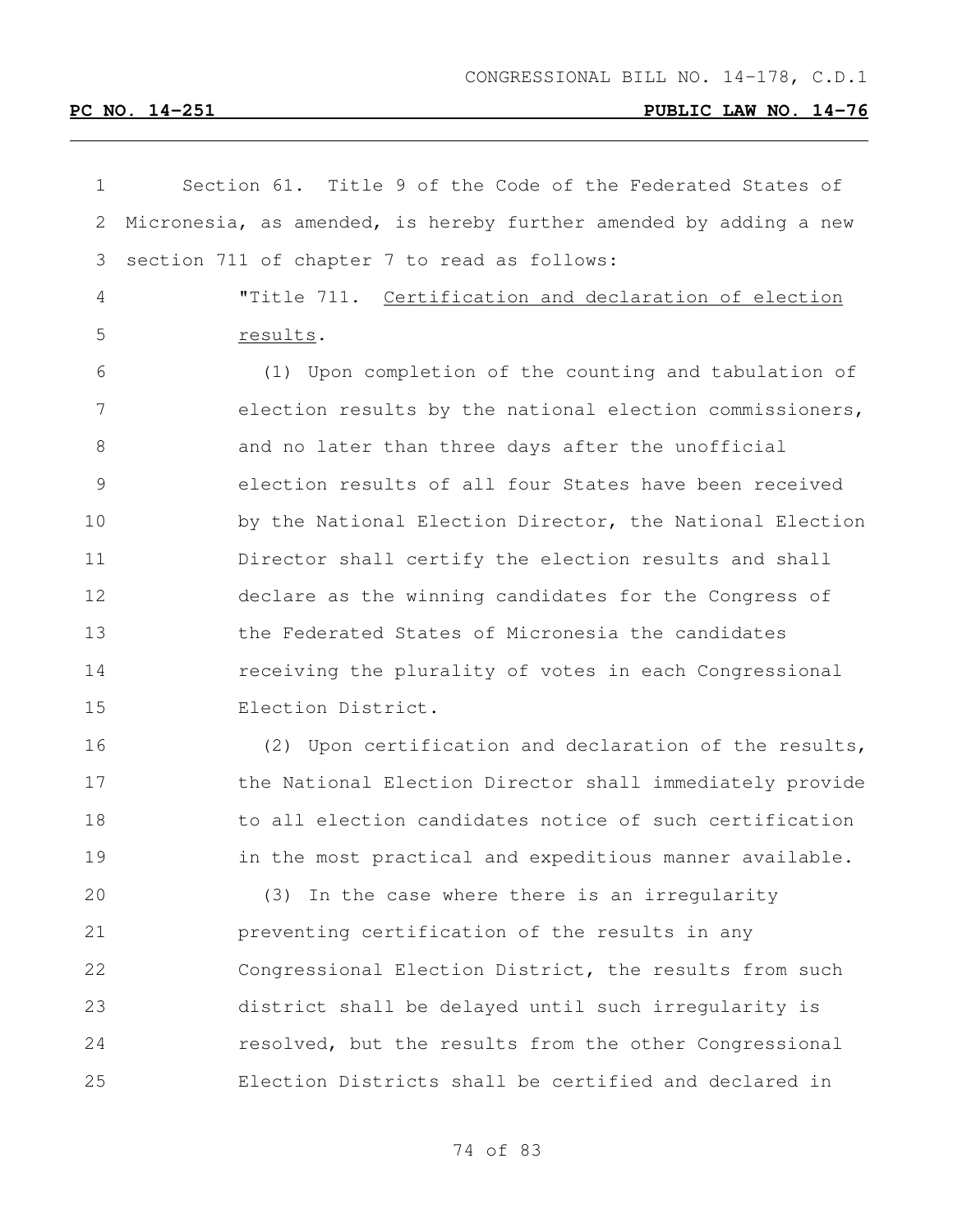Section 61. Title 9 of the Code of the Federated States of Micronesia, as amended, is hereby further amended by adding a new section 711 of chapter 7 to read as follows:

"Title 711. Certification and declaration of election results.

(1) Upon completion of the counting and tabulation of election results by the national election commissioners, and no later than three days after the unofficial election results of all four States have been received by the National Election Director, the National Election Director shall certify the election results and shall declare as the winning candidates for the Congress of the Federated States of Micronesia the candidates receiving the plurality of votes in each Congressional Election District.

(2) Upon certification and declaration of the results, the National Election Director shall immediately provide to all election candidates notice of such certification in the most practical and expeditious manner available.

(3) In the case where there is an irregularity preventing certification of the results in any Congressional Election District, the results from such district shall be delayed until such irregularity is resolved, but the results from the other Congressional Election Districts shall be certified and declared in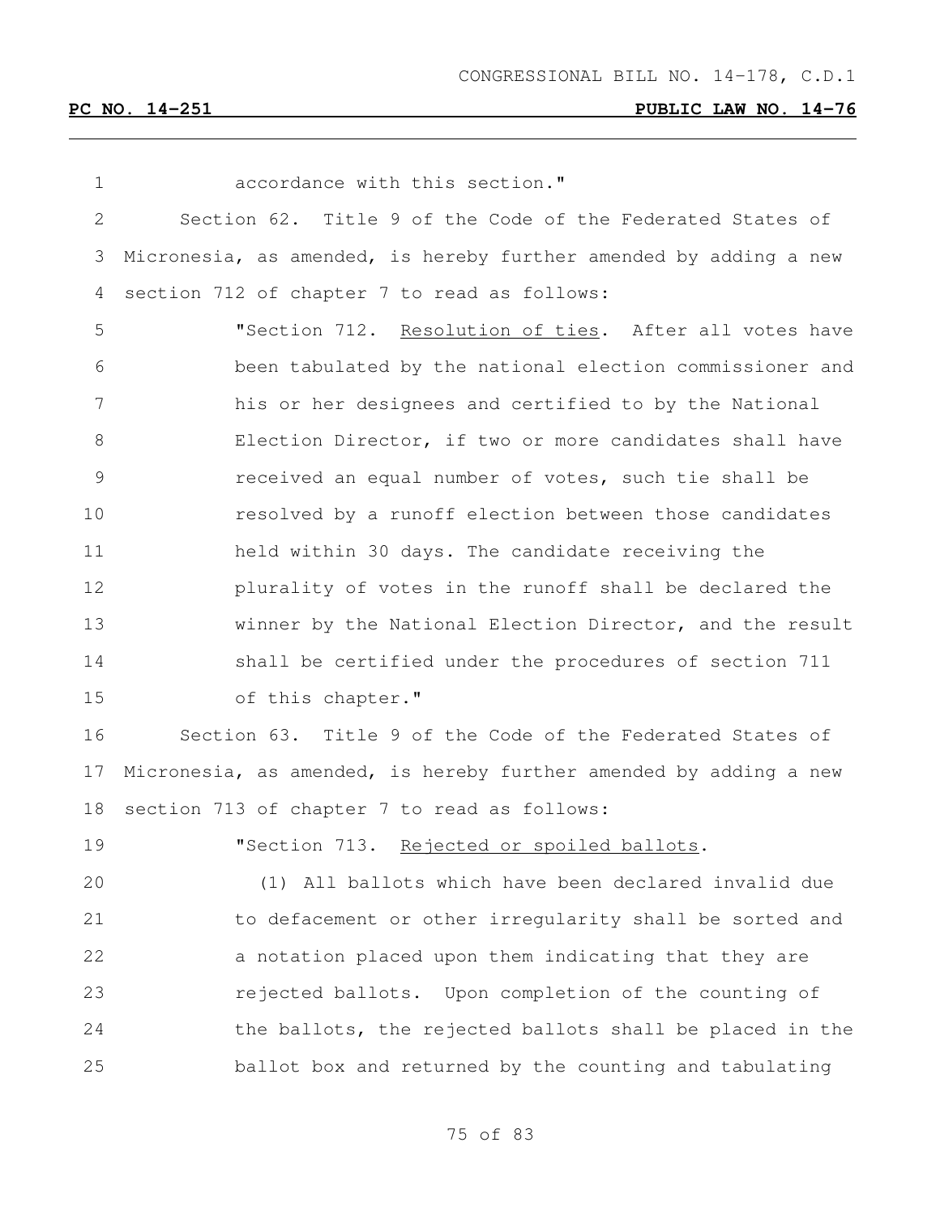accordance with this section."

Section 62. Title 9 of the Code of the Federated States of Micronesia, as amended, is hereby further amended by adding a new section 712 of chapter 7 to read as follows:

"Section 712. Resolution of ties. After all votes have been tabulated by the national election commissioner and his or her designees and certified to by the National Election Director, if two or more candidates shall have received an equal number of votes, such tie shall be resolved by a runoff election between those candidates held within 30 days. The candidate receiving the plurality of votes in the runoff shall be declared the winner by the National Election Director, and the result shall be certified under the procedures of section 711 of this chapter."

Section 63. Title 9 of the Code of the Federated States of Micronesia, as amended, is hereby further amended by adding a new section 713 of chapter 7 to read as follows:

"Section 713. Rejected or spoiled ballots.

(1) All ballots which have been declared invalid due to defacement or other irregularity shall be sorted and a notation placed upon them indicating that they are rejected ballots. Upon completion of the counting of the ballots, the rejected ballots shall be placed in the ballot box and returned by the counting and tabulating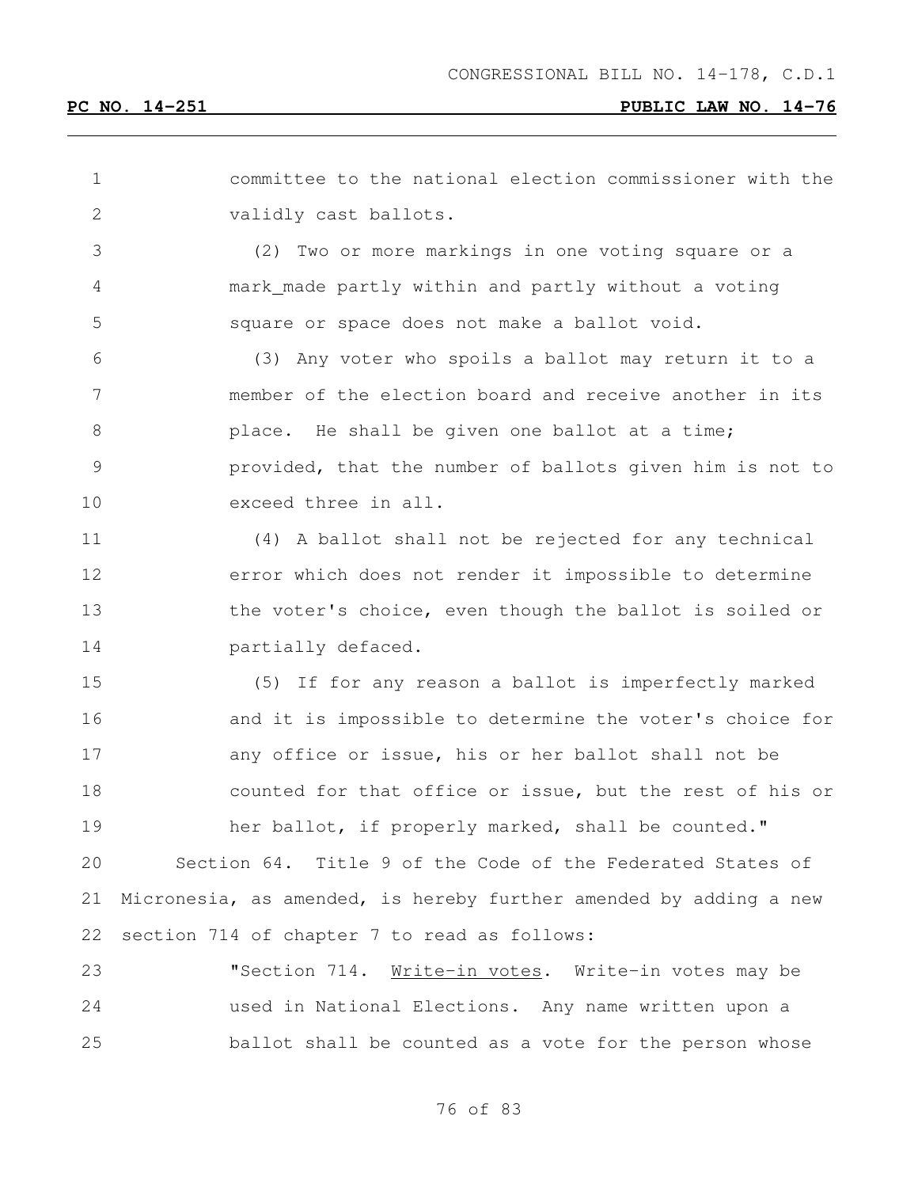committee to the national election commissioner with the validly cast ballots.

(2) Two or more markings in one voting square or a mark made partly within and partly without a voting square or space does not make a ballot void.

(3) Any voter who spoils a ballot may return it to a member of the election board and receive another in its place. He shall be given one ballot at a time; provided, that the number of ballots given him is not to exceed three in all.

(4) A ballot shall not be rejected for any technical error which does not render it impossible to determine the voter's choice, even though the ballot is soiled or partially defaced.

(5) If for any reason a ballot is imperfectly marked and it is impossible to determine the voter's choice for any office or issue, his or her ballot shall not be counted for that office or issue, but the rest of his or her ballot, if properly marked, shall be counted."

Section 64. Title 9 of the Code of the Federated States of Micronesia, as amended, is hereby further amended by adding a new section 714 of chapter 7 to read as follows:

"Section 714. Write-in votes. Write-in votes may be used in National Elections. Any name written upon a ballot shall be counted as a vote for the person whose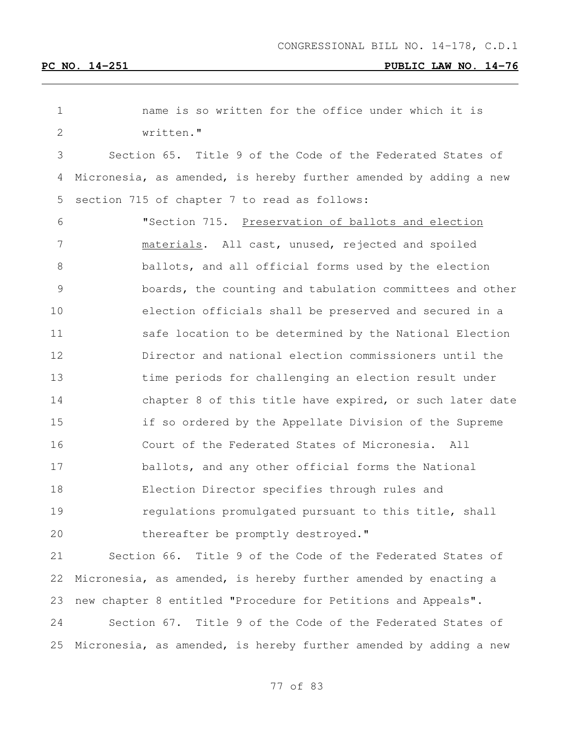name is so written for the office under which it is written."

Section 65. Title 9 of the Code of the Federated States of Micronesia, as amended, is hereby further amended by adding a new section 715 of chapter 7 to read as follows:

"Section 715. Preservation of ballots and election materials. All cast, unused, rejected and spoiled ballots, and all official forms used by the election boards, the counting and tabulation committees and other election officials shall be preserved and secured in a safe location to be determined by the National Election Director and national election commissioners until the time periods for challenging an election result under chapter 8 of this title have expired, or such later date if so ordered by the Appellate Division of the Supreme Court of the Federated States of Micronesia. All ballots, and any other official forms the National Election Director specifies through rules and regulations promulgated pursuant to this title, shall thereafter be promptly destroyed."

Section 66. Title 9 of the Code of the Federated States of Micronesia, as amended, is hereby further amended by enacting a new chapter 8 entitled "Procedure for Petitions and Appeals".

Section 67. Title 9 of the Code of the Federated States of Micronesia, as amended, is hereby further amended by adding a new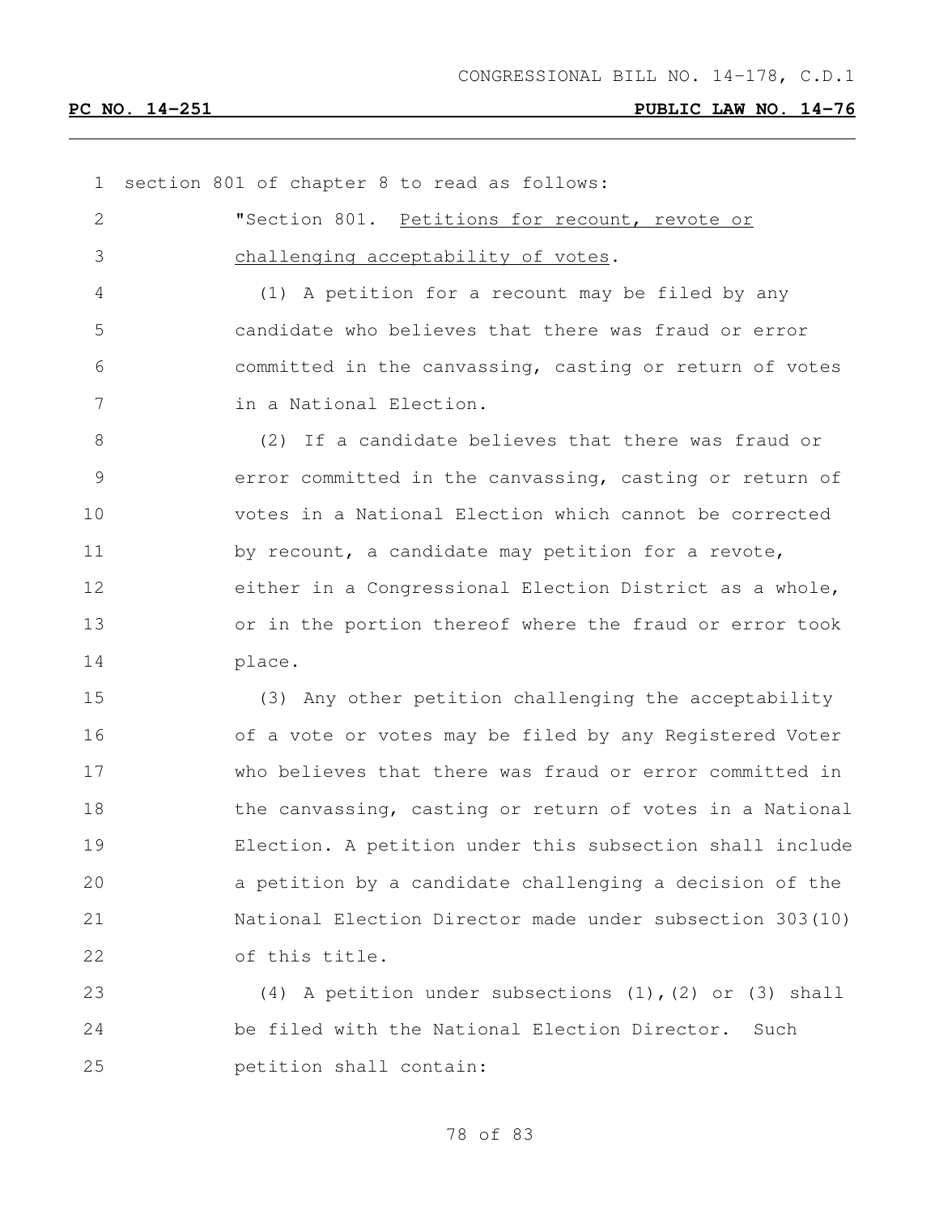section 801 of chapter 8 to read as follows:

"Section 801. Petitions for recount, revote or challenging acceptability of votes.

(1) A petition for a recount may be filed by any candidate who believes that there was fraud or error committed in the canvassing, casting or return of votes in a National Election.

(2) If a candidate believes that there was fraud or error committed in the canvassing, casting or return of votes in a National Election which cannot be corrected by recount, a candidate may petition for a revote, either in a Congressional Election District as a whole, or in the portion thereof where the fraud or error took place.

(3) Any other petition challenging the acceptability of a vote or votes may be filed by any Registered Voter who believes that there was fraud or error committed in the canvassing, casting or return of votes in a National Election. A petition under this subsection shall include a petition by a candidate challenging a decision of the National Election Director made under subsection 303(10) of this title.

(4) A petition under subsections (1),(2) or (3) shall be filed with the National Election Director. Such petition shall contain: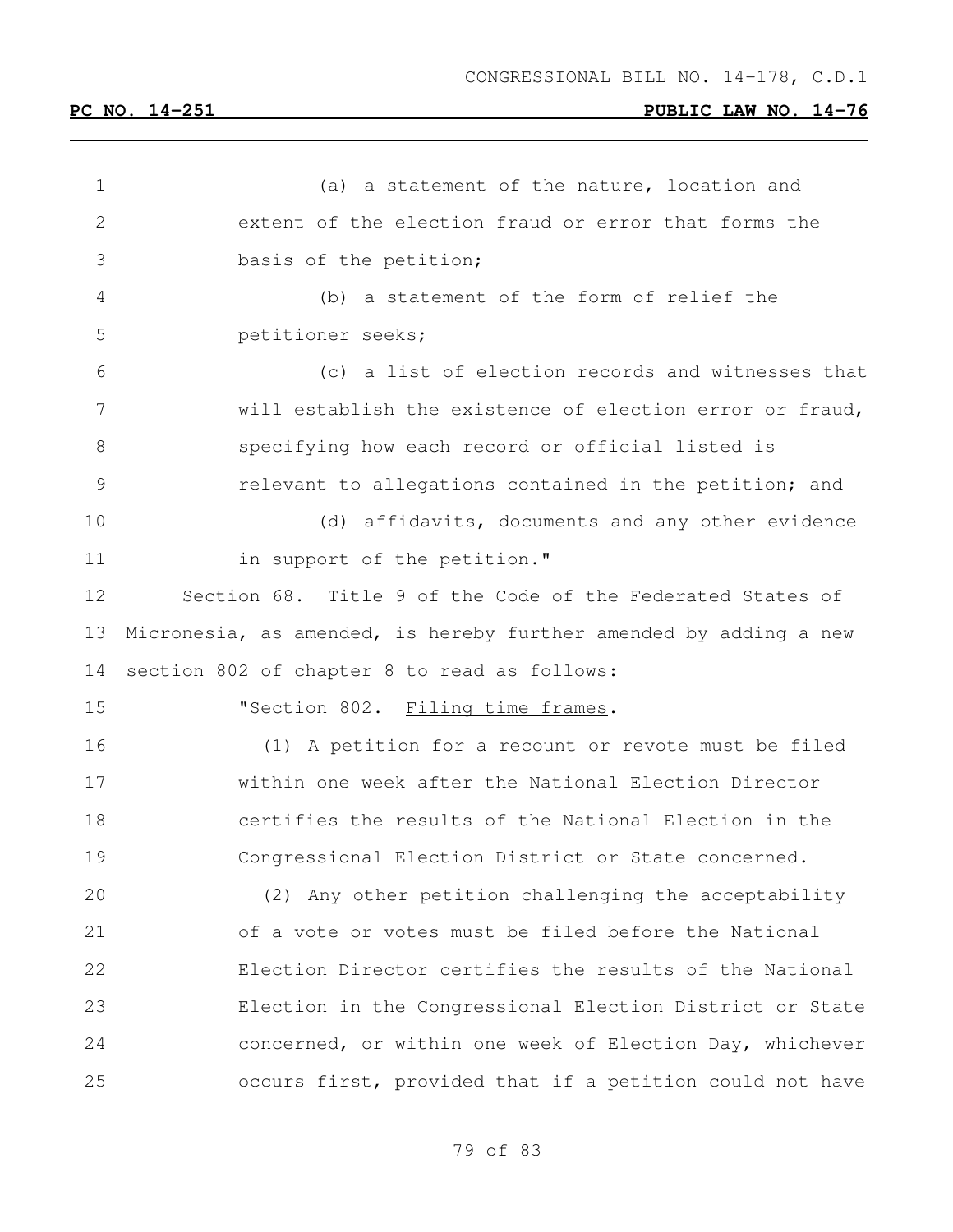(a) a statement of the nature, location and extent of the election fraud or error that forms the basis of the petition;

(b) a statement of the form of relief the petitioner seeks;

(c) a list of election records and witnesses that will establish the existence of election error or fraud, specifying how each record or official listed is relevant to allegations contained in the petition; and

(d) affidavits, documents and any other evidence in support of the petition."

Section 68. Title 9 of the Code of the Federated States of Micronesia, as amended, is hereby further amended by adding a new section 802 of chapter 8 to read as follows:

"Section 802. Filing time frames.

(1) A petition for a recount or revote must be filed within one week after the National Election Director certifies the results of the National Election in the Congressional Election District or State concerned.

(2) Any other petition challenging the acceptability of a vote or votes must be filed before the National Election Director certifies the results of the National Election in the Congressional Election District or State concerned, or within one week of Election Day, whichever occurs first, provided that if a petition could not have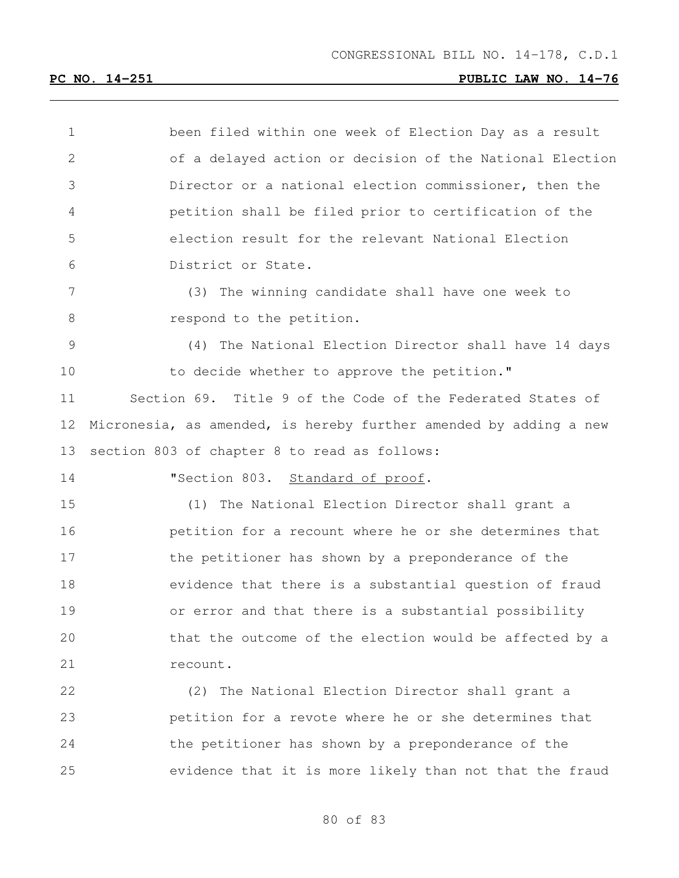been filed within one week of Election Day as a result of a delayed action or decision of the National Election Director or a national election commissioner, then the petition shall be filed prior to certification of the election result for the relevant National Election District or State.

(3) The winning candidate shall have one week to respond to the petition.

(4) The National Election Director shall have 14 days to decide whether to approve the petition."

Section 69. Title 9 of the Code of the Federated States of Micronesia, as amended, is hereby further amended by adding a new section 803 of chapter 8 to read as follows:

"Section 803. Standard of proof.

(1) The National Election Director shall grant a petition for a recount where he or she determines that the petitioner has shown by a preponderance of the evidence that there is a substantial question of fraud or error and that there is a substantial possibility that the outcome of the election would be affected by a recount.

(2) The National Election Director shall grant a petition for a revote where he or she determines that the petitioner has shown by a preponderance of the evidence that it is more likely than not that the fraud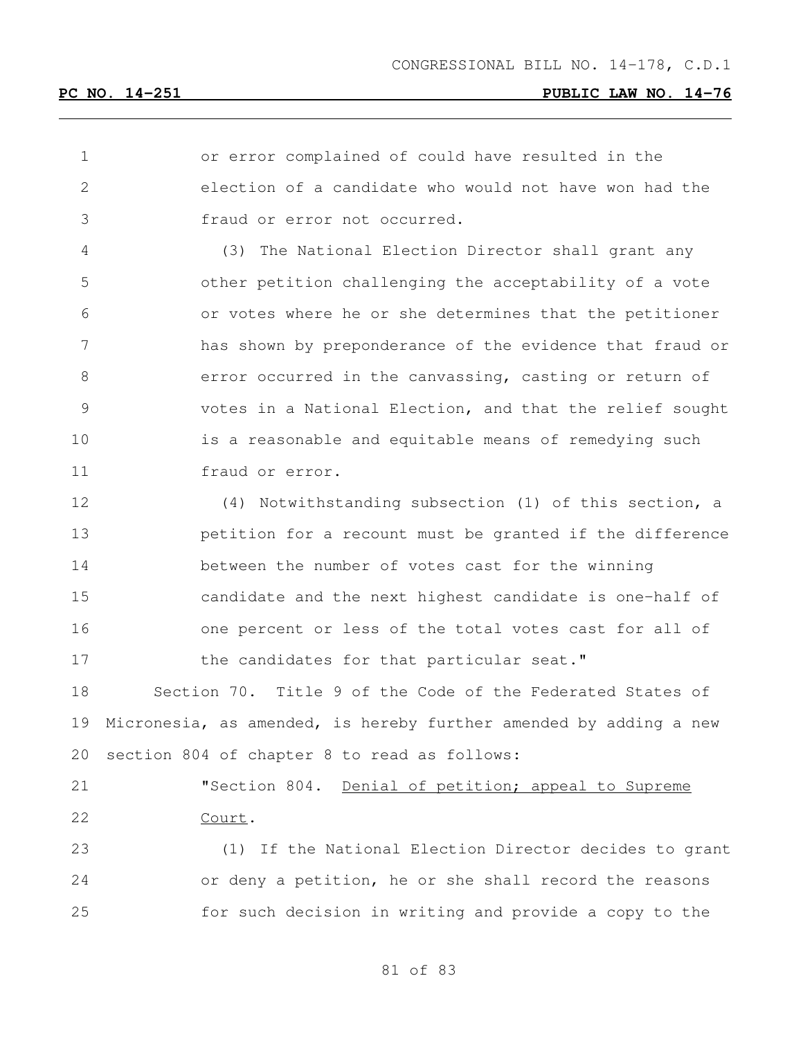or error complained of could have resulted in the election of a candidate who would not have won had the fraud or error not occurred.

(3) The National Election Director shall grant any other petition challenging the acceptability of a vote or votes where he or she determines that the petitioner has shown by preponderance of the evidence that fraud or error occurred in the canvassing, casting or return of votes in a National Election, and that the relief sought is a reasonable and equitable means of remedying such fraud or error.

(4) Notwithstanding subsection (1) of this section, a petition for a recount must be granted if the difference between the number of votes cast for the winning candidate and the next highest candidate is one-half of one percent or less of the total votes cast for all of the candidates for that particular seat."

Section 70. Title 9 of the Code of the Federated States of Micronesia, as amended, is hereby further amended by adding a new section 804 of chapter 8 to read as follows:

"Section 804. Denial of petition; appeal to Supreme Court.

(1) If the National Election Director decides to grant or deny a petition, he or she shall record the reasons for such decision in writing and provide a copy to the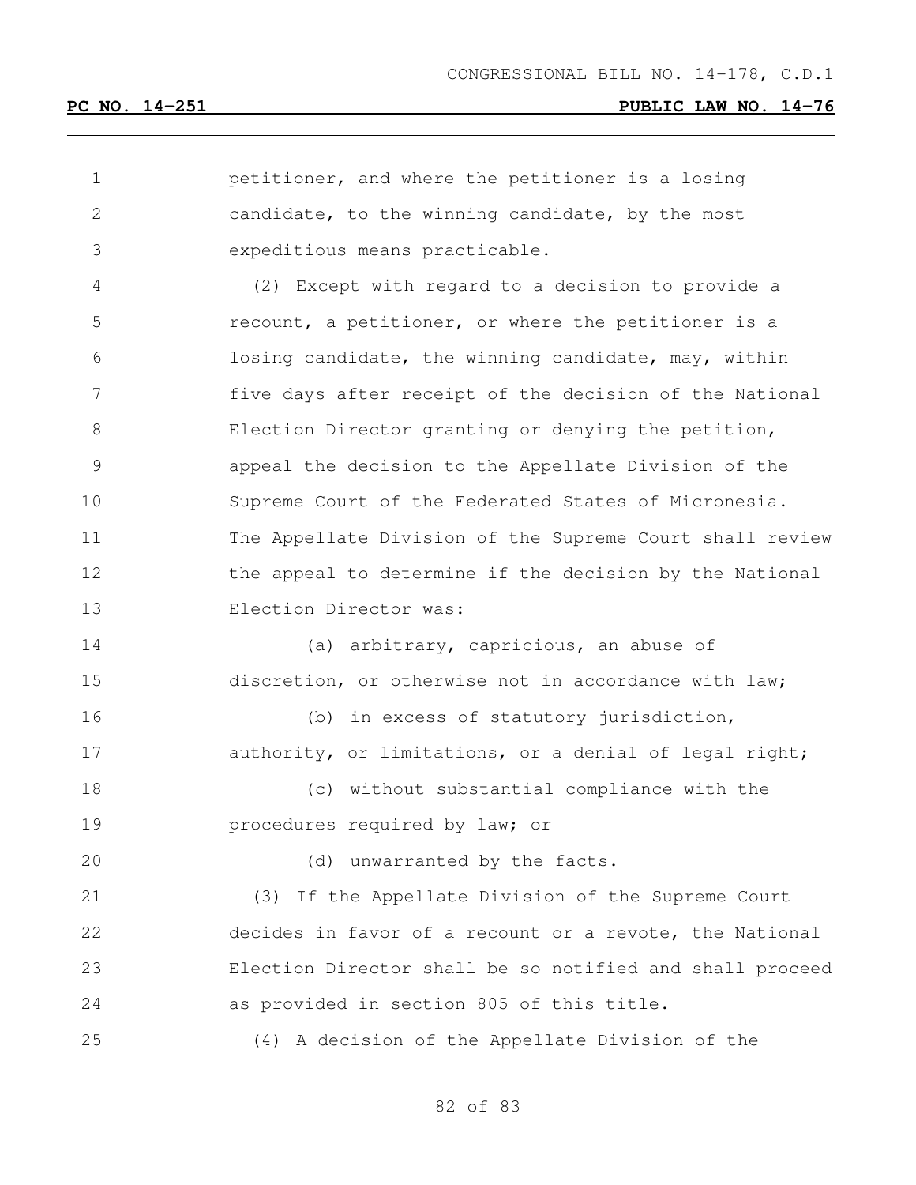petitioner, and where the petitioner is a losing candidate, to the winning candidate, by the most expeditious means practicable.

(2) Except with regard to a decision to provide a recount, a petitioner, or where the petitioner is a losing candidate, the winning candidate, may, within five days after receipt of the decision of the National Election Director granting or denying the petition, appeal the decision to the Appellate Division of the Supreme Court of the Federated States of Micronesia. The Appellate Division of the Supreme Court shall review the appeal to determine if the decision by the National Election Director was:

(a) arbitrary, capricious, an abuse of discretion, or otherwise not in accordance with law;

(b) in excess of statutory jurisdiction, authority, or limitations, or a denial of legal right;

(c) without substantial compliance with the procedures required by law; or

(d) unwarranted by the facts.

(3) If the Appellate Division of the Supreme Court decides in favor of a recount or a revote, the National Election Director shall be so notified and shall proceed as provided in section 805 of this title.

(4) A decision of the Appellate Division of the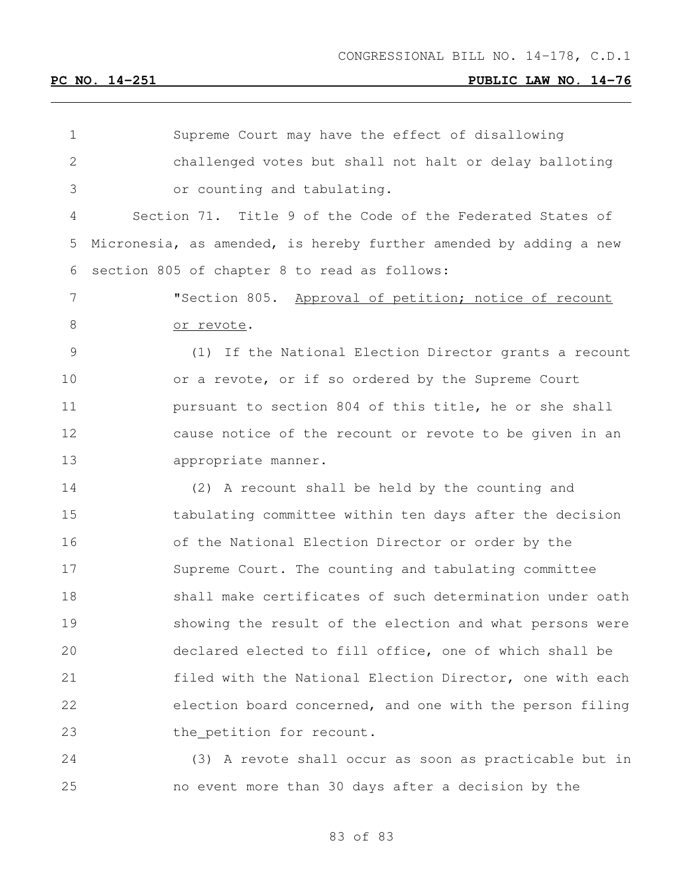Supreme Court may have the effect of disallowing challenged votes but shall not halt or delay balloting or counting and tabulating.

Section 71. Title 9 of the Code of the Federated States of Micronesia, as amended, is hereby further amended by adding a new section 805 of chapter 8 to read as follows:

"Section 805. Approval of petition; notice of recount or revote.

(1) If the National Election Director grants a recount or a revote, or if so ordered by the Supreme Court pursuant to section 804 of this title, he or she shall cause notice of the recount or revote to be given in an appropriate manner.

(2) A recount shall be held by the counting and tabulating committee within ten days after the decision of the National Election Director or order by the Supreme Court. The counting and tabulating committee shall make certificates of such determination under oath showing the result of the election and what persons were declared elected to fill office, one of which shall be filed with the National Election Director, one with each election board concerned, and one with the person filing the_petition for recount.

(3) A revote shall occur as soon as practicable but in no event more than 30 days after a decision by the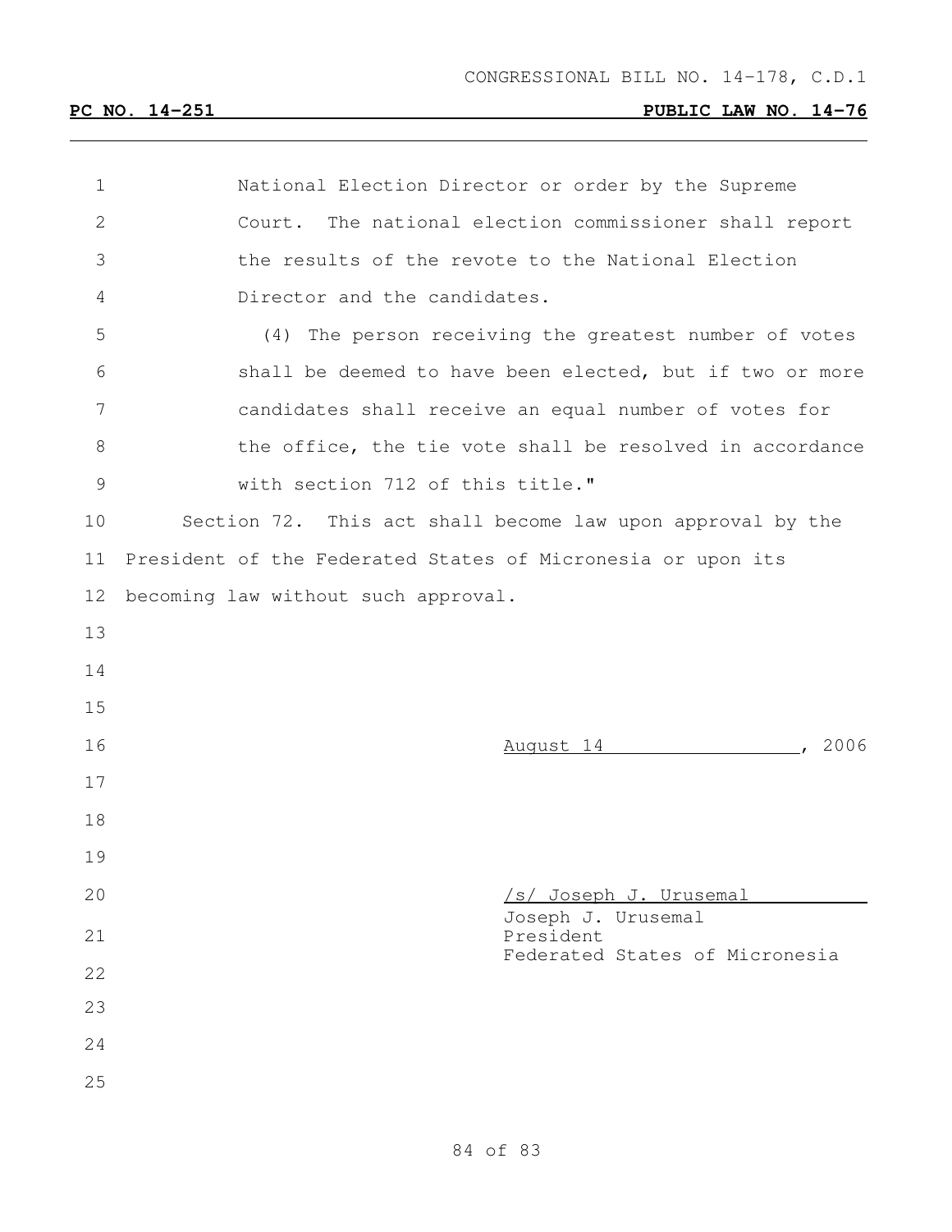National Election Director or order by the Supreme Court. The national election commissioner shall report the results of the revote to the National Election Director and the candidates.

(4) The person receiving the greatest number of votes shall be deemed to have been elected, but if two or more candidates shall receive an equal number of votes for the office, the tie vote shall be resolved in accordance with section 712 of this title."

Section 72. This act shall become law upon approval by the President of the Federated States of Micronesia or upon its becoming law without such approval.

August 14, 2006

/s/ Joseph J. Urusemal

Joseph J. Urusemal
President
Federated States of Micronesia